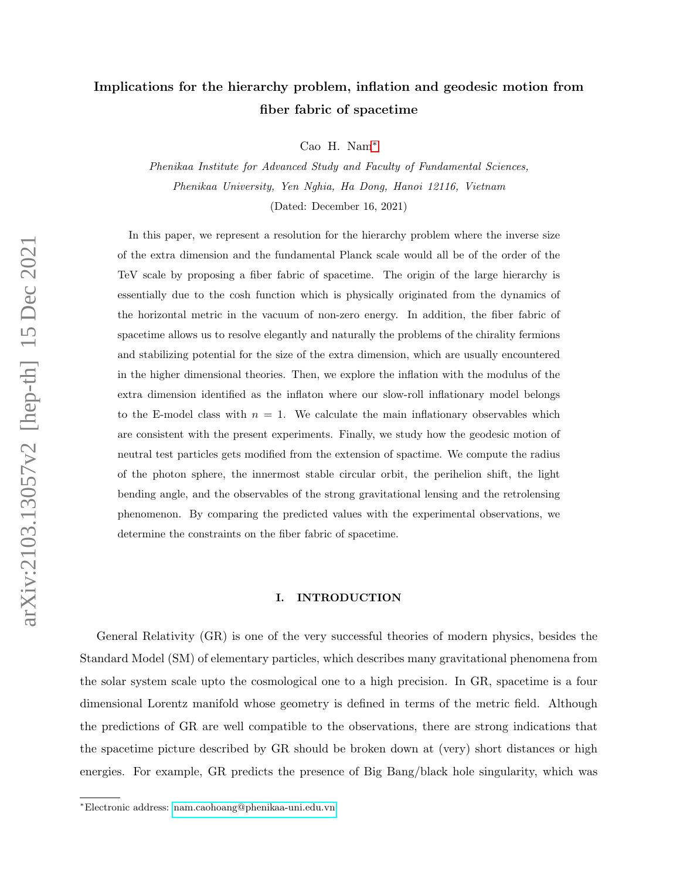# Implications for the hierarchy problem, inflation and geodesic motion from fiber fabric of spacetime

Cao H. Nam*

*Phenikaa Institute for Advanced Study and Faculty of Fundamental Sciences, Phenikaa University, Yen Nghia, Ha Dong, Hanoi 12116, Vietnam*

(Dated: December 16, 2021)

In this paper, we represent a resolution for the hierarchy problem where the inverse size of the extra dimension and the fundamental Planck scale would all be of the order of the TeV scale by proposing a fiber fabric of spacetime. The origin of the large hierarchy is essentially due to the cosh function which is physically originated from the dynamics of the horizontal metric in the vacuum of non-zero energy. In addition, the fiber fabric of spacetime allows us to resolve elegantly and naturally the problems of the chirality fermions and stabilizing potential for the size of the extra dimension, which are usually encountered in the higher dimensional theories. Then, we explore the inflation with the modulus of the extra dimension identified as the inflaton where our slow-roll inflationary model belongs to the E-model class with $n = 1$. We calculate the main inflationary observables which are consistent with the present experiments. Finally, we study how the geodesic motion of neutral test particles gets modified from the extension of spactime. We compute the radius of the photon sphere, the innermost stable circular orbit, the perihelion shift, the light bending angle, and the observables of the strong gravitational lensing and the retrolensing phenomenon. By comparing the predicted values with the experimental observations, we determine the constraints on the fiber fabric of spacetime.

## I. INTRODUCTION

General Relativity (GR) is one of the very successful theories of modern physics, besides the Standard Model (SM) of elementary particles, which describes many gravitational phenomena from the solar system scale upto the cosmological one to a high precision. In GR, spacetime is a four dimensional Lorentz manifold whose geometry is defined in terms of the metric field. Although the predictions of GR are well compatible to the observations, there are strong indications that the spacetime picture described by GR should be broken down at (very) short distances or high energies. For example, GR predicts the presence of Big Bang/black hole singularity, which was

*Electronic address: nam.caohoang@phenikaa-uni.edu.vn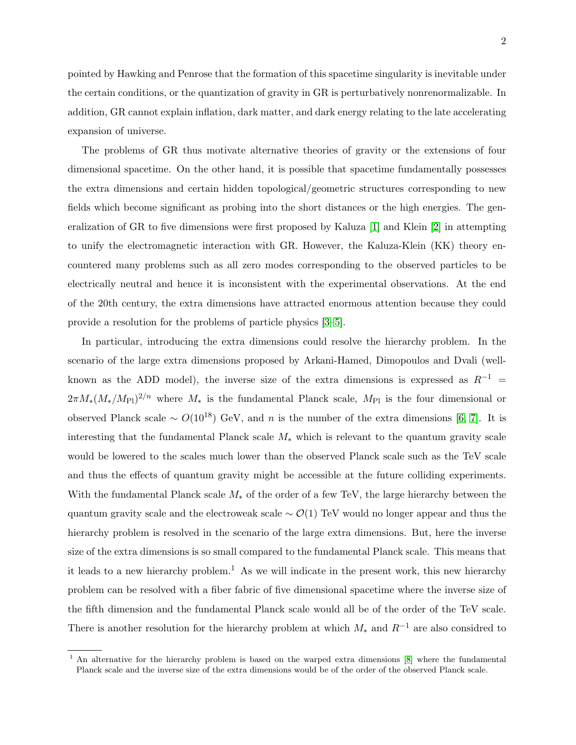pointed by Hawking and Penrose that the formation of this spacetime singularity is inevitable under the certain conditions, or the quantization of gravity in GR is perturbatively nonrenormalizable. In addition, GR cannot explain inflation, dark matter, and dark energy relating to the late accelerating expansion of universe.

The problems of GR thus motivate alternative theories of gravity or the extensions of four dimensional spacetime. On the other hand, it is possible that spacetime fundamentally possesses the extra dimensions and certain hidden topological/geometric structures corresponding to new fields which become significant as probing into the short distances or the high energies. The generalization of GR to five dimensions were first proposed by Kaluza [1] and Klein [2] in attempting to unify the electromagnetic interaction with GR. However, the Kaluza-Klein (KK) theory encountered many problems such as all zero modes corresponding to the observed particles to be electrically neutral and hence it is inconsistent with the experimental observations. At the end of the 20th century, the extra dimensions have attracted enormous attention because they could provide a resolution for the problems of particle physics [3–5].

In particular, introducing the extra dimensions could resolve the hierarchy problem. In the scenario of the large extra dimensions proposed by Arkani-Hamed, Dimopoulos and Dvali (well-known as the ADD model), the inverse size of the extra dimensions is expressed as $R^{-1} = 2\pi M_*(M_*/M_{\rm Pl})^{2/n}$ where $M_*$ is the fundamental Planck scale, $M_{\rm Pl}$ is the four dimensional or observed Planck scale $\sim O(10^{18})$ GeV, and $n$ is the number of the extra dimensions [6, 7]. It is interesting that the fundamental Planck scale $M_*$ which is relevant to the quantum gravity scale would be lowered to the scales much lower than the observed Planck scale such as the TeV scale and thus the effects of quantum gravity might be accessible at the future colliding experiments. With the fundamental Planck scale $M_*$ of the order of a few TeV, the large hierarchy between the quantum gravity scale and the electroweak scale $\sim \mathcal{O}(1)$ TeV would no longer appear and thus the hierarchy problem is resolved in the scenario of the large extra dimensions. But, here the inverse size of the extra dimensions is so small compared to the fundamental Planck scale. This means that it leads to a new hierarchy problem.[1] As we will indicate in the present work, this new hierarchy problem can be resolved with a fiber fabric of five dimensional spacetime where the inverse size of the fifth dimension and the fundamental Planck scale would all be of the order of the TeV scale. There is another resolution for the hierarchy problem at which $M_*$ and $R^{-1}$ are also considred to

[1] An alternative for the hierarchy problem is based on the warped extra dimensions [8] where the fundamental Planck scale and the inverse size of the extra dimensions would be of the order of the observed Planck scale.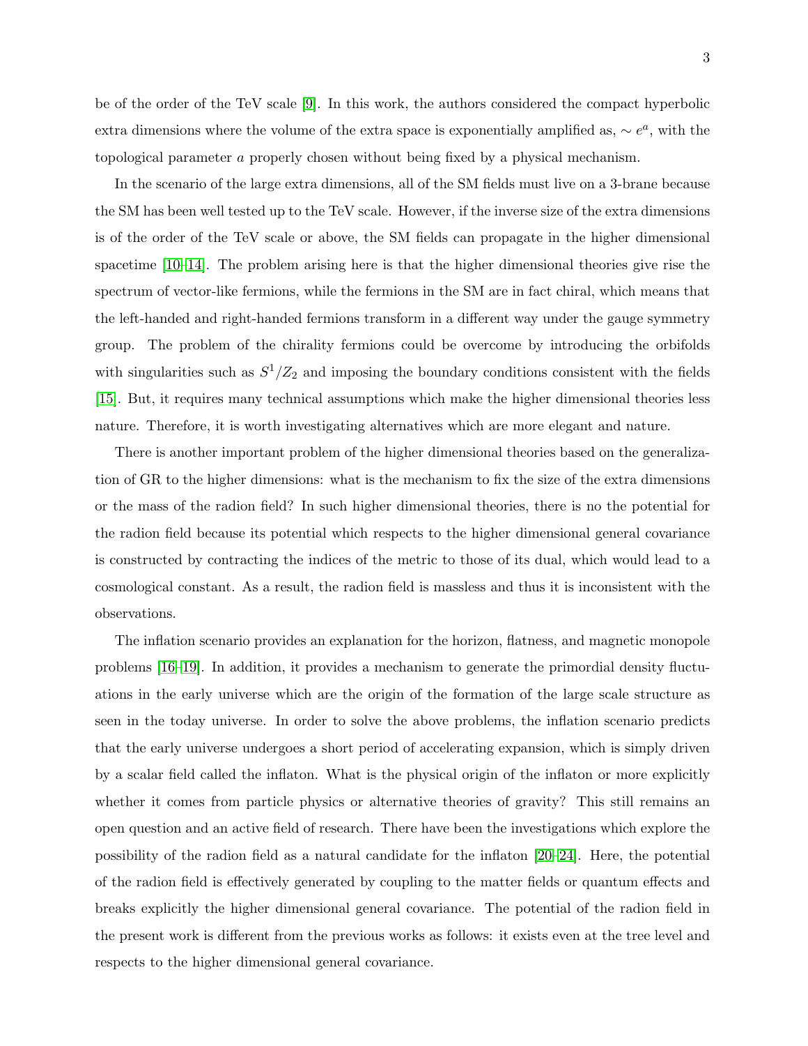be of the order of the TeV scale [9]. In this work, the authors considered the compact hyperbolic extra dimensions where the volume of the extra space is exponentially amplified as, $\sim e^a$, with the topological parameter $a$ properly chosen without being fixed by a physical mechanism.

In the scenario of the large extra dimensions, all of the SM fields must live on a 3-brane because the SM has been well tested up to the TeV scale. However, if the inverse size of the extra dimensions is of the order of the TeV scale or above, the SM fields can propagate in the higher dimensional spacetime [10–14]. The problem arising here is that the higher dimensional theories give rise the spectrum of vector-like fermions, while the fermions in the SM are in fact chiral, which means that the left-handed and right-handed fermions transform in a different way under the gauge symmetry group. The problem of the chirality fermions could be overcome by introducing the orbifolds with singularities such as $S^1/Z_2$ and imposing the boundary conditions consistent with the fields [15]. But, it requires many technical assumptions which make the higher dimensional theories less nature. Therefore, it is worth investigating alternatives which are more elegant and nature.

There is another important problem of the higher dimensional theories based on the generalization of GR to the higher dimensions: what is the mechanism to fix the size of the extra dimensions or the mass of the radion field? In such higher dimensional theories, there is no the potential for the radion field because its potential which respects to the higher dimensional general covariance is constructed by contracting the indices of the metric to those of its dual, which would lead to a cosmological constant. As a result, the radion field is massless and thus it is inconsistent with the observations.

The inflation scenario provides an explanation for the horizon, flatness, and magnetic monopole problems [16–19]. In addition, it provides a mechanism to generate the primordial density fluctuations in the early universe which are the origin of the formation of the large scale structure as seen in the today universe. In order to solve the above problems, the inflation scenario predicts that the early universe undergoes a short period of accelerating expansion, which is simply driven by a scalar field called the inflaton. What is the physical origin of the inflaton or more explicitly whether it comes from particle physics or alternative theories of gravity? This still remains an open question and an active field of research. There have been the investigations which explore the possibility of the radion field as a natural candidate for the inflaton [20–24]. Here, the potential of the radion field is effectively generated by coupling to the matter fields or quantum effects and breaks explicitly the higher dimensional general covariance. The potential of the radion field in the present work is different from the previous works as follows: it exists even at the tree level and respects to the higher dimensional general covariance.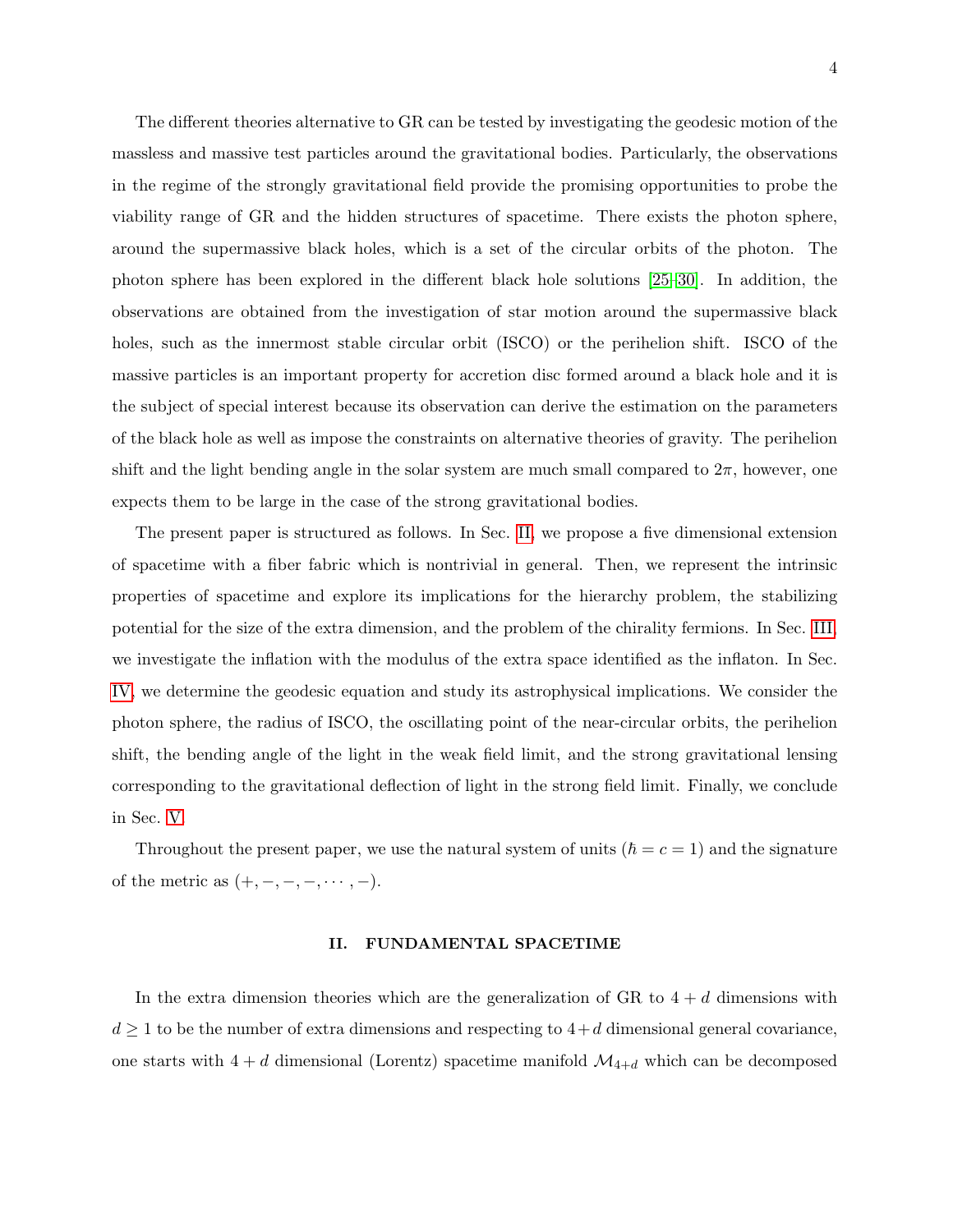The different theories alternative to GR can be tested by investigating the geodesic motion of the massless and massive test particles around the gravitational bodies. Particularly, the observations in the regime of the strongly gravitational field provide the promising opportunities to probe the viability range of GR and the hidden structures of spacetime. There exists the photon sphere, around the supermassive black holes, which is a set of the circular orbits of the photon. The photon sphere has been explored in the different black hole solutions [25–30]. In addition, the observations are obtained from the investigation of star motion around the supermassive black holes, such as the innermost stable circular orbit (ISCO) or the perihelion shift. ISCO of the massive particles is an important property for accretion disc formed around a black hole and it is the subject of special interest because its observation can derive the estimation on the parameters of the black hole as well as impose the constraints on alternative theories of gravity. The perihelion shift and the light bending angle in the solar system are much small compared to $2\pi$, however, one expects them to be large in the case of the strong gravitational bodies.

The present paper is structured as follows. In Sec. II, we propose a five dimensional extension of spacetime with a fiber fabric which is nontrivial in general. Then, we represent the intrinsic properties of spacetime and explore its implications for the hierarchy problem, the stabilizing potential for the size of the extra dimension, and the problem of the chirality fermions. In Sec. III, we investigate the inflation with the modulus of the extra space identified as the inflaton. In Sec. IV, we determine the geodesic equation and study its astrophysical implications. We consider the photon sphere, the radius of ISCO, the oscillating point of the near-circular orbits, the perihelion shift, the bending angle of the light in the weak field limit, and the strong gravitational lensing corresponding to the gravitational deflection of light in the strong field limit. Finally, we conclude in Sec. V.

Throughout the present paper, we use the natural system of units ($\hbar = c = 1$) and the signature of the metric as $(+, -, -, -, \cdots, -)$.

## II. FUNDAMENTAL SPACETIME

In the extra dimension theories which are the generalization of GR to $4 + d$ dimensions with $d \geq 1$ to be the number of extra dimensions and respecting to $4+d$ dimensional general covariance, one starts with $4 + d$ dimensional (Lorentz) spacetime manifold $\mathcal{M}_{4+d}$ which can be decomposed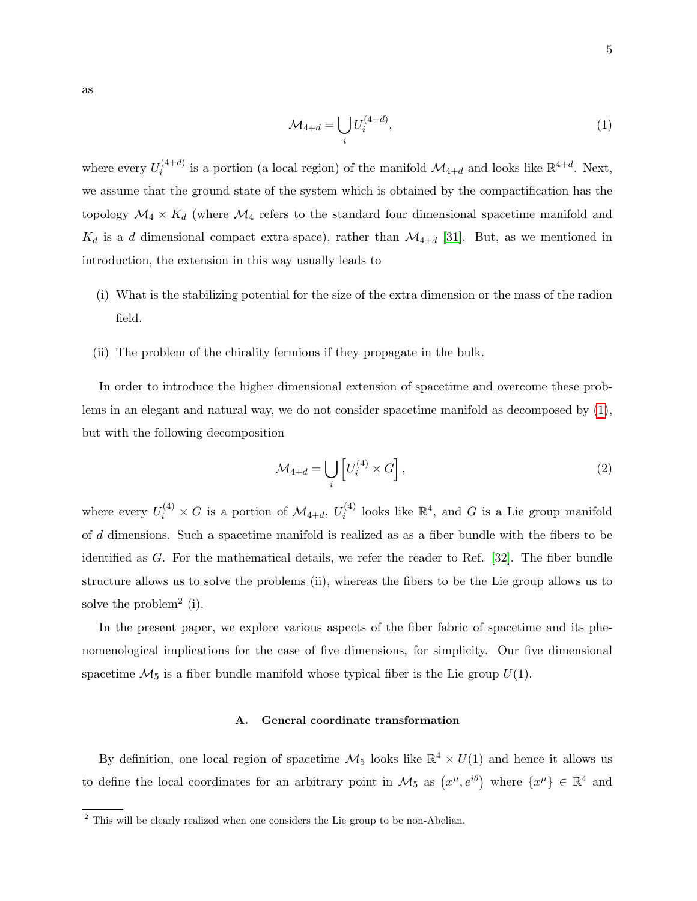as

$$\mathcal{M}_{4+d} = \bigcup_i U_i^{(4+d)}, \tag{1}$$

where every $U_i^{(4+d)}$ is a portion (a local region) of the manifold $\mathcal{M}_{4+d}$ and looks like $\mathbb{R}^{4+d}$. Next, we assume that the ground state of the system which is obtained by the compactification has the topology $\mathcal{M}_4 \times K_d$ (where $\mathcal{M}_4$ refers to the standard four dimensional spacetime manifold and $K_d$ is a $d$ dimensional compact extra-space), rather than $\mathcal{M}_{4+d}$ [31]. But, as we mentioned in introduction, the extension in this way usually leads to

(i) What is the stabilizing potential for the size of the extra dimension or the mass of the radion field.

(ii) The problem of the chirality fermions if they propagate in the bulk.

In order to introduce the higher dimensional extension of spacetime and overcome these problems in an elegant and natural way, we do not consider spacetime manifold as decomposed by (1), but with the following decomposition

$$\mathcal{M}_{4+d} = \bigcup_i \left[U_i^{(4)} \times G\right], \tag{2}$$

where every $U_i^{(4)} \times G$ is a portion of $\mathcal{M}_{4+d}$, $U_i^{(4)}$ looks like $\mathbb{R}^4$, and $G$ is a Lie group manifold of $d$ dimensions. Such a spacetime manifold is realized as as a fiber bundle with the fibers to be identified as $G$. For the mathematical details, we refer the reader to Ref. [32]. The fiber bundle structure allows us to solve the problems (ii), whereas the fibers to be the Lie group allows us to solve the problem[2] (i).

In the present paper, we explore various aspects of the fiber fabric of spacetime and its phenomenological implications for the case of five dimensions, for simplicity. Our five dimensional spacetime $\mathcal{M}_5$ is a fiber bundle manifold whose typical fiber is the Lie group $U(1)$.

### A. General coordinate transformation

By definition, one local region of spacetime $\mathcal{M}_5$ looks like $\mathbb{R}^4 \times U(1)$ and hence it allows us to define the local coordinates for an arbitrary point in $\mathcal{M}_5$ as $\left(x^\mu, e^{i\theta}\right)$ where $\{x^\mu\} \in \mathbb{R}^4$ and

[2] This will be clearly realized when one considers the Lie group to be non-Abelian.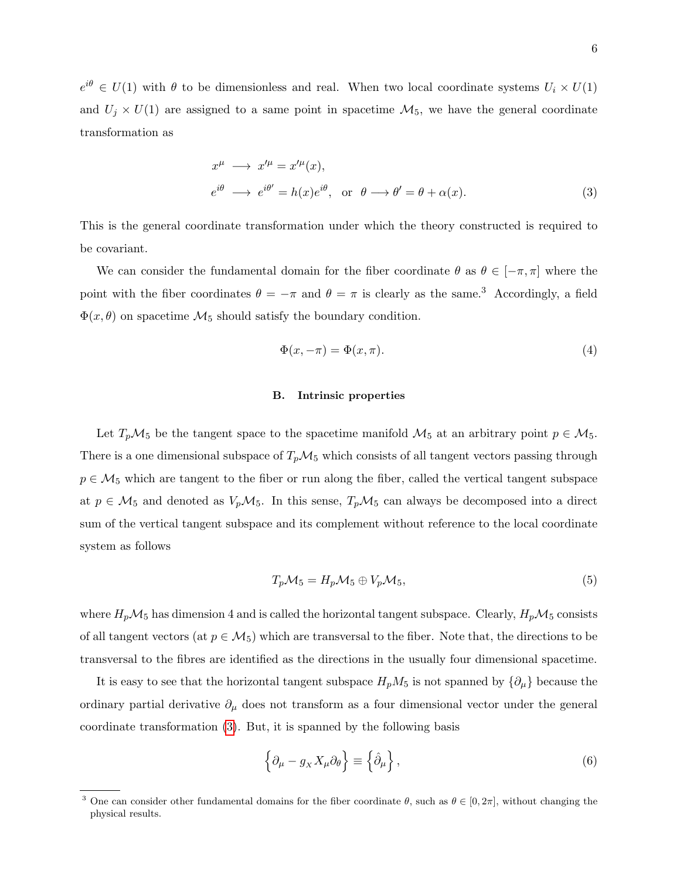$e^{i\theta} \in U(1)$ with $\theta$ to be dimensionless and real. When two local coordinate systems $U_i \times U(1)$ and $U_j \times U(1)$ are assigned to a same point in spacetime $\mathcal{M}_5$, we have the general coordinate transformation as

$$
\begin{aligned}
x^\mu &\longrightarrow x'^\mu = x'^\mu(x), \\
e^{i\theta} &\longrightarrow e^{i\theta'} = h(x)e^{i\theta}, \quad \text{or} \quad \theta \longrightarrow \theta' = \theta + \alpha(x).
\end{aligned} \tag{3}
$$

This is the general coordinate transformation under which the theory constructed is required to be covariant.

We can consider the fundamental domain for the fiber coordinate $\theta$ as $\theta \in [-\pi, \pi]$ where the point with the fiber coordinates $\theta = -\pi$ and $\theta = \pi$ is clearly as the same.[3] Accordingly, a field $\Phi(x, \theta)$ on spacetime $\mathcal{M}_5$ should satisfy the boundary condition.

$$
\Phi(x, -\pi) = \Phi(x, \pi). \tag{4}
$$

### B. Intrinsic properties

Let $T_p\mathcal{M}_5$ be the tangent space to the spacetime manifold $\mathcal{M}_5$ at an arbitrary point $p \in \mathcal{M}_5$. There is a one dimensional subspace of $T_p\mathcal{M}_5$ which consists of all tangent vectors passing through $p \in \mathcal{M}_5$ which are tangent to the fiber or run along the fiber, called the vertical tangent subspace at $p \in \mathcal{M}_5$ and denoted as $V_p\mathcal{M}_5$. In this sense, $T_p\mathcal{M}_5$ can always be decomposed into a direct sum of the vertical tangent subspace and its complement without reference to the local coordinate system as follows

$$
T_p\mathcal{M}_5 = H_p\mathcal{M}_5 \oplus V_p\mathcal{M}_5, \tag{5}
$$

where $H_p\mathcal{M}_5$ has dimension 4 and is called the horizontal tangent subspace. Clearly, $H_p\mathcal{M}_5$ consists of all tangent vectors (at $p \in \mathcal{M}_5$) which are transversal to the fiber. Note that, the directions to be transversal to the fibres are identified as the directions in the usually four dimensional spacetime.

It is easy to see that the horizontal tangent subspace $H_pM_5$ is not spanned by $\{\partial_\mu\}$ because the ordinary partial derivative $\partial_\mu$ does not transform as a four dimensional vector under the general coordinate transformation (3). But, it is spanned by the following basis

$$
\left\{\partial_\mu - g_X X_\mu \partial_\theta\right\} \equiv \left\{\hat{\partial}_\mu\right\}, \tag{6}
$$

---

[3] One can consider other fundamental domains for the fiber coordinate $\theta$, such as $\theta \in [0, 2\pi]$, without changing the physical results.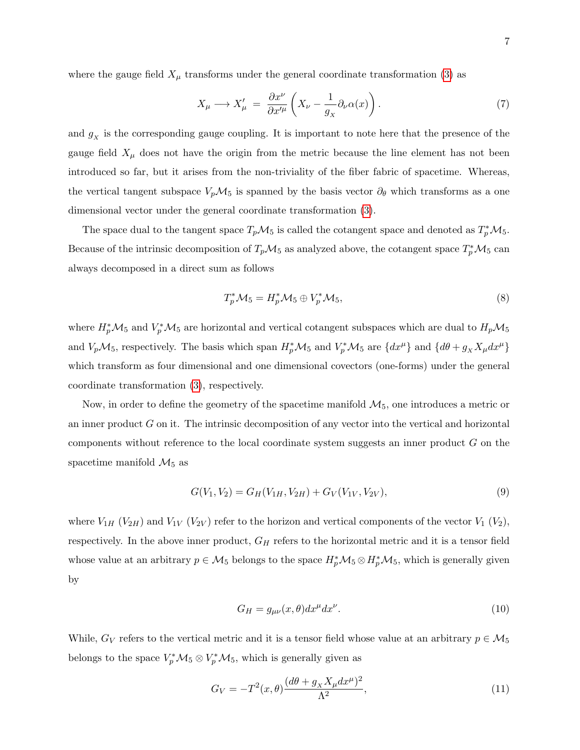where the gauge field $X_\mu$ transforms under the general coordinate transformation (3) as

$$X_\mu \longrightarrow X'_\mu \;=\; \frac{\partial x^\nu}{\partial x'^\mu}\left(X_\nu - \frac{1}{g_X}\partial_\nu \alpha(x)\right). \tag{7}$$

and $g_X$ is the corresponding gauge coupling. It is important to note here that the presence of the gauge field $X_\mu$ does not have the origin from the metric because the line element has not been introduced so far, but it arises from the non-triviality of the fiber fabric of spacetime. Whereas, the vertical tangent subspace $V_p\mathcal{M}_5$ is spanned by the basis vector $\partial_\theta$ which transforms as a one dimensional vector under the general coordinate transformation (3).

The space dual to the tangent space $T_p\mathcal{M}_5$ is called the cotangent space and denoted as $T^*_p\mathcal{M}_5$. Because of the intrinsic decomposition of $T_p\mathcal{M}_5$ as analyzed above, the cotangent space $T^*_p\mathcal{M}_5$ can always decomposed in a direct sum as follows

$$T^*_p\mathcal{M}_5 = H^*_p\mathcal{M}_5 \oplus V^*_p\mathcal{M}_5, \tag{8}$$

where $H^*_p\mathcal{M}_5$ and $V^*_p\mathcal{M}_5$ are horizontal and vertical cotangent subspaces which are dual to $H_p\mathcal{M}_5$ and $V_p\mathcal{M}_5$, respectively. The basis which span $H^*_p\mathcal{M}_5$ and $V^*_p\mathcal{M}_5$ are $\{dx^\mu\}$ and $\{d\theta + g_X X_\mu dx^\mu\}$ which transform as four dimensional and one dimensional covectors (one-forms) under the general coordinate transformation (3), respectively.

Now, in order to define the geometry of the spacetime manifold $\mathcal{M}_5$, one introduces a metric or an inner product $G$ on it. The intrinsic decomposition of any vector into the vertical and horizontal components without reference to the local coordinate system suggests an inner product $G$ on the spacetime manifold $\mathcal{M}_5$ as

$$G(V_1, V_2) = G_H(V_{1H}, V_{2H}) + G_V(V_{1V}, V_{2V}), \tag{9}$$

where $V_{1H}$ ($V_{2H}$) and $V_{1V}$ ($V_{2V}$) refer to the horizon and vertical components of the vector $V_1$ ($V_2$), respectively. In the above inner product, $G_H$ refers to the horizontal metric and it is a tensor field whose value at an arbitrary $p \in \mathcal{M}_5$ belongs to the space $H^*_p\mathcal{M}_5 \otimes H^*_p\mathcal{M}_5$, which is generally given by

$$G_H = g_{\mu\nu}(x,\theta)dx^\mu dx^\nu. \tag{10}$$

While, $G_V$ refers to the vertical metric and it is a tensor field whose value at an arbitrary $p \in \mathcal{M}_5$ belongs to the space $V^*_p\mathcal{M}_5 \otimes V^*_p\mathcal{M}_5$, which is generally given as

$$G_V = -T^2(x,\theta)\frac{(d\theta + g_X X_\mu dx^\mu)^2}{\Lambda^2}, \tag{11}$$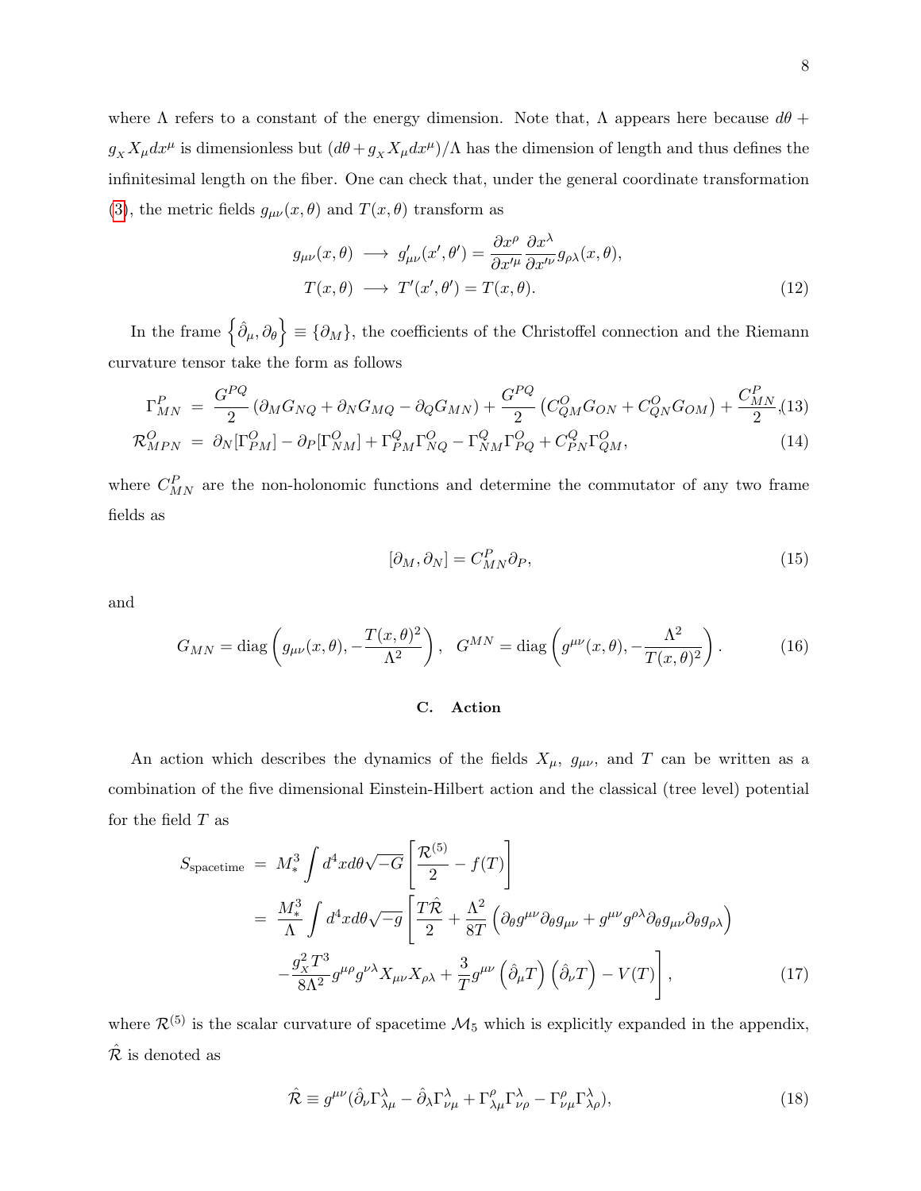where $\Lambda$ refers to a constant of the energy dimension. Note that, $\Lambda$ appears here because $d\theta + g_{_X} X_\mu dx^\mu$ is dimensionless but $(d\theta + g_{_X} X_\mu dx^\mu)/\Lambda$ has the dimension of length and thus defines the infinitesimal length on the fiber. One can check that, under the general coordinate transformation (3), the metric fields $g_{\mu\nu}(x,\theta)$ and $T(x,\theta)$ transform as

$$
\begin{aligned}
g_{\mu\nu}(x,\theta) &\longrightarrow g'_{\mu\nu}(x',\theta') = \frac{\partial x^\rho}{\partial x'^\mu}\frac{\partial x^\lambda}{\partial x'^\nu} g_{\rho\lambda}(x,\theta), \\
T(x,\theta) &\longrightarrow T'(x',\theta') = T(x,\theta).
\end{aligned} \tag{12}
$$

In the frame $\left\{\hat{\partial}_\mu, \partial_\theta\right\} \equiv \{\partial_M\}$, the coefficients of the Christoffel connection and the Riemann curvature tensor take the form as follows

$$
\Gamma^P_{MN} = \frac{G^{PQ}}{2}\left(\partial_M G_{NQ} + \partial_N G_{MQ} - \partial_Q G_{MN}\right) + \frac{G^{PQ}}{2}\left(C^O_{QM} G_{ON} + C^O_{QN} G_{OM}\right) + \frac{C^P_{MN}}{2}, \tag{13}
$$

$$
\mathcal{R}^O_{MPN} = \partial_N[\Gamma^O_{PM}] - \partial_P[\Gamma^O_{NM}] + \Gamma^Q_{PM}\Gamma^O_{NQ} - \Gamma^Q_{NM}\Gamma^O_{PQ} + C^Q_{PN}\Gamma^O_{QM}, \tag{14}
$$

where $C^P_{MN}$ are the non-holonomic functions and determine the commutator of any two frame fields as

$$
[\partial_M, \partial_N] = C^P_{MN}\partial_P, \tag{15}
$$

and

$$
G_{MN} = \mathrm{diag}\left(g_{\mu\nu}(x,\theta), -\frac{T(x,\theta)^2}{\Lambda^2}\right), \quad G^{MN} = \mathrm{diag}\left(g^{\mu\nu}(x,\theta), -\frac{\Lambda^2}{T(x,\theta)^2}\right). \tag{16}
$$

### C. Action

An action which describes the dynamics of the fields $X_\mu$, $g_{\mu\nu}$, and $T$ can be written as a combination of the five dimensional Einstein-Hilbert action and the classical (tree level) potential for the field $T$ as

$$
\begin{aligned}
S_{\text{spacetime}} &= M_*^3 \int d^4x d\theta \sqrt{-G}\left[\frac{\mathcal{R}^{(5)}}{2} - f(T)\right] \\
&= \frac{M_*^3}{\Lambda}\int d^4x d\theta \sqrt{-g}\left[\frac{T\hat{\mathcal{R}}}{2} + \frac{\Lambda^2}{8T}\left(\partial_\theta g^{\mu\nu}\partial_\theta g_{\mu\nu} + g^{\mu\nu}g^{\rho\lambda}\partial_\theta g_{\mu\nu}\partial_\theta g_{\rho\lambda}\right)\right. \\
&\quad \left. -\frac{g_{_X}^2 T^3}{8\Lambda^2} g^{\mu\rho}g^{\nu\lambda}X_{\mu\nu}X_{\rho\lambda} + \frac{3}{T}g^{\mu\nu}\left(\hat{\partial}_\mu T\right)\left(\hat{\partial}_\nu T\right) - V(T)\right],
\end{aligned} \tag{17}
$$

where $\mathcal{R}^{(5)}$ is the scalar curvature of spacetime $\mathcal{M}_5$ which is explicitly expanded in the appendix, $\hat{\mathcal{R}}$ is denoted as

$$
\hat{\mathcal{R}} \equiv g^{\mu\nu}(\hat{\partial}_\nu \Gamma^\lambda_{\lambda\mu} - \hat{\partial}_\lambda \Gamma^\lambda_{\nu\mu} + \Gamma^\rho_{\lambda\mu}\Gamma^\lambda_{\nu\rho} - \Gamma^\rho_{\nu\mu}\Gamma^\lambda_{\lambda\rho}), \tag{18}
$$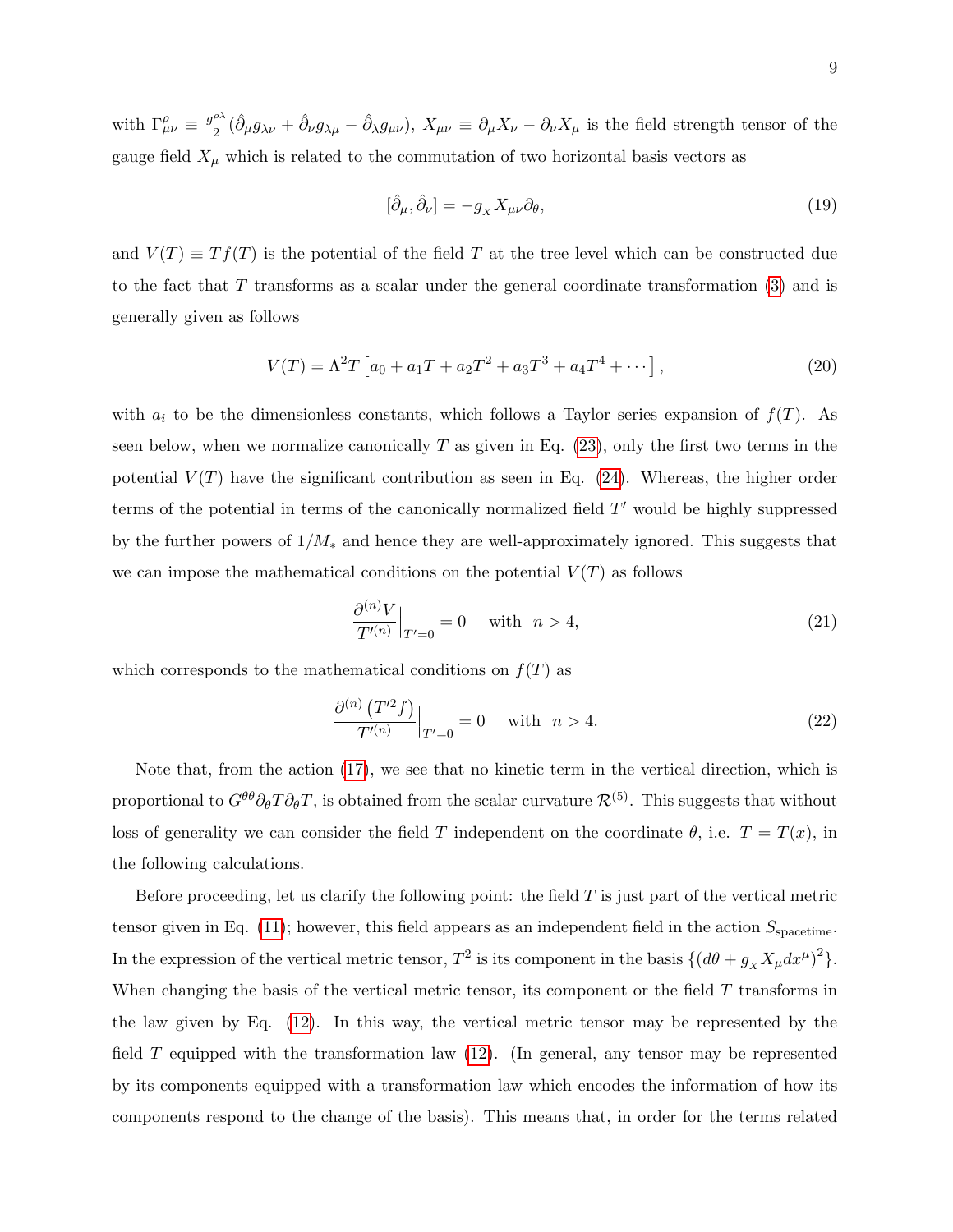with $\Gamma^{\rho}_{\mu\nu} \equiv \frac{g^{\rho\lambda}}{2}(\hat{\partial}_\mu g_{\lambda\nu} + \hat{\partial}_\nu g_{\lambda\mu} - \hat{\partial}_\lambda g_{\mu\nu})$, $X_{\mu\nu} \equiv \partial_\mu X_\nu - \partial_\nu X_\mu$ is the field strength tensor of the gauge field $X_\mu$ which is related to the commutation of two horizontal basis vectors as

$$[\hat{\partial}_\mu, \hat{\partial}_\nu] = -g_X X_{\mu\nu}\partial_\theta, \tag{19}$$

and $V(T) \equiv Tf(T)$ is the potential of the field $T$ at the tree level which can be constructed due to the fact that $T$ transforms as a scalar under the general coordinate transformation (3) and is generally given as follows

$$V(T) = \Lambda^2 T\left[a_0 + a_1 T + a_2 T^2 + a_3 T^3 + a_4 T^4 + \cdots\right], \tag{20}$$

with $a_i$ to be the dimensionless constants, which follows a Taylor series expansion of $f(T)$. As seen below, when we normalize canonically $T$ as given in Eq. (23), only the first two terms in the potential $V(T)$ have the significant contribution as seen in Eq. (24). Whereas, the higher order terms of the potential in terms of the canonically normalized field $T'$ would be highly suppressed by the further powers of $1/M_*$ and hence they are well-approximately ignored. This suggests that we can impose the mathematical conditions on the potential $V(T)$ as follows

$$\frac{\partial^{(n)}V}{T'^{(n)}}\Big|_{T'=0} = 0 \quad \text{with} \quad n > 4, \tag{21}$$

which corresponds to the mathematical conditions on $f(T)$ as

$$\frac{\partial^{(n)}\left(T'^2 f\right)}{T'^{(n)}}\Big|_{T'=0} = 0 \quad \text{with} \quad n > 4. \tag{22}$$

Note that, from the action (17), we see that no kinetic term in the vertical direction, which is proportional to $G^{\theta\theta}\partial_\theta T\partial_\theta T$, is obtained from the scalar curvature $\mathcal{R}^{(5)}$. This suggests that without loss of generality we can consider the field $T$ independent on the coordinate $\theta$, i.e. $T = T(x)$, in the following calculations.

Before proceeding, let us clarify the following point: the field $T$ is just part of the vertical metric tensor given in Eq. (11); however, this field appears as an independent field in the action $S_{\text{spacetime}}$. In the expression of the vertical metric tensor, $T^2$ is its component in the basis $\{(d\theta + g_X X_\mu dx^\mu)^2\}$. When changing the basis of the vertical metric tensor, its component or the field $T$ transforms in the law given by Eq. (12). In this way, the vertical metric tensor may be represented by the field $T$ equipped with the transformation law (12). (In general, any tensor may be represented by its components equipped with a transformation law which encodes the information of how its components respond to the change of the basis). This means that, in order for the terms related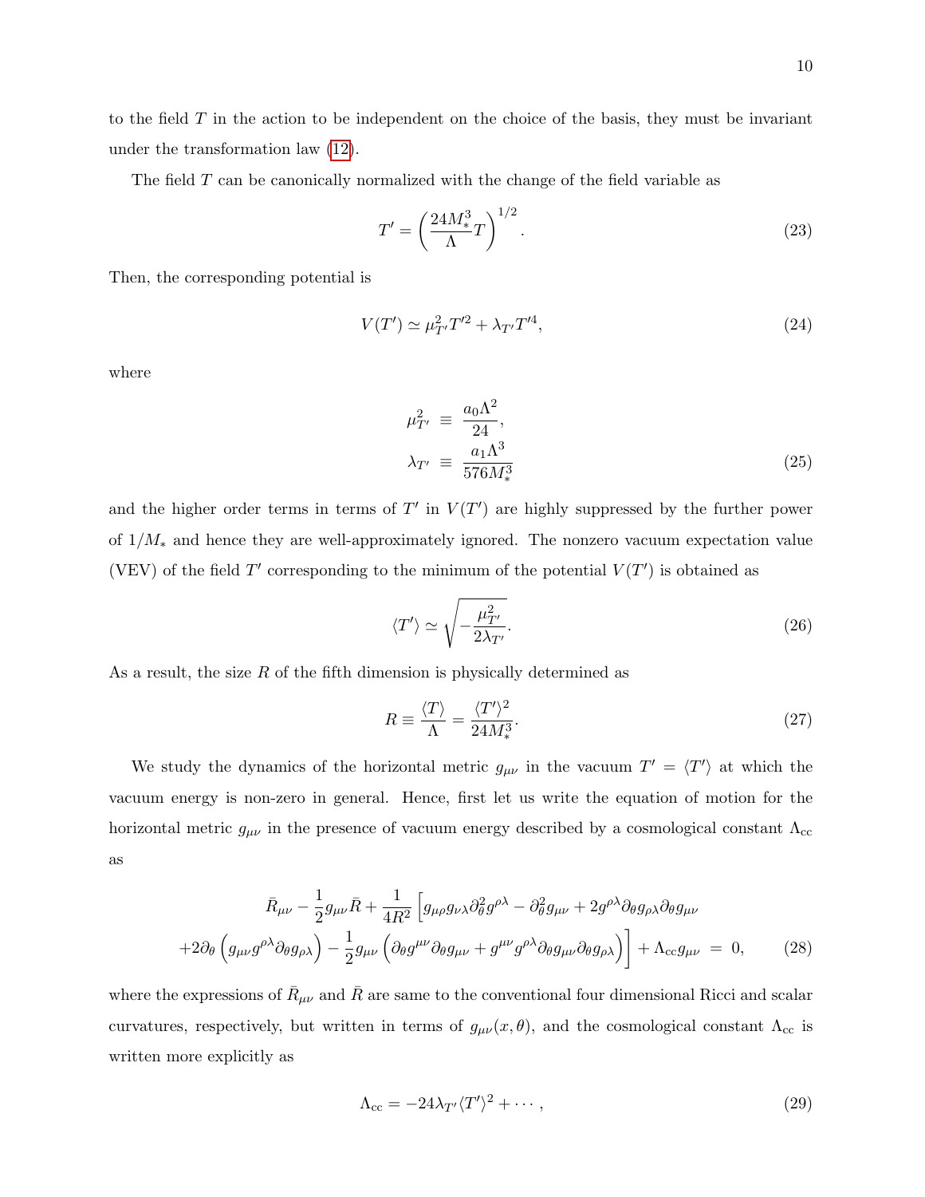to the field $T$ in the action to be independent on the choice of the basis, they must be invariant under the transformation law (12).

The field $T$ can be canonically normalized with the change of the field variable as

$$T' = \left(\frac{24M_*^3}{\Lambda}T\right)^{1/2}. \tag{23}$$

Then, the corresponding potential is

$$V(T') \simeq \mu_{T'}^2 T'^2 + \lambda_{T'} T'^4, \tag{24}$$

where

$$\begin{aligned} \mu_{T'}^2 &\equiv \frac{a_0 \Lambda^2}{24}, \\ \lambda_{T'} &\equiv \frac{a_1 \Lambda^3}{576 M_*^3} \end{aligned} \tag{25}$$

and the higher order terms in terms of $T'$ in $V(T')$ are highly suppressed by the further power of $1/M_*$ and hence they are well-approximately ignored. The nonzero vacuum expectation value (VEV) of the field $T'$ corresponding to the minimum of the potential $V(T')$ is obtained as

$$\langle T' \rangle \simeq \sqrt{-\frac{\mu_{T'}^2}{2\lambda_{T'}}}. \tag{26}$$

As a result, the size $R$ of the fifth dimension is physically determined as

$$R \equiv \frac{\langle T \rangle}{\Lambda} = \frac{\langle T' \rangle^2}{24 M_*^3}. \tag{27}$$

We study the dynamics of the horizontal metric $g_{\mu\nu}$ in the vacuum $T' = \langle T' \rangle$ at which the vacuum energy is non-zero in general. Hence, first let us write the equation of motion for the horizontal metric $g_{\mu\nu}$ in the presence of vacuum energy described by a cosmological constant $\Lambda_{\rm cc}$ as

$$\begin{aligned} &\bar{R}_{\mu\nu} - \frac{1}{2} g_{\mu\nu} \bar{R} + \frac{1}{4R^2}\Big[ g_{\mu\rho} g_{\nu\lambda} \partial_\theta^2 g^{\rho\lambda} - \partial_\theta^2 g_{\mu\nu} + 2 g^{\rho\lambda} \partial_\theta g_{\rho\lambda} \partial_\theta g_{\mu\nu} \\ &+2\partial_\theta \left( g_{\mu\nu} g^{\rho\lambda} \partial_\theta g_{\rho\lambda} \right) - \frac{1}{2} g_{\mu\nu} \left( \partial_\theta g^{\mu\nu} \partial_\theta g_{\mu\nu} + g^{\mu\nu} g^{\rho\lambda} \partial_\theta g_{\mu\nu} \partial_\theta g_{\rho\lambda} \right) \Big] + \Lambda_{\rm cc} g_{\mu\nu} \;=\; 0, \end{aligned} \tag{28}$$

where the expressions of $\bar{R}_{\mu\nu}$ and $\bar{R}$ are same to the conventional four dimensional Ricci and scalar curvatures, respectively, but written in terms of $g_{\mu\nu}(x,\theta)$, and the cosmological constant $\Lambda_{\rm cc}$ is written more explicitly as

$$\Lambda_{\rm cc} = -24 \lambda_{T'} \langle T' \rangle^2 + \cdots, \tag{29}$$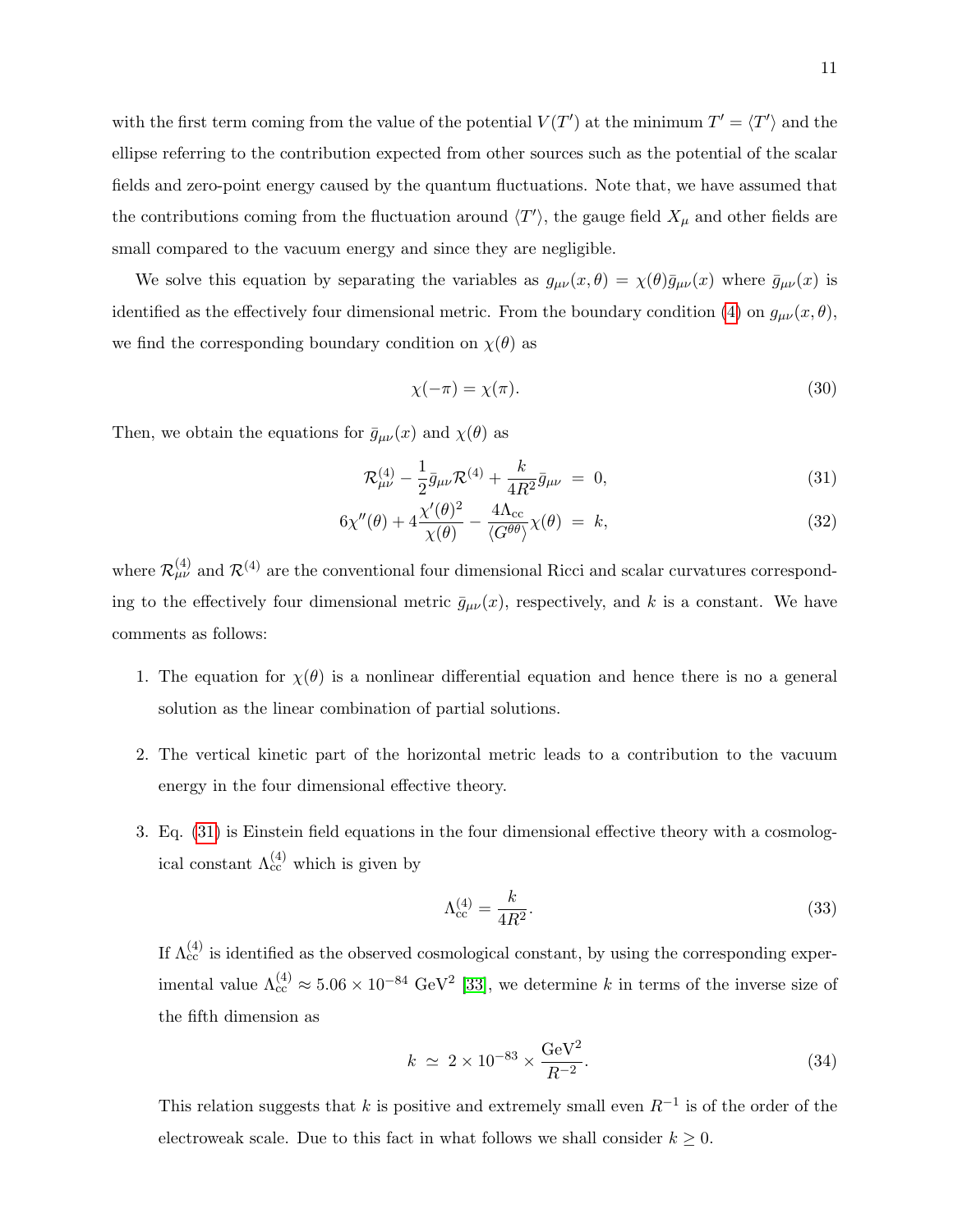with the first term coming from the value of the potential $V(T')$ at the minimum $T' = \langle T' \rangle$ and the ellipse referring to the contribution expected from other sources such as the potential of the scalar fields and zero-point energy caused by the quantum fluctuations. Note that, we have assumed that the contributions coming from the fluctuation around $\langle T' \rangle$, the gauge field $X_\mu$ and other fields are small compared to the vacuum energy and since they are negligible.

We solve this equation by separating the variables as $g_{\mu\nu}(x, \theta) = \chi(\theta)\bar{g}_{\mu\nu}(x)$ where $\bar{g}_{\mu\nu}(x)$ is identified as the effectively four dimensional metric. From the boundary condition (4) on $g_{\mu\nu}(x, \theta)$, we find the corresponding boundary condition on $\chi(\theta)$ as

$$\chi(-\pi) = \chi(\pi). \tag{30}$$

Then, we obtain the equations for $\bar{g}_{\mu\nu}(x)$ and $\chi(\theta)$ as

$$\mathcal{R}^{(4)}_{\mu\nu} - \frac{1}{2}\bar{g}_{\mu\nu}\mathcal{R}^{(4)} + \frac{k}{4R^2}\bar{g}_{\mu\nu} \; = \; 0, \tag{31}$$

$$6\chi''(\theta) + 4\frac{\chi'(\theta)^2}{\chi(\theta)} - \frac{4\Lambda_{\rm cc}}{\langle G^{\theta\theta} \rangle}\chi(\theta) \; = \; k, \tag{32}$$

where $\mathcal{R}^{(4)}_{\mu\nu}$ and $\mathcal{R}^{(4)}$ are the conventional four dimensional Ricci and scalar curvatures corresponding to the effectively four dimensional metric $\bar{g}_{\mu\nu}(x)$, respectively, and $k$ is a constant. We have comments as follows:

1. The equation for $\chi(\theta)$ is a nonlinear differential equation and hence there is no a general solution as the linear combination of partial solutions.

2. The vertical kinetic part of the horizontal metric leads to a contribution to the vacuum energy in the four dimensional effective theory.

3. Eq. (31) is Einstein field equations in the four dimensional effective theory with a cosmological constant $\Lambda^{(4)}_{\rm cc}$ which is given by

$$\Lambda^{(4)}_{\rm cc} = \frac{k}{4R^2}. \tag{33}$$

If $\Lambda^{(4)}_{\rm cc}$ is identified as the observed cosmological constant, by using the corresponding experimental value $\Lambda^{(4)}_{\rm cc} \approx 5.06 \times 10^{-84}$ GeV$^2$ [33], we determine $k$ in terms of the inverse size of the fifth dimension as

$$k \; \simeq \; 2 \times 10^{-83} \times \frac{\text{GeV}^2}{R^{-2}}. \tag{34}$$

This relation suggests that $k$ is positive and extremely small even $R^{-1}$ is of the order of the electroweak scale. Due to this fact in what follows we shall consider $k \geq 0$.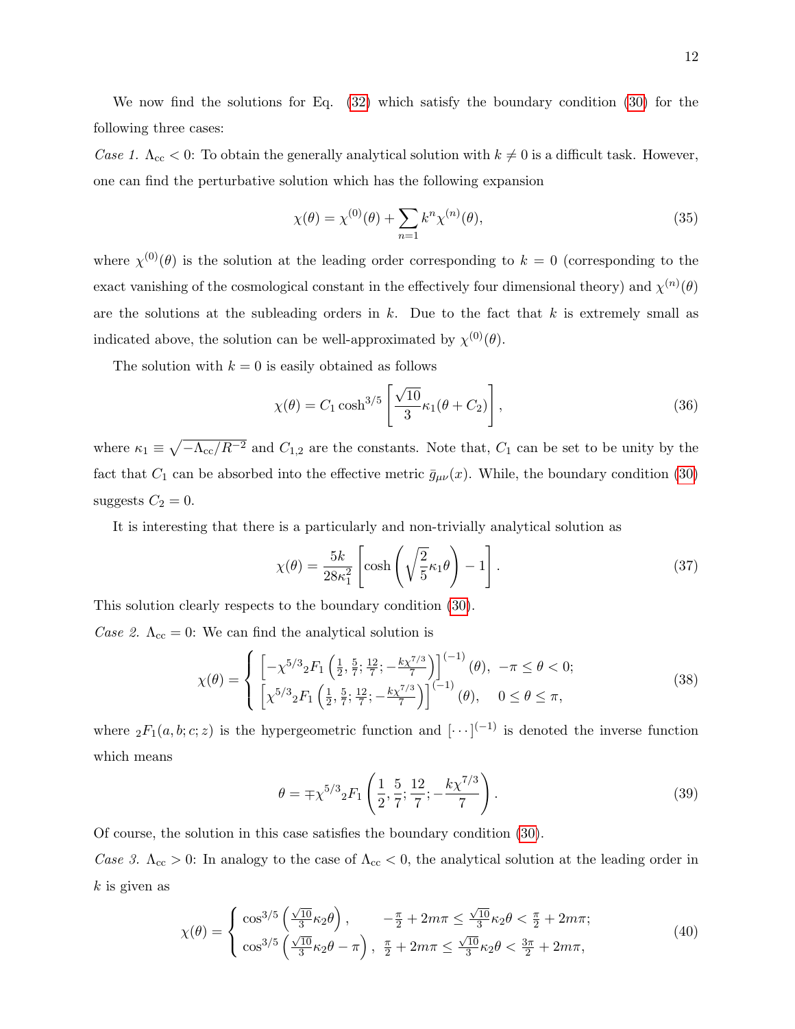We now find the solutions for Eq. (32) which satisfy the boundary condition (30) for the following three cases:

*Case 1.* $\Lambda_{\rm cc} < 0$: To obtain the generally analytical solution with $k \neq 0$ is a difficult task. However, one can find the perturbative solution which has the following expansion

$$\chi(\theta) = \chi^{(0)}(\theta) + \sum_{n=1} k^n \chi^{(n)}(\theta), \tag{35}$$

where $\chi^{(0)}(\theta)$ is the solution at the leading order corresponding to $k = 0$ (corresponding to the exact vanishing of the cosmological constant in the effectively four dimensional theory) and $\chi^{(n)}(\theta)$ are the solutions at the subleading orders in $k$. Due to the fact that $k$ is extremely small as indicated above, the solution can be well-approximated by $\chi^{(0)}(\theta)$.

The solution with $k = 0$ is easily obtained as follows

$$\chi(\theta) = C_1 \cosh^{3/5}\left[\frac{\sqrt{10}}{3}\kappa_1(\theta + C_2)\right], \tag{36}$$

where $\kappa_1 \equiv \sqrt{-\Lambda_{\rm cc}/R^{-2}}$ and $C_{1,2}$ are the constants. Note that, $C_1$ can be set to be unity by the fact that $C_1$ can be absorbed into the effective metric $\bar{g}_{\mu\nu}(x)$. While, the boundary condition (30) suggests $C_2 = 0$.

It is interesting that there is a particularly and non-trivially analytical solution as

$$\chi(\theta) = \frac{5k}{28\kappa_1^2}\left[\cosh\left(\sqrt{\frac{2}{5}}\kappa_1\theta\right) - 1\right]. \tag{37}$$

This solution clearly respects to the boundary condition (30).

*Case 2.* $\Lambda_{\rm cc} = 0$: We can find the analytical solution is

$$\chi(\theta) = \begin{cases} \left[-\chi^{5/3}{}_2F_1\left(\frac{1}{2},\frac{5}{7};\frac{12}{7};-\frac{k\chi^{7/3}}{7}\right)\right]^{(-1)}(\theta), & -\pi \leq \theta < 0; \\ \left[\chi^{5/3}{}_2F_1\left(\frac{1}{2},\frac{5}{7};\frac{12}{7};-\frac{k\chi^{7/3}}{7}\right)\right]^{(-1)}(\theta), & 0 \leq \theta \leq \pi, \end{cases} \tag{38}$$

where ${}_2F_1(a,b;c;z)$ is the hypergeometric function and $[\cdots]^{(-1)}$ is denoted the inverse function which means

$$\theta = \mp\chi^{5/3}{}_2F_1\left(\frac{1}{2},\frac{5}{7};\frac{12}{7};-\frac{k\chi^{7/3}}{7}\right). \tag{39}$$

Of course, the solution in this case satisfies the boundary condition (30).

*Case 3.* $\Lambda_{\rm cc} > 0$: In analogy to the case of $\Lambda_{\rm cc} < 0$, the analytical solution at the leading order in $k$ is given as

$$\chi(\theta) = \begin{cases} \cos^{3/5}\left(\frac{\sqrt{10}}{3}\kappa_2\theta\right), & -\frac{\pi}{2} + 2m\pi \leq \frac{\sqrt{10}}{3}\kappa_2\theta < \frac{\pi}{2} + 2m\pi; \\ \cos^{3/5}\left(\frac{\sqrt{10}}{3}\kappa_2\theta - \pi\right), & \frac{\pi}{2} + 2m\pi \leq \frac{\sqrt{10}}{3}\kappa_2\theta < \frac{3\pi}{2} + 2m\pi, \end{cases} \tag{40}$$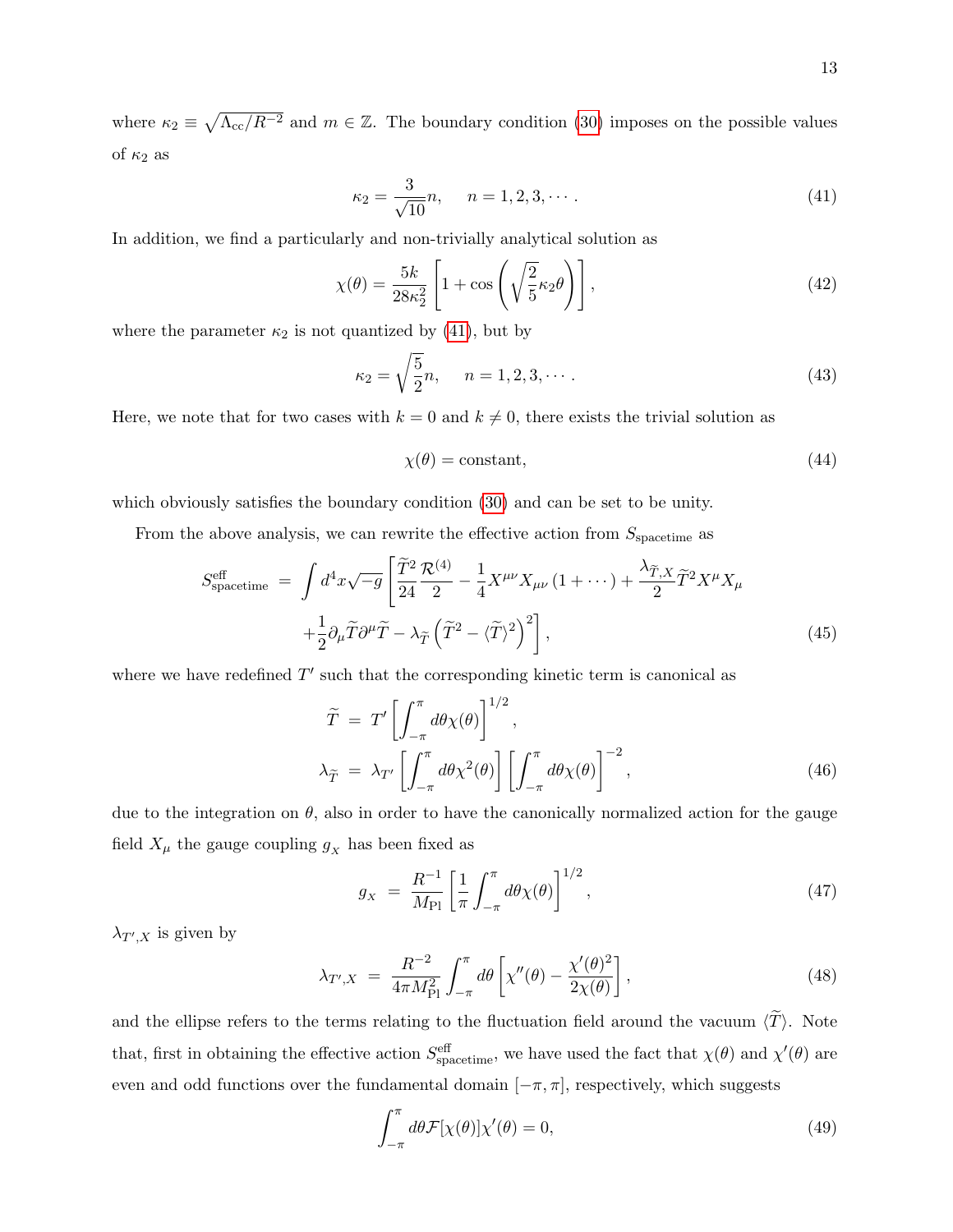where $\kappa_2 \equiv \sqrt{\Lambda_{\rm cc}/R^{-2}}$ and $m \in \mathbb{Z}$. The boundary condition (30) imposes on the possible values of $\kappa_2$ as

$$\kappa_2 = \frac{3}{\sqrt{10}} n, \quad n = 1, 2, 3, \cdots . \tag{41}$$

In addition, we find a particularly and non-trivially analytical solution as

$$\chi(\theta) = \frac{5k}{28\kappa_2^2} \left[ 1 + \cos\left( \sqrt{\frac{2}{5}} \kappa_2 \theta \right) \right], \tag{42}$$

where the parameter $\kappa_2$ is not quantized by (41), but by

$$\kappa_2 = \sqrt{\frac{5}{2}} n, \quad n = 1, 2, 3, \cdots . \tag{43}$$

Here, we note that for two cases with $k = 0$ and $k \neq 0$, there exists the trivial solution as

$$\chi(\theta) = \text{constant}, \tag{44}$$

which obviously satisfies the boundary condition (30) and can be set to be unity.

From the above analysis, we can rewrite the effective action from $S_{\rm spacetime}$ as

$$\begin{aligned} S^{\rm eff}_{\rm spacetime} &= \int d^4x \sqrt{-g} \left[ \frac{\widetilde{T}^2}{24} \frac{\mathcal{R}^{(4)}}{2} - \frac{1}{4} X^{\mu\nu} X_{\mu\nu} \left( 1 + \cdots \right) + \frac{\lambda_{\widetilde{T}, X}}{2} \widetilde{T}^2 X^\mu X_\mu \right. \\ &\left. + \frac{1}{2} \partial_\mu \widetilde{T} \partial^\mu \widetilde{T} - \lambda_{\widetilde{T}} \left( \widetilde{T}^2 - \langle \widetilde{T} \rangle^2 \right)^2 \right], \end{aligned} \tag{45}$$

where we have redefined $T'$ such that the corresponding kinetic term is canonical as

$$\begin{aligned} \widetilde{T} &= T' \left[ \int_{-\pi}^{\pi} d\theta \chi(\theta) \right]^{1/2}, \\ \lambda_{\widetilde{T}} &= \lambda_{T'} \left[ \int_{-\pi}^{\pi} d\theta \chi^2(\theta) \right] \left[ \int_{-\pi}^{\pi} d\theta \chi(\theta) \right]^{-2}, \end{aligned} \tag{46}$$

due to the integration on $\theta$, also in order to have the canonically normalized action for the gauge field $X_\mu$ the gauge coupling $g_X$ has been fixed as

$$g_X = \frac{R^{-1}}{M_{\rm Pl}} \left[ \frac{1}{\pi} \int_{-\pi}^{\pi} d\theta \chi(\theta) \right]^{1/2}, \tag{47}$$

$\lambda_{T',X}$ is given by

$$\lambda_{T',X} = \frac{R^{-2}}{4\pi M_{\rm Pl}^2} \int_{-\pi}^{\pi} d\theta \left[ \chi''(\theta) - \frac{\chi'(\theta)^2}{2\chi(\theta)} \right], \tag{48}$$

and the ellipse refers to the terms relating to the fluctuation field around the vacuum $\langle \widetilde{T} \rangle$. Note that, first in obtaining the effective action $S^{\rm eff}_{\rm spacetime}$, we have used the fact that $\chi(\theta)$ and $\chi'(\theta)$ are even and odd functions over the fundamental domain $[-\pi, \pi]$, respectively, which suggests

$$\int_{-\pi}^{\pi} d\theta \mathcal{F}[\chi(\theta)] \chi'(\theta) = 0, \tag{49}$$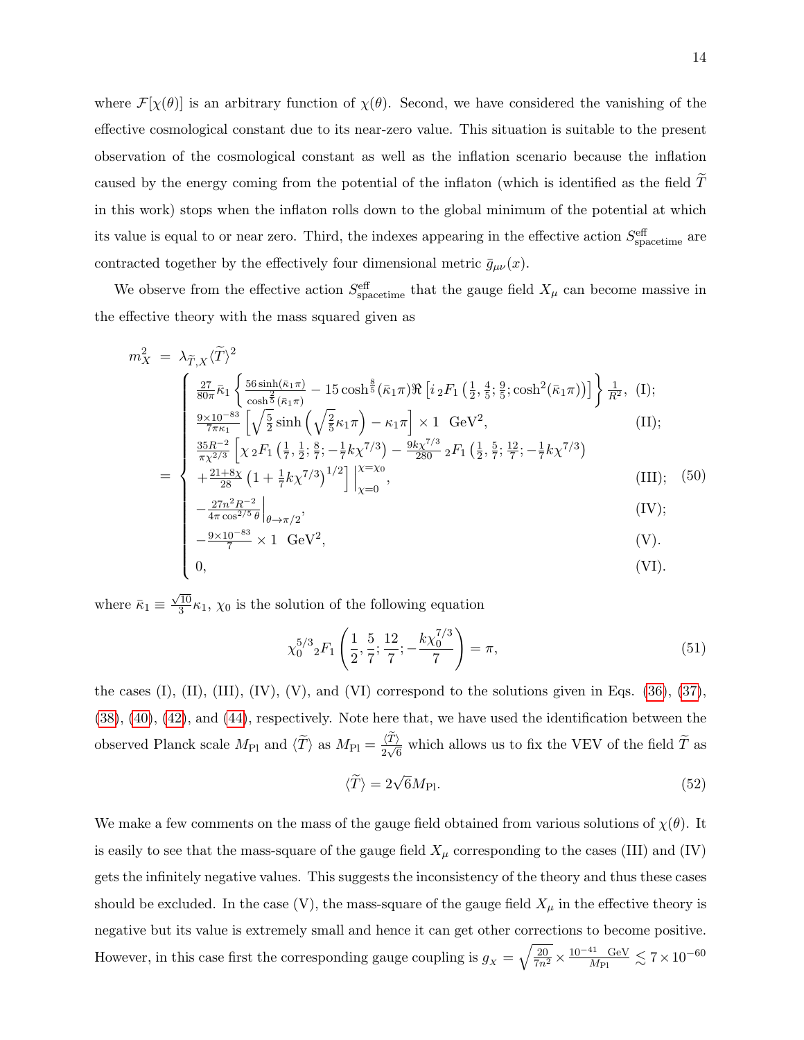where $\mathcal{F}[\chi(\theta)]$ is an arbitrary function of $\chi(\theta)$. Second, we have considered the vanishing of the effective cosmological constant due to its near-zero value. This situation is suitable to the present observation of the cosmological constant as well as the inflation scenario because the inflation caused by the energy coming from the potential of the inflaton (which is identified as the field $\widetilde{T}$ in this work) stops when the inflaton rolls down to the global minimum of the potential at which its value is equal to or near zero. Third, the indexes appearing in the effective action $S^{\rm eff}_{\rm spacetime}$ are contracted together by the effectively four dimensional metric $\bar{g}_{\mu\nu}(x)$.

We observe from the effective action $S^{\rm eff}_{\rm spacetime}$ that the gauge field $X_\mu$ can become massive in the effective theory with the mass squared given as

$$
\begin{aligned}
m_X^2 &= \lambda_{\widetilde{T},X}\langle\widetilde{T}\rangle^2 \\
&= \begin{cases}
\frac{27}{80\pi}\bar{\kappa}_1\left\{\frac{56\sinh(\bar{\kappa}_1\pi)}{\cosh^{\frac{2}{5}}(\bar{\kappa}_1\pi)} - 15\cosh^{\frac{8}{5}}(\bar{\kappa}_1\pi)\Re\left[i\,{}_2F_1\left(\frac{1}{2},\frac{4}{5};\frac{9}{5};\cosh^2(\bar{\kappa}_1\pi)\right)\right]\right\}\frac{1}{R^2}, & \text{(I)};\\
\frac{9\times10^{-83}}{7\pi\kappa_1}\left[\sqrt{\frac{5}{2}}\sinh\left(\sqrt{\frac{2}{5}}\kappa_1\pi\right)-\kappa_1\pi\right]\times 1\ \ \text{GeV}^2, & \text{(II)};\\
\frac{35R^{-2}}{\pi\chi^{2/3}}\left[\chi\,{}_2F_1\left(\frac{1}{7},\frac{1}{2};\frac{8}{7};-\frac{1}{7}k\chi^{7/3}\right)-\frac{9k\chi^{7/3}}{280}\,{}_2F_1\left(\frac{1}{2},\frac{5}{7};\frac{12}{7};-\frac{1}{7}k\chi^{7/3}\right)\right.\\
\left.+\frac{21+8\chi}{28}\left(1+\frac{1}{7}k\chi^{7/3}\right)^{1/2}\right]\Bigg|_{\chi=0}^{\chi=\chi_0}, & \text{(III)};\\
-\frac{27n^2R^{-2}}{4\pi\cos^{2/5}\theta}\Bigg|_{\theta\to\pi/2}, & \text{(IV)};\\
-\frac{9\times10^{-83}}{7}\times 1\ \ \text{GeV}^2, & \text{(V)}.\\
0, & \text{(VI)}.
\end{cases}
\end{aligned}
\tag{50}
$$

where $\bar{\kappa}_1 \equiv \frac{\sqrt{10}}{3}\kappa_1$, $\chi_0$ is the solution of the following equation

$$
\chi_0^{5/3}\,{}_2F_1\left(\frac{1}{2},\frac{5}{7};\frac{12}{7};-\frac{k\chi_0^{7/3}}{7}\right)=\pi,
\tag{51}
$$

the cases (I), (II), (III), (IV), (V), and (VI) correspond to the solutions given in Eqs. (36), (37), (38), (40), (42), and (44), respectively. Note here that, we have used the identification between the observed Planck scale $M_{\rm Pl}$ and $\langle\widetilde{T}\rangle$ as $M_{\rm Pl}=\frac{\langle\widetilde{T}\rangle}{2\sqrt{6}}$ which allows us to fix the VEV of the field $\widetilde{T}$ as

$$
\langle\widetilde{T}\rangle = 2\sqrt{6}M_{\rm Pl}.
\tag{52}
$$

We make a few comments on the mass of the gauge field obtained from various solutions of $\chi(\theta)$. It is easily to see that the mass-square of the gauge field $X_\mu$ corresponding to the cases (III) and (IV) gets the infinitely negative values. This suggests the inconsistency of the theory and thus these cases should be excluded. In the case (V), the mass-square of the gauge field $X_\mu$ in the effective theory is negative but its value is extremely small and hence it can get other corrections to become positive. However, in this case first the corresponding gauge coupling is $g_X=\sqrt{\frac{20}{7n^2}\times\frac{10^{-41}\ \ \text{GeV}}{M_{\rm Pl}}}\lesssim 7\times10^{-60}$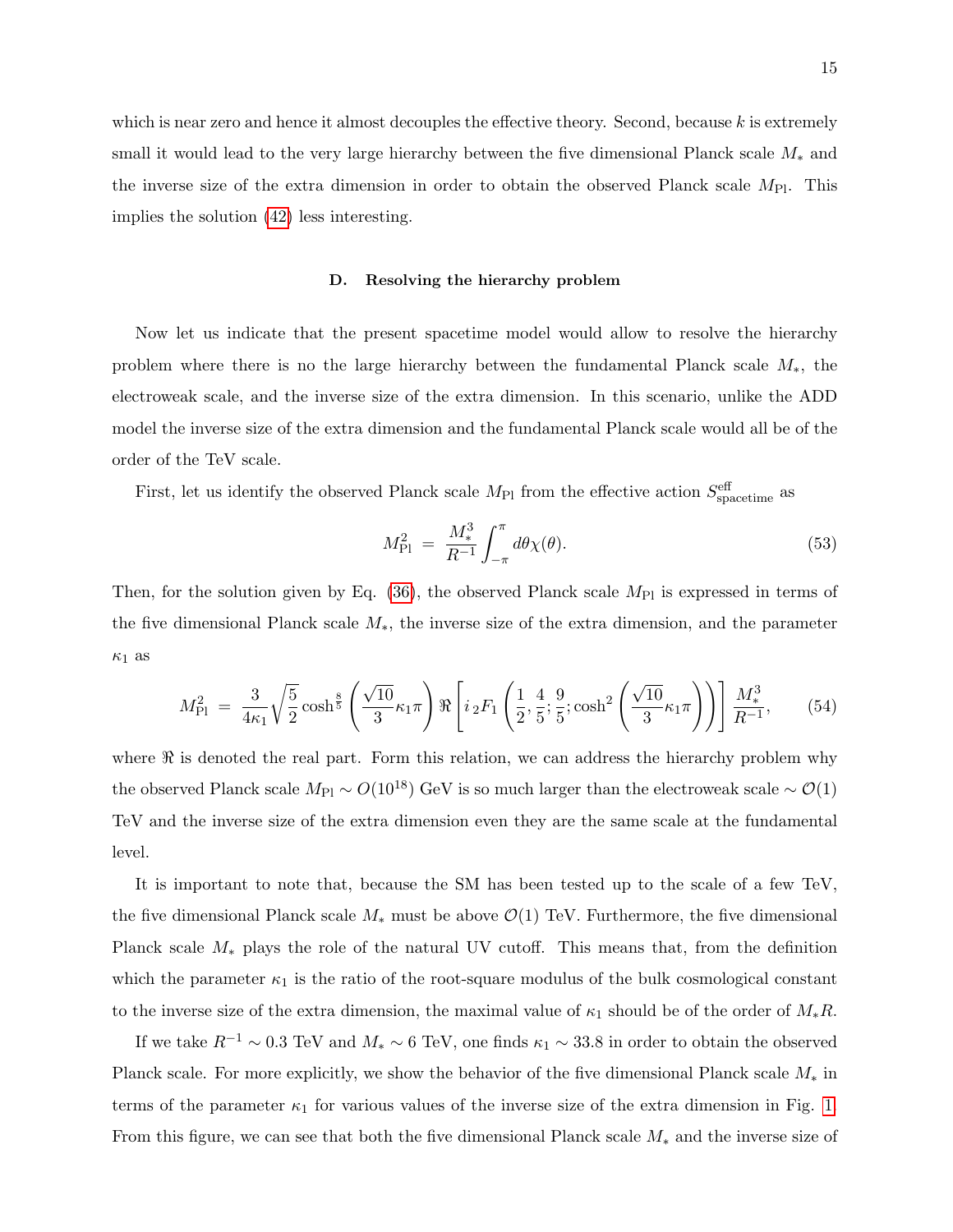which is near zero and hence it almost decouples the effective theory. Second, because $k$ is extremely small it would lead to the very large hierarchy between the five dimensional Planck scale $M_*$ and the inverse size of the extra dimension in order to obtain the observed Planck scale $M_{\rm Pl}$. This implies the solution (42) less interesting.

### D. Resolving the hierarchy problem

Now let us indicate that the present spacetime model would allow to resolve the hierarchy problem where there is no the large hierarchy between the fundamental Planck scale $M_*$, the electroweak scale, and the inverse size of the extra dimension. In this scenario, unlike the ADD model the inverse size of the extra dimension and the fundamental Planck scale would all be of the order of the TeV scale.

First, let us identify the observed Planck scale $M_{\rm Pl}$ from the effective action $S^{\rm eff}_{\rm spacetime}$ as

$$M_{\rm Pl}^2 \;=\; \frac{M_*^3}{R^{-1}}\int_{-\pi}^{\pi} d\theta \chi(\theta). \tag{53}$$

Then, for the solution given by Eq. (36), the observed Planck scale $M_{\rm Pl}$ is expressed in terms of the five dimensional Planck scale $M_*$, the inverse size of the extra dimension, and the parameter $\kappa_1$ as

$$M_{\rm Pl}^2 \;=\; \frac{3}{4\kappa_1}\sqrt{\frac{5}{2}}\cosh^{\frac{8}{5}}\left(\frac{\sqrt{10}}{3}\kappa_1\pi\right)\Re\left[i\,{}_2F_1\left(\frac{1}{2},\frac{4}{5};\frac{9}{5};\cosh^2\left(\frac{\sqrt{10}}{3}\kappa_1\pi\right)\right)\right]\frac{M_*^3}{R^{-1}}, \tag{54}$$

where $\Re$ is denoted the real part. Form this relation, we can address the hierarchy problem why the observed Planck scale $M_{\rm Pl} \sim O(10^{18})$ GeV is so much larger than the electroweak scale $\sim \mathcal{O}(1)$ TeV and the inverse size of the extra dimension even they are the same scale at the fundamental level.

It is important to note that, because the SM has been tested up to the scale of a few TeV, the five dimensional Planck scale $M_*$ must be above $\mathcal{O}(1)$ TeV. Furthermore, the five dimensional Planck scale $M_*$ plays the role of the natural UV cutoff. This means that, from the definition which the parameter $\kappa_1$ is the ratio of the root-square modulus of the bulk cosmological constant to the inverse size of the extra dimension, the maximal value of $\kappa_1$ should be of the order of $M_*R$.

If we take $R^{-1} \sim 0.3$ TeV and $M_* \sim 6$ TeV, one finds $\kappa_1 \sim 33.8$ in order to obtain the observed Planck scale. For more explicitly, we show the behavior of the five dimensional Planck scale $M_*$ in terms of the parameter $\kappa_1$ for various values of the inverse size of the extra dimension in Fig. 1. From this figure, we can see that both the five dimensional Planck scale $M_*$ and the inverse size of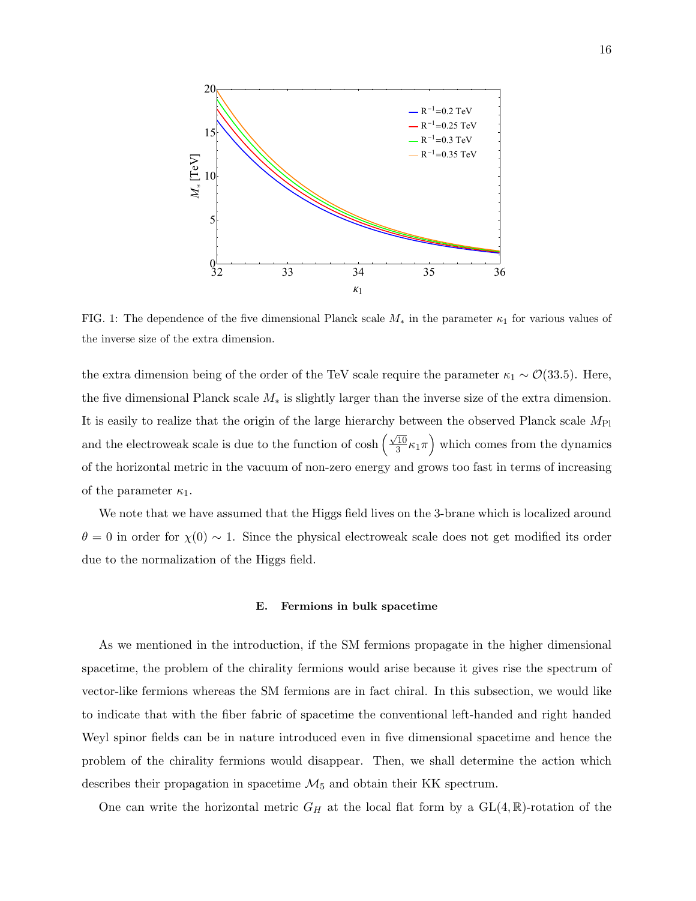FIG. 1: The dependence of the five dimensional Planck scale $M_*$ in the parameter $\kappa_1$ for various values of the inverse size of the extra dimension.

the extra dimension being of the order of the TeV scale require the parameter $\kappa_1 \sim \mathcal{O}(33.5)$. Here, the five dimensional Planck scale $M_*$ is slightly larger than the inverse size of the extra dimension. It is easily to realize that the origin of the large hierarchy between the observed Planck scale $M_{\rm Pl}$ and the electroweak scale is due to the function of $\cosh\left(\frac{\sqrt{10}}{3}\kappa_1\pi\right)$ which comes from the dynamics of the horizontal metric in the vacuum of non-zero energy and grows too fast in terms of increasing of the parameter $\kappa_1$.

We note that we have assumed that the Higgs field lives on the 3-brane which is localized around $\theta = 0$ in order for $\chi(0) \sim 1$. Since the physical electroweak scale does not get modified its order due to the normalization of the Higgs field.

### E. Fermions in bulk spacetime

As we mentioned in the introduction, if the SM fermions propagate in the higher dimensional spacetime, the problem of the chirality fermions would arise because it gives rise the spectrum of vector-like fermions whereas the SM fermions are in fact chiral. In this subsection, we would like to indicate that with the fiber fabric of spacetime the conventional left-handed and right handed Weyl spinor fields can be in nature introduced even in five dimensional spacetime and hence the problem of the chirality fermions would disappear. Then, we shall determine the action which describes their propagation in spacetime $\mathcal{M}_5$ and obtain their KK spectrum.

One can write the horizontal metric $G_H$ at the local flat form by a $\mathrm{GL}(4,\mathbb{R})$-rotation of the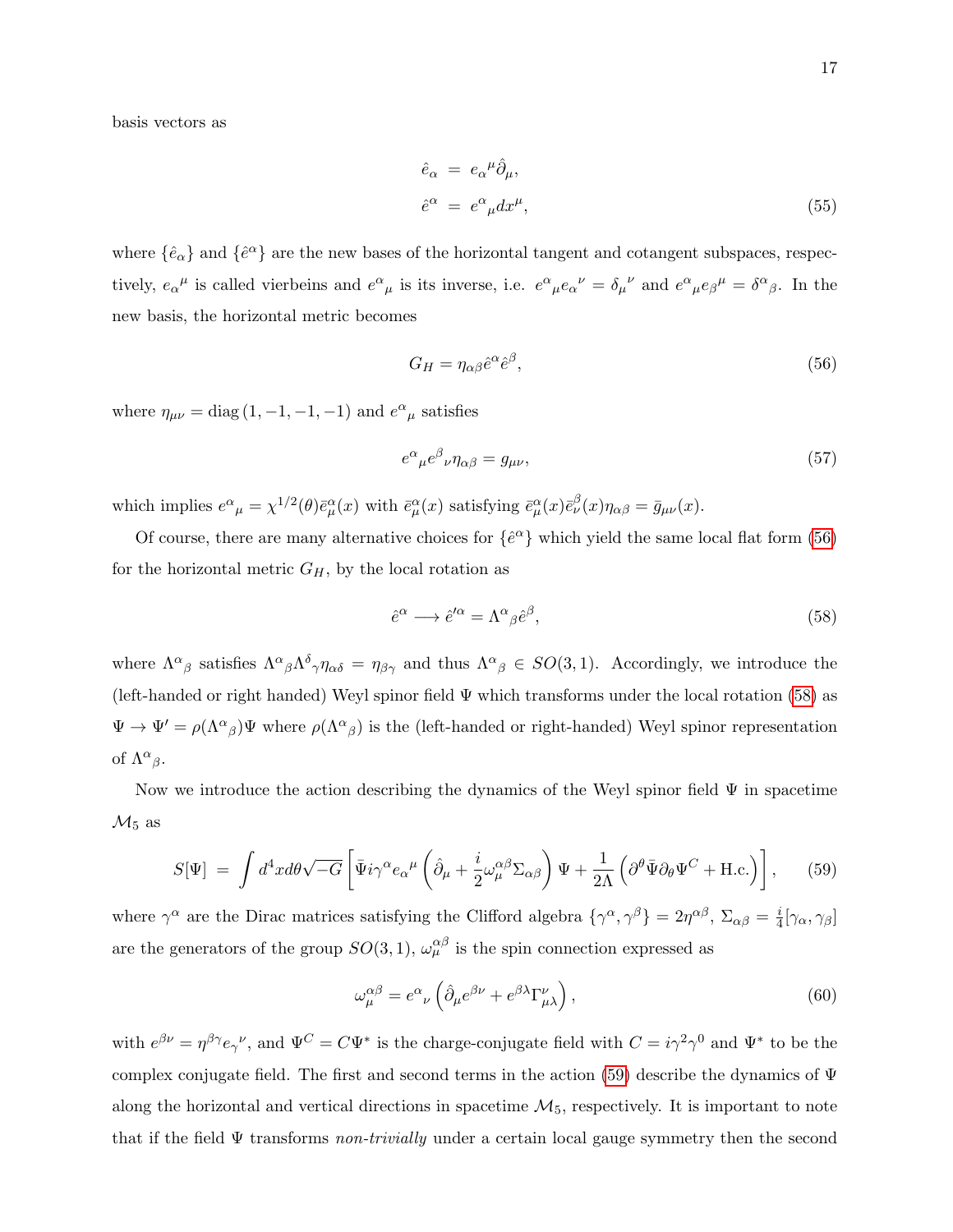basis vectors as

$$
\begin{aligned}
\hat{e}_\alpha &= e_\alpha{}^\mu \hat{\partial}_\mu, \\
\hat{e}^\alpha &= e^\alpha{}_\mu dx^\mu,
\end{aligned}
\tag{55}
$$

where $\{\hat{e}_\alpha\}$ and $\{\hat{e}^\alpha\}$ are the new bases of the horizontal tangent and cotangent subspaces, respectively, $e_\alpha{}^\mu$ is called vierbeins and $e^\alpha{}_\mu$ is its inverse, i.e. $e^\alpha{}_\mu e_\alpha{}^\nu = \delta_\mu{}^\nu$ and $e^\alpha{}_\mu e_\beta{}^\mu = \delta^\alpha{}_\beta$. In the new basis, the horizontal metric becomes

$$
G_H = \eta_{\alpha\beta}\hat{e}^\alpha \hat{e}^\beta, \tag{56}
$$

where $\eta_{\mu\nu} = \mathrm{diag}\,(1,-1,-1,-1)$ and $e^\alpha{}_\mu$ satisfies

$$
e^\alpha{}_\mu e^\beta{}_\nu \eta_{\alpha\beta} = g_{\mu\nu}, \tag{57}
$$

which implies $e^\alpha{}_\mu = \chi^{1/2}(\theta)\bar{e}^\alpha_\mu(x)$ with $\bar{e}^\alpha_\mu(x)$ satisfying $\bar{e}^\alpha_\mu(x)\bar{e}^\beta_\nu(x)\eta_{\alpha\beta} = \bar{g}_{\mu\nu}(x)$.

Of course, there are many alternative choices for $\{\hat{e}^\alpha\}$ which yield the same local flat form (56) for the horizontal metric $G_H$, by the local rotation as

$$
\hat{e}^\alpha \longrightarrow \hat{e}'^\alpha = \Lambda^\alpha{}_\beta \hat{e}^\beta, \tag{58}
$$

where $\Lambda^\alpha{}_\beta$ satisfies $\Lambda^\alpha{}_\beta \Lambda^\delta{}_\gamma \eta_{\alpha\delta} = \eta_{\beta\gamma}$ and thus $\Lambda^\alpha{}_\beta \in SO(3,1)$. Accordingly, we introduce the (left-handed or right handed) Weyl spinor field $\Psi$ which transforms under the local rotation (58) as $\Psi \to \Psi' = \rho(\Lambda^\alpha{}_\beta)\Psi$ where $\rho(\Lambda^\alpha{}_\beta)$ is the (left-handed or right-handed) Weyl spinor representation of $\Lambda^\alpha{}_\beta$.

Now we introduce the action describing the dynamics of the Weyl spinor field $\Psi$ in spacetime $\mathcal{M}_5$ as

$$
S[\Psi] = \int d^4x d\theta \sqrt{-G}\left[\bar{\Psi} i\gamma^\alpha e_\alpha{}^\mu \left(\hat{\partial}_\mu + \frac{i}{2}\omega^{\alpha\beta}_\mu \Sigma_{\alpha\beta}\right)\Psi + \frac{1}{2\Lambda}\left(\partial^\theta \bar{\Psi}\partial_\theta \Psi^C + \mathrm{H.c.}\right)\right], \tag{59}
$$

where $\gamma^\alpha$ are the Dirac matrices satisfying the Clifford algebra $\{\gamma^\alpha, \gamma^\beta\} = 2\eta^{\alpha\beta}$, $\Sigma_{\alpha\beta} = \frac{i}{4}[\gamma_\alpha, \gamma_\beta]$ are the generators of the group $SO(3,1)$, $\omega^{\alpha\beta}_\mu$ is the spin connection expressed as

$$
\omega^{\alpha\beta}_\mu = e^\alpha{}_\nu \left(\hat{\partial}_\mu e^{\beta\nu} + e^{\beta\lambda}\Gamma^\nu_{\mu\lambda}\right), \tag{60}
$$

with $e^{\beta\nu} = \eta^{\beta\gamma} e_\gamma{}^\nu$, and $\Psi^C = C\Psi^*$ is the charge-conjugate field with $C = i\gamma^2\gamma^0$ and $\Psi^*$ to be the complex conjugate field. The first and second terms in the action (59) describe the dynamics of $\Psi$ along the horizontal and vertical directions in spacetime $\mathcal{M}_5$, respectively. It is important to note that if the field $\Psi$ transforms *non-trivially* under a certain local gauge symmetry then the second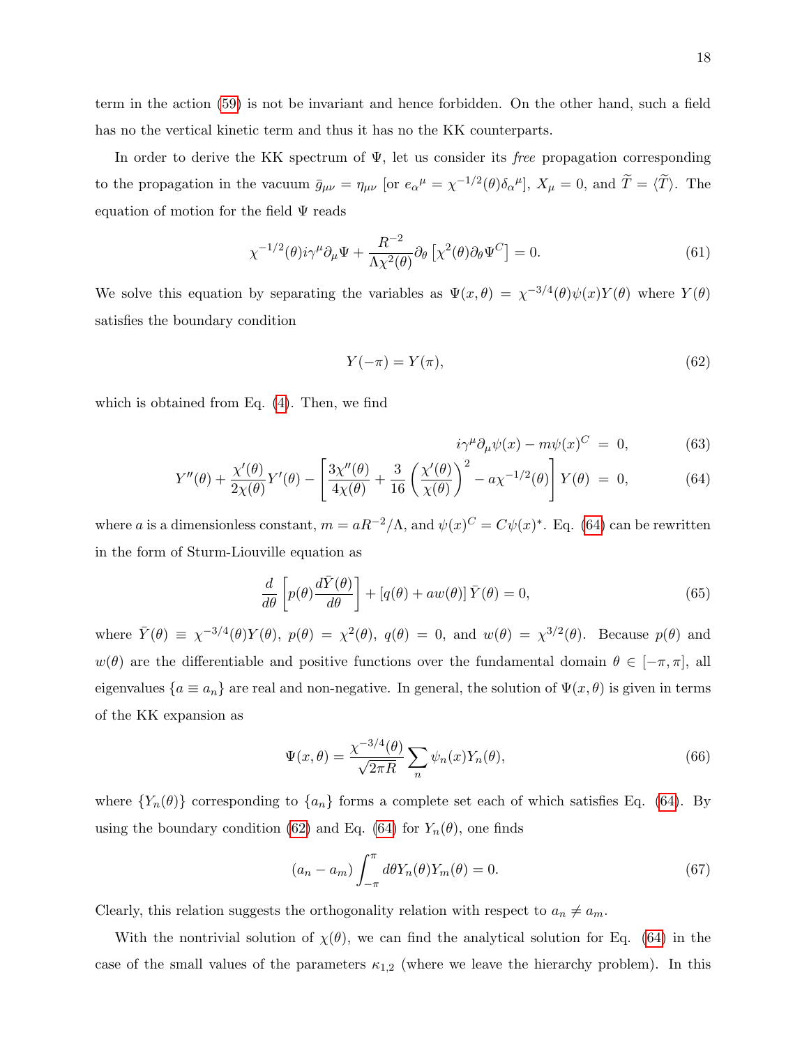term in the action (59) is not be invariant and hence forbidden. On the other hand, such a field has no the vertical kinetic term and thus it has no the KK counterparts.

In order to derive the KK spectrum of $\Psi$, let us consider its *free* propagation corresponding to the propagation in the vacuum $\bar{g}_{\mu\nu} = \eta_{\mu\nu}$ [or $e_\alpha{}^\mu = \chi^{-1/2}(\theta)\delta_\alpha{}^\mu$], $X_\mu = 0$, and $\widetilde{T} = \langle\widetilde{T}\rangle$. The equation of motion for the field $\Psi$ reads

$$\chi^{-1/2}(\theta) i\gamma^\mu \partial_\mu \Psi + \frac{R^{-2}}{\Lambda \chi^2(\theta)} \partial_\theta \left[\chi^2(\theta)\partial_\theta \Psi^C\right] = 0. \tag{61}$$

We solve this equation by separating the variables as $\Psi(x,\theta) = \chi^{-3/4}(\theta)\psi(x)Y(\theta)$ where $Y(\theta)$ satisfies the boundary condition

$$Y(-\pi) = Y(\pi), \tag{62}$$

which is obtained from Eq. (4). Then, we find

$$i\gamma^\mu\partial_\mu\psi(x) - m\psi(x)^C = 0, \tag{63}$$

$$Y''(\theta) + \frac{\chi'(\theta)}{2\chi(\theta)}Y'(\theta) - \left[\frac{3\chi''(\theta)}{4\chi(\theta)} + \frac{3}{16}\left(\frac{\chi'(\theta)}{\chi(\theta)}\right)^2 - a\chi^{-1/2}(\theta)\right]Y(\theta) = 0, \tag{64}$$

where $a$ is a dimensionless constant, $m = aR^{-2}/\Lambda$, and $\psi(x)^C = C\psi(x)^*$. Eq. (64) can be rewritten in the form of Sturm-Liouville equation as

$$\frac{d}{d\theta}\left[p(\theta)\frac{d\bar{Y}(\theta)}{d\theta}\right] + \left[q(\theta) + aw(\theta)\right]\bar{Y}(\theta) = 0, \tag{65}$$

where $\bar{Y}(\theta) \equiv \chi^{-3/4}(\theta)Y(\theta)$, $p(\theta) = \chi^2(\theta)$, $q(\theta) = 0$, and $w(\theta) = \chi^{3/2}(\theta)$. Because $p(\theta)$ and $w(\theta)$ are the differentiable and positive functions over the fundamental domain $\theta \in [-\pi, \pi]$, all eigenvalues $\{a \equiv a_n\}$ are real and non-negative. In general, the solution of $\Psi(x,\theta)$ is given in terms of the KK expansion as

$$\Psi(x,\theta) = \frac{\chi^{-3/4}(\theta)}{\sqrt{2\pi R}}\sum_n \psi_n(x)Y_n(\theta), \tag{66}$$

where $\{Y_n(\theta)\}$ corresponding to $\{a_n\}$ forms a complete set each of which satisfies Eq. (64). By using the boundary condition (62) and Eq. (64) for $Y_n(\theta)$, one finds

$$(a_n - a_m)\int_{-\pi}^{\pi} d\theta Y_n(\theta)Y_m(\theta) = 0. \tag{67}$$

Clearly, this relation suggests the orthogonality relation with respect to $a_n \neq a_m$.

With the nontrivial solution of $\chi(\theta)$, we can find the analytical solution for Eq. (64) in the case of the small values of the parameters $\kappa_{1,2}$ (where we leave the hierarchy problem). In this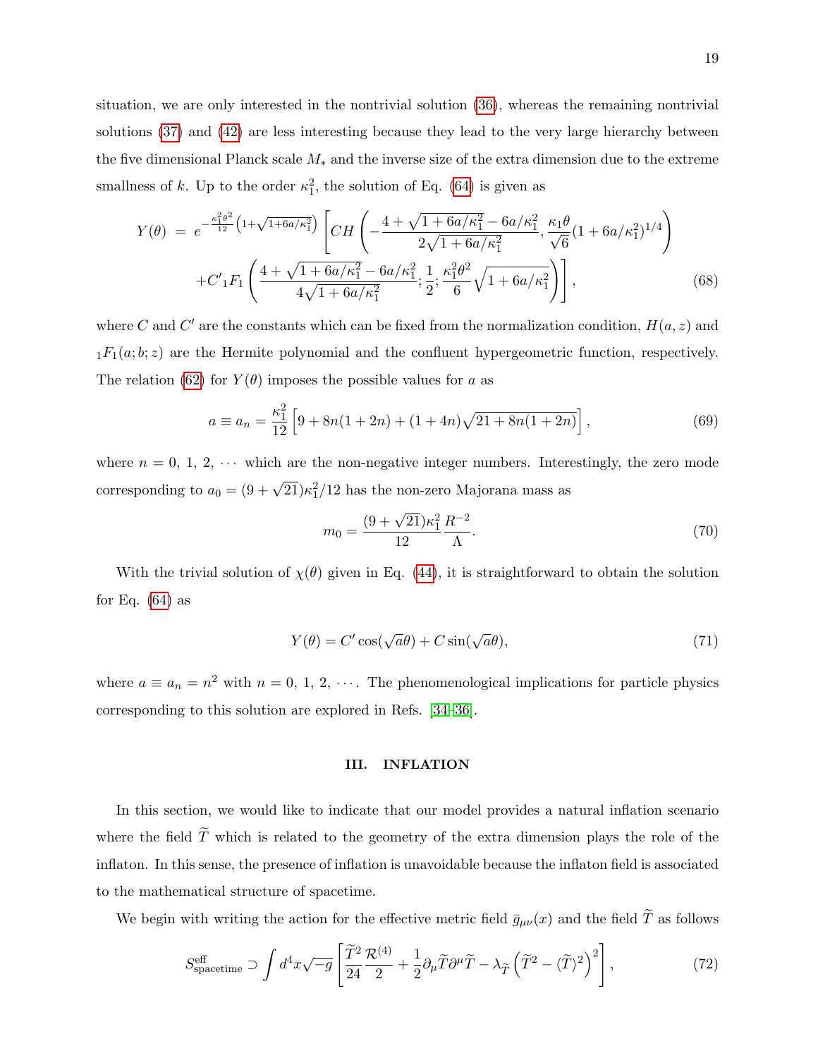situation, we are only interested in the nontrivial solution (36), whereas the remaining nontrivial solutions (37) and (42) are less interesting because they lead to the very large hierarchy between the five dimensional Planck scale $M_*$ and the inverse size of the extra dimension due to the extreme smallness of $k$. Up to the order $\kappa_1^2$, the solution of Eq. (64) is given as

$$
\begin{aligned}
Y(\theta) \;=\; & e^{-\frac{\kappa_1^2\theta^2}{12}\left(1+\sqrt{1+6a/\kappa_1^2}\right)}\left[CH\left(-\frac{4+\sqrt{1+6a/\kappa_1^2}-6a/\kappa_1^2}{2\sqrt{1+6a/\kappa_1^2}}, \frac{\kappa_1\theta}{\sqrt{6}}(1+6a/\kappa_1^2)^{1/4}\right)\right. \\
& \left. + C'{}_1F_1\left(\frac{4+\sqrt{1+6a/\kappa_1^2}-6a/\kappa_1^2}{4\sqrt{1+6a/\kappa_1^2}}; \frac{1}{2}; \frac{\kappa_1^2\theta^2}{6}\sqrt{1+6a/\kappa_1^2}\right)\right], \qquad (68)
\end{aligned}
$$

where $C$ and $C'$ are the constants which can be fixed from the normalization condition, $H(a,z)$ and ${}_1F_1(a;b;z)$ are the Hermite polynomial and the confluent hypergeometric function, respectively. The relation (62) for $Y(\theta)$ imposes the possible values for $a$ as

$$
a \equiv a_n = \frac{\kappa_1^2}{12}\left[9+8n(1+2n)+(1+4n)\sqrt{21+8n(1+2n)}\right], \qquad (69)
$$

where $n = 0,\, 1,\, 2,\, \cdots$ which are the non-negative integer numbers. Interestingly, the zero mode corresponding to $a_0 = (9+\sqrt{21})\kappa_1^2/12$ has the non-zero Majorana mass as

$$
m_0 = \frac{(9+\sqrt{21})\kappa_1^2}{12}\frac{R^{-2}}{\Lambda}. \qquad (70)
$$

With the trivial solution of $\chi(\theta)$ given in Eq. (44), it is straightforward to obtain the solution for Eq. (64) as

$$
Y(\theta) = C'\cos(\sqrt{a}\theta) + C\sin(\sqrt{a}\theta), \qquad (71)
$$

where $a \equiv a_n = n^2$ with $n = 0,\, 1,\, 2,\, \cdots$. The phenomenological implications for particle physics corresponding to this solution are explored in Refs. [34–36].

### III. INFLATION

In this section, we would like to indicate that our model provides a natural inflation scenario where the field $\widetilde{T}$ which is related to the geometry of the extra dimension plays the role of the inflaton. In this sense, the presence of inflation is unavoidable because the inflaton field is associated to the mathematical structure of spacetime.

We begin with writing the action for the effective metric field $\bar{g}_{\mu\nu}(x)$ and the field $\widetilde{T}$ as follows

$$
S^{\rm eff}_{\rm spacetime} \supset \int d^4x\sqrt{-g}\left[\frac{\widetilde{T}^2}{24}\frac{\mathcal{R}^{(4)}}{2}+\frac{1}{2}\partial_\mu\widetilde{T}\partial^\mu\widetilde{T}-\lambda_{\widetilde{T}}\left(\widetilde{T}^2-\langle\widetilde{T}\rangle^2\right)^2\right], \qquad (72)
$$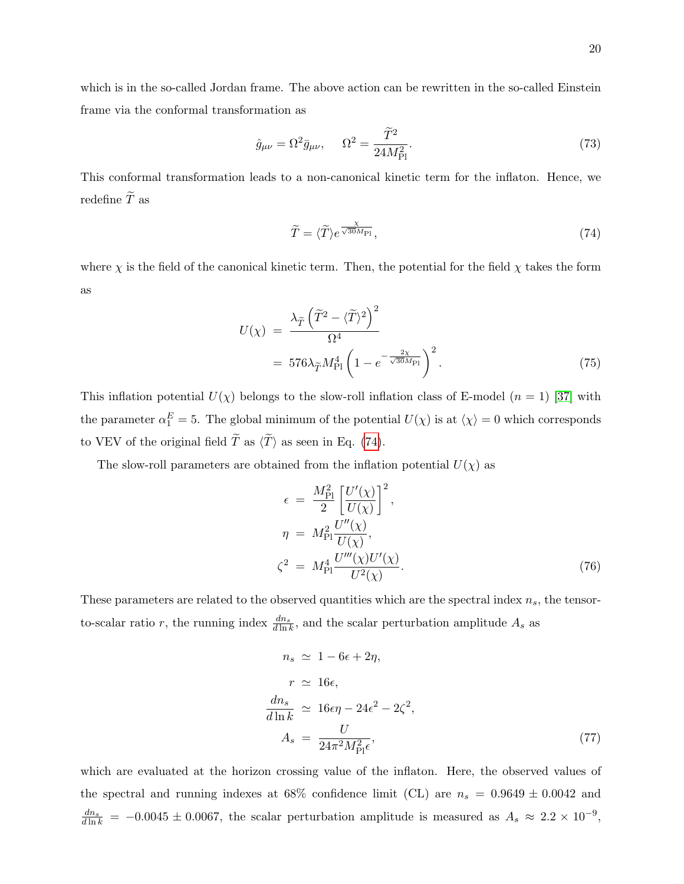which is in the so-called Jordan frame. The above action can be rewritten in the so-called Einstein frame via the conformal transformation as

$$\hat{g}_{\mu\nu} = \Omega^2 \bar{g}_{\mu\nu}, \quad \Omega^2 = \frac{\widetilde{T}^2}{24 M_{\rm Pl}^2}. \tag{73}$$

This conformal transformation leads to a non-canonical kinetic term for the inflaton. Hence, we redefine $\widetilde{T}$ as

$$\widetilde{T} = \langle \widetilde{T} \rangle e^{\frac{\chi}{\sqrt{30} M_{\rm Pl}}}, \tag{74}$$

where $\chi$ is the field of the canonical kinetic term. Then, the potential for the field $\chi$ takes the form as

$$\begin{aligned} U(\chi) &= \frac{\lambda_{\widetilde{T}} \left( \widetilde{T}^2 - \langle \widetilde{T} \rangle^2 \right)^2}{\Omega^4} \\ &= 576 \lambda_{\widetilde{T}} M_{\rm Pl}^4 \left( 1 - e^{-\frac{2\chi}{\sqrt{30} M_{\rm Pl}}} \right)^2. \end{aligned} \tag{75}$$

This inflation potential $U(\chi)$ belongs to the slow-roll inflation class of E-model ($n = 1$) [37] with the parameter $\alpha_1^E = 5$. The global minimum of the potential $U(\chi)$ is at $\langle \chi \rangle = 0$ which corresponds to VEV of the original field $\widetilde{T}$ as $\langle \widetilde{T} \rangle$ as seen in Eq. (74).

The slow-roll parameters are obtained from the inflation potential $U(\chi)$ as

$$\begin{aligned} \epsilon &= \frac{M_{\rm Pl}^2}{2} \left[ \frac{U'(\chi)}{U(\chi)} \right]^2, \\ \eta &= M_{\rm Pl}^2 \frac{U''(\chi)}{U(\chi)}, \\ \zeta^2 &= M_{\rm Pl}^4 \frac{U'''(\chi) U'(\chi)}{U^2(\chi)}. \end{aligned} \tag{76}$$

These parameters are related to the observed quantities which are the spectral index $n_s$, the tensor-to-scalar ratio $r$, the running index $\frac{dn_s}{d\ln k}$, and the scalar perturbation amplitude $A_s$ as

$$\begin{aligned} n_s &\simeq 1 - 6\epsilon + 2\eta, \\ r &\simeq 16\epsilon, \\ \frac{dn_s}{d\ln k} &\simeq 16\epsilon\eta - 24\epsilon^2 - 2\zeta^2, \\ A_s &= \frac{U}{24\pi^2 M_{\rm Pl}^2 \epsilon}, \end{aligned} \tag{77}$$

which are evaluated at the horizon crossing value of the inflaton. Here, the observed values of the spectral and running indexes at 68% confidence limit (CL) are $n_s = 0.9649 \pm 0.0042$ and $\frac{dn_s}{d\ln k} = -0.0045 \pm 0.0067$, the scalar perturbation amplitude is measured as $A_s \approx 2.2 \times 10^{-9}$,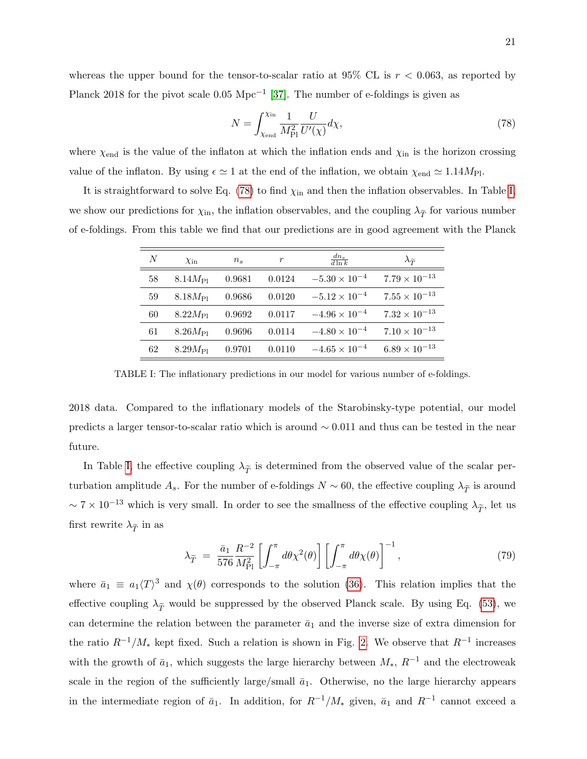whereas the upper bound for the tensor-to-scalar ratio at 95% CL is $r < 0.063$, as reported by Planck 2018 for the pivot scale 0.05 $\text{Mpc}^{-1}$ [37]. The number of e-foldings is given as

$$N = \int_{\chi_{\rm end}}^{\chi_{\rm in}} \frac{1}{M_{\rm Pl}^2} \frac{U}{U'(\chi)} d\chi, \tag{78}$$

where $\chi_{\rm end}$ is the value of the inflaton at which the inflation ends and $\chi_{\rm in}$ is the horizon crossing value of the inflaton. By using $\epsilon \simeq 1$ at the end of the inflation, we obtain $\chi_{\rm end} \simeq 1.14 M_{\rm Pl}$.

It is straightforward to solve Eq. (78) to find $\chi_{\rm in}$ and then the inflation observables. In Table I, we show our predictions for $\chi_{\rm in}$, the inflation observables, and the coupling $\lambda_{\widetilde{T}}$ for various number of e-foldings. From this table we find that our predictions are in good agreement with the Planck 2018 data. Compared to the inflationary models of the Starobinsky-type potential, our model predicts a larger tensor-to-scalar ratio which is around $\sim 0.011$ and thus can be tested in the near future.

| $N$ | $\chi_{\rm in}$ | $n_s$ | $r$ | $\frac{dn_s}{d\ln k}$ | $\lambda_{\widetilde{T}}$ |
|---|---|---|---|---|---|
| 58 | $8.14 M_{\rm Pl}$ | 0.9681 | 0.0124 | $-5.30 \times 10^{-4}$ | $7.79 \times 10^{-13}$ |
| 59 | $8.18 M_{\rm Pl}$ | 0.9686 | 0.0120 | $-5.12 \times 10^{-4}$ | $7.55 \times 10^{-13}$ |
| 60 | $8.22 M_{\rm Pl}$ | 0.9692 | 0.0117 | $-4.96 \times 10^{-4}$ | $7.32 \times 10^{-13}$ |
| 61 | $8.26 M_{\rm Pl}$ | 0.9696 | 0.0114 | $-4.80 \times 10^{-4}$ | $7.10 \times 10^{-13}$ |
| 62 | $8.29 M_{\rm Pl}$ | 0.9701 | 0.0110 | $-4.65 \times 10^{-4}$ | $6.89 \times 10^{-13}$ |

TABLE I: The inflationary predictions in our model for various number of e-foldings.

In Table I, the effective coupling $\lambda_{\widetilde{T}}$ is determined from the observed value of the scalar perturbation amplitude $A_s$. For the number of e-foldings $N \sim 60$, the effective coupling $\lambda_{\widetilde{T}}$ is around $\sim 7 \times 10^{-13}$ which is very small. In order to see the smallness of the effective coupling $\lambda_{\widetilde{T}}$, let us first rewrite $\lambda_{\widetilde{T}}$ in as

$$\lambda_{\widetilde{T}} = \frac{\bar{a}_1}{576} \frac{R^{-2}}{M_{\rm Pl}^2} \left[\int_{-\pi}^{\pi} d\theta \chi^2(\theta)\right] \left[\int_{-\pi}^{\pi} d\theta \chi(\theta)\right]^{-1}, \tag{79}$$

where $\bar{a}_1 \equiv a_1 \langle T \rangle^3$ and $\chi(\theta)$ corresponds to the solution (36). This relation implies that the effective coupling $\lambda_{\widetilde{T}}$ would be suppressed by the observed Planck scale. By using Eq. (53), we can determine the relation between the parameter $\bar{a}_1$ and the inverse size of extra dimension for the ratio $R^{-1}/M_*$ kept fixed. Such a relation is shown in Fig. 2. We observe that $R^{-1}$ increases with the growth of $\bar{a}_1$, which suggests the large hierarchy between $M_*$, $R^{-1}$ and the electroweak scale in the region of the sufficiently large/small $\bar{a}_1$. Otherwise, no the large hierarchy appears in the intermediate region of $\bar{a}_1$. In addition, for $R^{-1}/M_*$ given, $\bar{a}_1$ and $R^{-1}$ cannot exceed a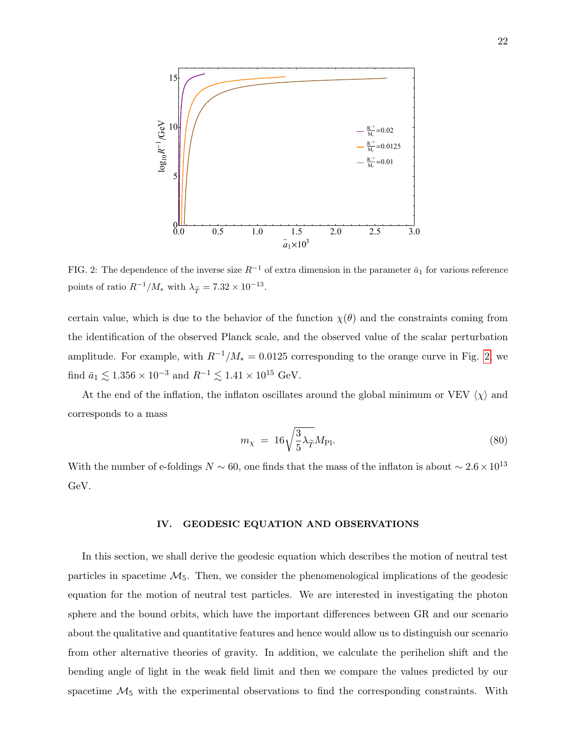FIG. 2: The dependence of the inverse size $R^{-1}$ of extra dimension in the parameter $\bar{a}_1$ for various reference points of ratio $R^{-1}/M_*$ with $\lambda_{\widetilde{T}} = 7.32 \times 10^{-13}$.

certain value, which is due to the behavior of the function $\chi(\theta)$ and the constraints coming from the identification of the observed Planck scale, and the observed value of the scalar perturbation amplitude. For example, with $R^{-1}/M_* = 0.0125$ corresponding to the orange curve in Fig. 2, we find $\bar{a}_1 \lesssim 1.356 \times 10^{-3}$ and $R^{-1} \lesssim 1.41 \times 10^{15}$ GeV.

At the end of the inflation, the inflaton oscillates around the global minimum or VEV $\langle\chi\rangle$ and corresponds to a mass

$$m_\chi \;=\; 16\sqrt{\frac{3}{5}\lambda_{\widetilde{T}}}M_{\text{Pl}}. \tag{80}$$

With the number of e-foldings $N \sim 60$, one finds that the mass of the inflaton is about $\sim 2.6 \times 10^{13}$ GeV.

## IV. GEODESIC EQUATION AND OBSERVATIONS

In this section, we shall derive the geodesic equation which describes the motion of neutral test particles in spacetime $\mathcal{M}_5$. Then, we consider the phenomenological implications of the geodesic equation for the motion of neutral test particles. We are interested in investigating the photon sphere and the bound orbits, which have the important differences between GR and our scenario about the qualitative and quantitative features and hence would allow us to distinguish our scenario from other alternative theories of gravity. In addition, we calculate the perihelion shift and the bending angle of light in the weak field limit and then we compare the values predicted by our spacetime $\mathcal{M}_5$ with the experimental observations to find the corresponding constraints. With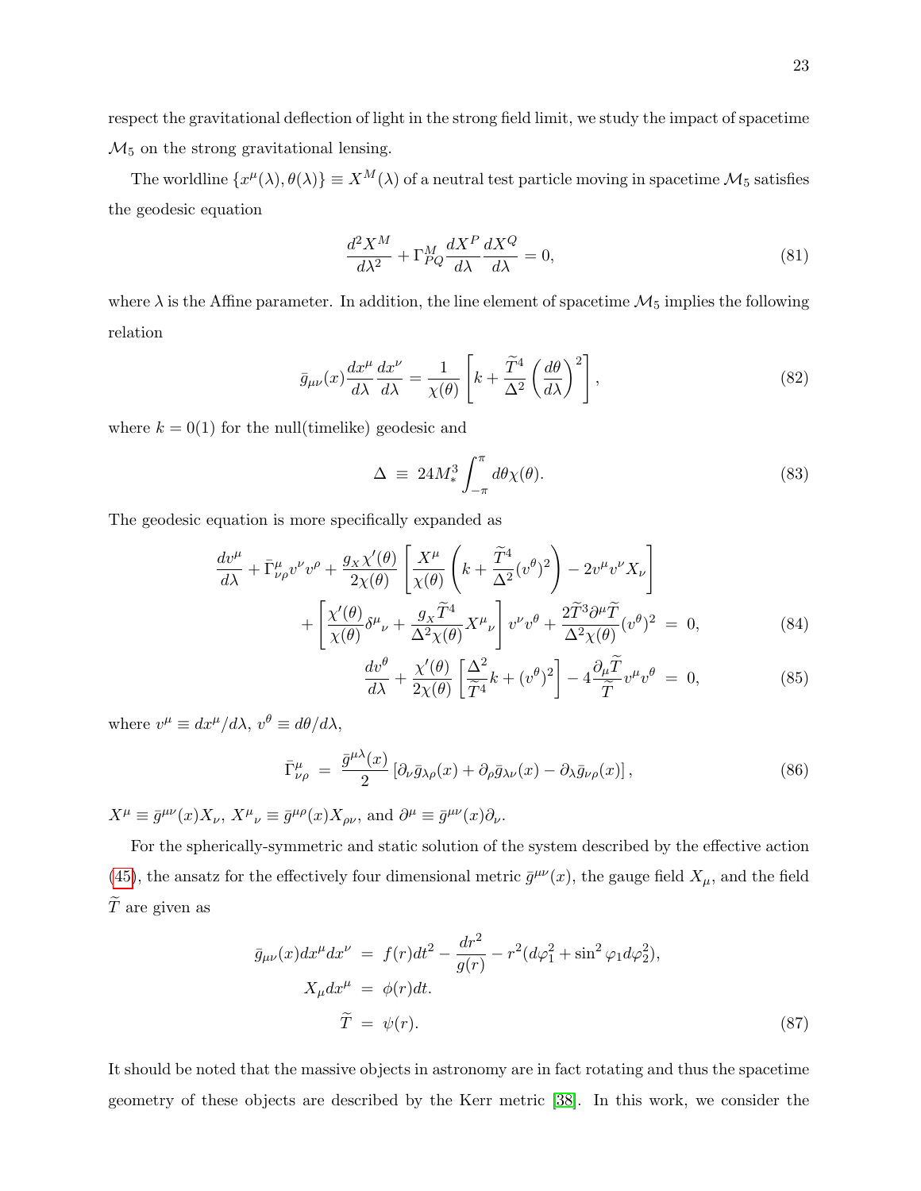respect the gravitational deflection of light in the strong field limit, we study the impact of spacetime $\mathcal{M}_5$ on the strong gravitational lensing.

The worldline $\{x^\mu(\lambda), \theta(\lambda)\} \equiv X^M(\lambda)$ of a neutral test particle moving in spacetime $\mathcal{M}_5$ satisfies the geodesic equation

$$\frac{d^2X^M}{d\lambda^2} + \Gamma^M_{PQ}\frac{dX^P}{d\lambda}\frac{dX^Q}{d\lambda} = 0, \tag{81}$$

where $\lambda$ is the Affine parameter. In addition, the line element of spacetime $\mathcal{M}_5$ implies the following relation

$$\bar{g}_{\mu\nu}(x)\frac{dx^\mu}{d\lambda}\frac{dx^\nu}{d\lambda} = \frac{1}{\chi(\theta)}\left[k + \frac{\widetilde{T}^4}{\Delta^2}\left(\frac{d\theta}{d\lambda}\right)^2\right], \tag{82}$$

where $k = 0(1)$ for the null(timelike) geodesic and

$$\Delta \equiv 24M_*^3\int_{-\pi}^{\pi} d\theta\chi(\theta). \tag{83}$$

The geodesic equation is more specifically expanded as

$$\begin{aligned}
\frac{dv^\mu}{d\lambda} + \bar{\Gamma}^\mu_{\nu\rho}v^\nu v^\rho + \frac{g_X\chi'(\theta)}{2\chi(\theta)}\left[\frac{X^\mu}{\chi(\theta)}\left(k + \frac{\widetilde{T}^4}{\Delta^2}(v^\theta)^2\right) - 2v^\mu v^\nu X_\nu\right]& \\
+ \left[\frac{\chi'(\theta)}{\chi(\theta)}\delta^\mu{}_\nu + \frac{g_X\widetilde{T}^4}{\Delta^2\chi(\theta)}X^\mu{}_\nu\right]v^\nu v^\theta + \frac{2\widetilde{T}^3\partial^\mu\widetilde{T}}{\Delta^2\chi(\theta)}(v^\theta)^2 &= 0, \qquad (84)\\
\frac{dv^\theta}{d\lambda} + \frac{\chi'(\theta)}{2\chi(\theta)}\left[\frac{\Delta^2}{\widetilde{T}^4}k + (v^\theta)^2\right] - 4\frac{\partial_\mu\widetilde{T}}{\widetilde{T}}v^\mu v^\theta &= 0, \qquad (85)
\end{aligned}$$

where $v^\mu \equiv dx^\mu/d\lambda$, $v^\theta \equiv d\theta/d\lambda$,

$$\bar{\Gamma}^\mu_{\nu\rho} = \frac{\bar{g}^{\mu\lambda}(x)}{2}\left[\partial_\nu\bar{g}_{\lambda\rho}(x) + \partial_\rho\bar{g}_{\lambda\nu}(x) - \partial_\lambda\bar{g}_{\nu\rho}(x)\right], \tag{86}$$

$X^\mu \equiv \bar{g}^{\mu\nu}(x)X_\nu$, $X^\mu{}_\nu \equiv \bar{g}^{\mu\rho}(x)X_{\rho\nu}$, and $\partial^\mu \equiv \bar{g}^{\mu\nu}(x)\partial_\nu$.

For the spherically-symmetric and static solution of the system described by the effective action (45), the ansatz for the effectively four dimensional metric $\bar{g}^{\mu\nu}(x)$, the gauge field $X_\mu$, and the field $\widetilde{T}$ are given as

$$\begin{aligned}
\bar{g}_{\mu\nu}(x)dx^\mu dx^\nu &= f(r)dt^2 - \frac{dr^2}{g(r)} - r^2(d\varphi_1^2 + \sin^2\varphi_1 d\varphi_2^2),\\
X_\mu dx^\mu &= \phi(r)dt.\\
\widetilde{T} &= \psi(r).
\end{aligned} \tag{87}$$

It should be noted that the massive objects in astronomy are in fact rotating and thus the spacetime geometry of these objects are described by the Kerr metric [38]. In this work, we consider the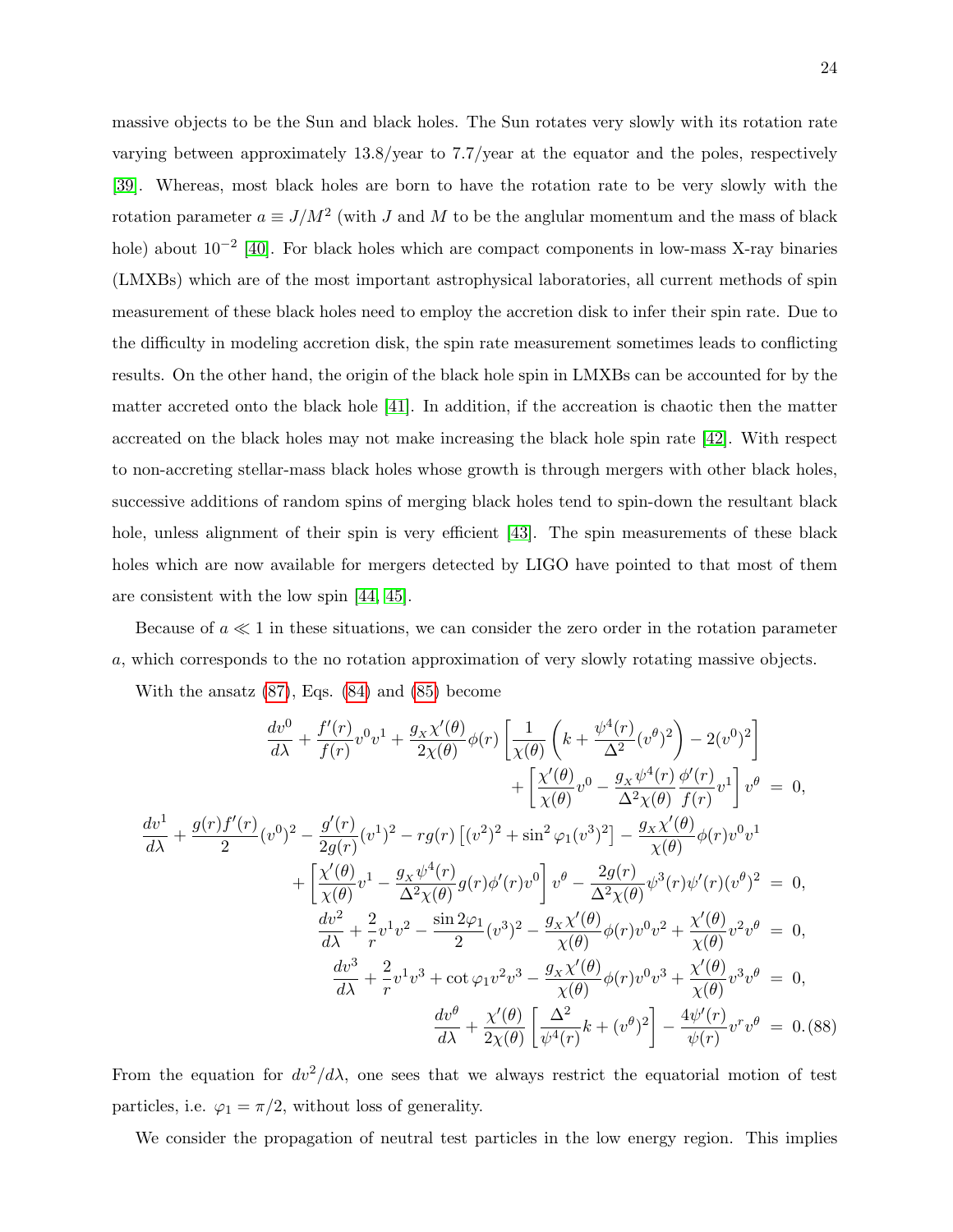massive objects to be the Sun and black holes. The Sun rotates very slowly with its rotation rate varying between approximately 13.8/year to 7.7/year at the equator and the poles, respectively [39]. Whereas, most black holes are born to have the rotation rate to be very slowly with the rotation parameter $a \equiv J/M^2$ (with $J$ and $M$ to be the anglular momentum and the mass of black hole) about $10^{-2}$ [40]. For black holes which are compact components in low-mass X-ray binaries (LMXBs) which are of the most important astrophysical laboratories, all current methods of spin measurement of these black holes need to employ the accretion disk to infer their spin rate. Due to the difficulty in modeling accretion disk, the spin rate measurement sometimes leads to conflicting results. On the other hand, the origin of the black hole spin in LMXBs can be accounted for by the matter accreted onto the black hole [41]. In addition, if the accreation is chaotic then the matter accreated on the black holes may not make increasing the black hole spin rate [42]. With respect to non-accreting stellar-mass black holes whose growth is through mergers with other black holes, successive additions of random spins of merging black holes tend to spin-down the resultant black hole, unless alignment of their spin is very efficient [43]. The spin measurements of these black holes which are now available for mergers detected by LIGO have pointed to that most of them are consistent with the low spin [44, 45].

Because of $a \ll 1$ in these situations, we can consider the zero order in the rotation parameter $a$, which corresponds to the no rotation approximation of very slowly rotating massive objects.

With the ansatz (87), Eqs. (84) and (85) become

$$
\begin{aligned}
\frac{dv^0}{d\lambda} + \frac{f'(r)}{f(r)}v^0v^1 + \frac{g_X\chi'(\theta)}{2\chi(\theta)}\phi(r)\left[\frac{1}{\chi(\theta)}\left(k + \frac{\psi^4(r)}{\Delta^2}(v^\theta)^2\right) - 2(v^0)^2\right]& \\
+ \left[\frac{\chi'(\theta)}{\chi(\theta)}v^0 - \frac{g_X\psi^4(r)}{\Delta^2\chi(\theta)}\frac{\phi'(r)}{f(r)}v^1\right]v^\theta &= 0, \\
\frac{dv^1}{d\lambda} + \frac{g(r)f'(r)}{2}(v^0)^2 - \frac{g'(r)}{2g(r)}(v^1)^2 - rg(r)\left[(v^2)^2 + \sin^2\varphi_1(v^3)^2\right] - \frac{g_X\chi'(\theta)}{\chi(\theta)}\phi(r)v^0v^1& \\
+ \left[\frac{\chi'(\theta)}{\chi(\theta)}v^1 - \frac{g_X\psi^4(r)}{\Delta^2\chi(\theta)}g(r)\phi'(r)v^0\right]v^\theta - \frac{2g(r)}{\Delta^2\chi(\theta)}\psi^3(r)\psi'(r)(v^\theta)^2 &= 0, \\
\frac{dv^2}{d\lambda} + \frac{2}{r}v^1v^2 - \frac{\sin 2\varphi_1}{2}(v^3)^2 - \frac{g_X\chi'(\theta)}{\chi(\theta)}\phi(r)v^0v^2 + \frac{\chi'(\theta)}{\chi(\theta)}v^2v^\theta &= 0, \\
\frac{dv^3}{d\lambda} + \frac{2}{r}v^1v^3 + \cot\varphi_1 v^2v^3 - \frac{g_X\chi'(\theta)}{\chi(\theta)}\phi(r)v^0v^3 + \frac{\chi'(\theta)}{\chi(\theta)}v^3v^\theta &= 0, \\
\frac{dv^\theta}{d\lambda} + \frac{\chi'(\theta)}{2\chi(\theta)}\left[\frac{\Delta^2}{\psi^4(r)}k + (v^\theta)^2\right] - \frac{4\psi'(r)}{\psi(r)}v^rv^\theta &= 0. \quad (88)
\end{aligned}
$$

From the equation for $dv^2/d\lambda$, one sees that we always restrict the equatorial motion of test particles, i.e. $\varphi_1 = \pi/2$, without loss of generality.

We consider the propagation of neutral test particles in the low energy region. This implies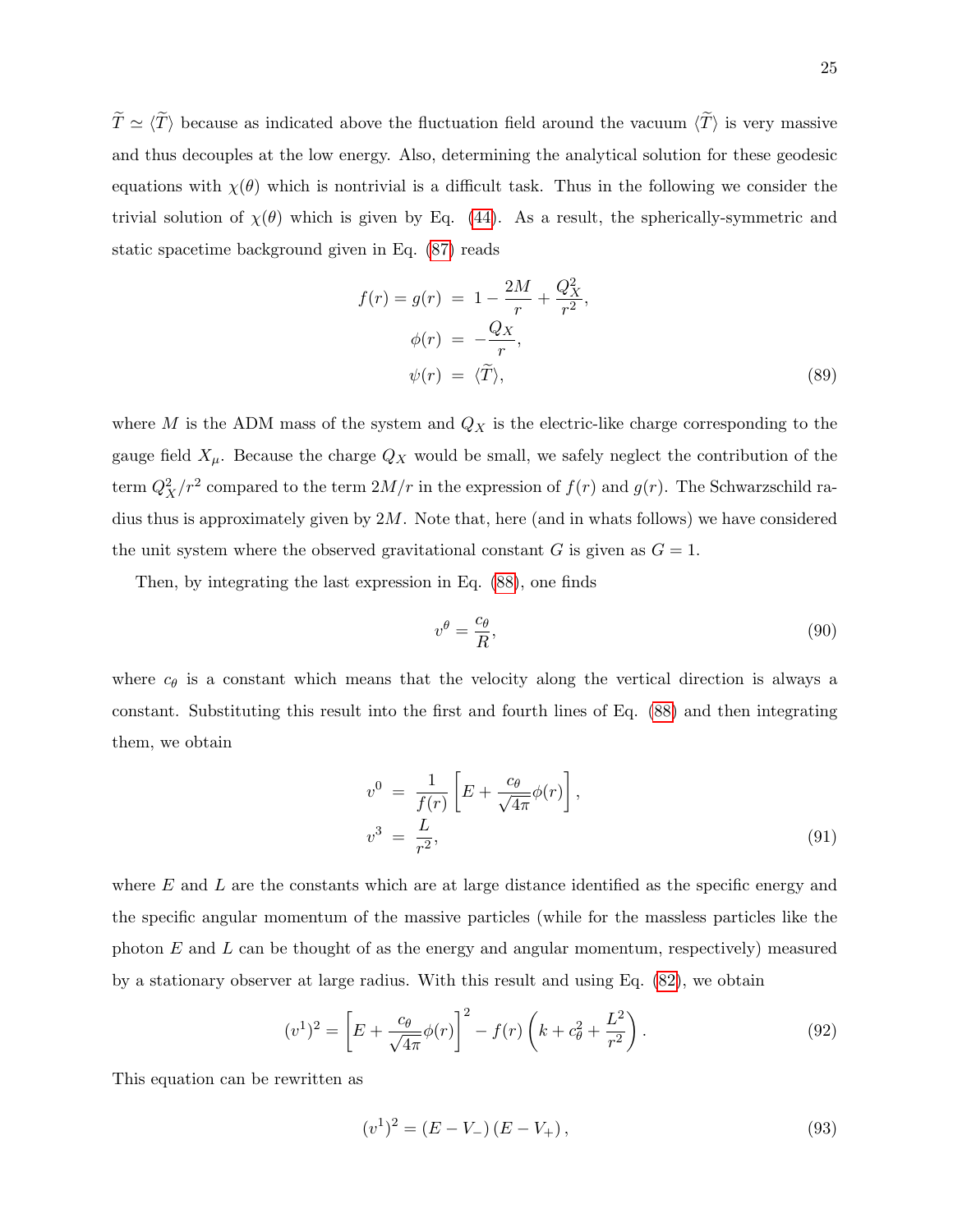$\widetilde{T} \simeq \langle \widetilde{T} \rangle$ because as indicated above the fluctuation field around the vacuum $\langle \widetilde{T} \rangle$ is very massive and thus decouples at the low energy. Also, determining the analytical solution for these geodesic equations with $\chi(\theta)$ which is nontrivial is a difficult task. Thus in the following we consider the trivial solution of $\chi(\theta)$ which is given by Eq. (44). As a result, the spherically-symmetric and static spacetime background given in Eq. (87) reads

$$
\begin{aligned}
f(r) = g(r) &= 1 - \frac{2M}{r} + \frac{Q_X^2}{r^2}, \\
\phi(r) &= -\frac{Q_X}{r}, \\
\psi(r) &= \langle \widetilde{T} \rangle,
\end{aligned} \tag{89}
$$

where $M$ is the ADM mass of the system and $Q_X$ is the electric-like charge corresponding to the gauge field $X_\mu$. Because the charge $Q_X$ would be small, we safely neglect the contribution of the term $Q_X^2/r^2$ compared to the term $2M/r$ in the expression of $f(r)$ and $g(r)$. The Schwarzschild radius thus is approximately given by $2M$. Note that, here (and in whats follows) we have considered the unit system where the observed gravitational constant $G$ is given as $G = 1$.

Then, by integrating the last expression in Eq. (88), one finds

$$
v^\theta = \frac{c_\theta}{R}, \tag{90}
$$

where $c_\theta$ is a constant which means that the velocity along the vertical direction is always a constant. Substituting this result into the first and fourth lines of Eq. (88) and then integrating them, we obtain

$$
\begin{aligned}
v^0 &= \frac{1}{f(r)} \left[ E + \frac{c_\theta}{\sqrt{4\pi}} \phi(r) \right], \\
v^3 &= \frac{L}{r^2},
\end{aligned} \tag{91}
$$

where $E$ and $L$ are the constants which are at large distance identified as the specific energy and the specific angular momentum of the massive particles (while for the massless particles like the photon $E$ and $L$ can be thought of as the energy and angular momentum, respectively) measured by a stationary observer at large radius. With this result and using Eq. (82), we obtain

$$
(v^1)^2 = \left[ E + \frac{c_\theta}{\sqrt{4\pi}} \phi(r) \right]^2 - f(r) \left( k + c_\theta^2 + \frac{L^2}{r^2} \right). \tag{92}
$$

This equation can be rewritten as

$$
(v^1)^2 = (E - V_-)(E - V_+), \tag{93}
$$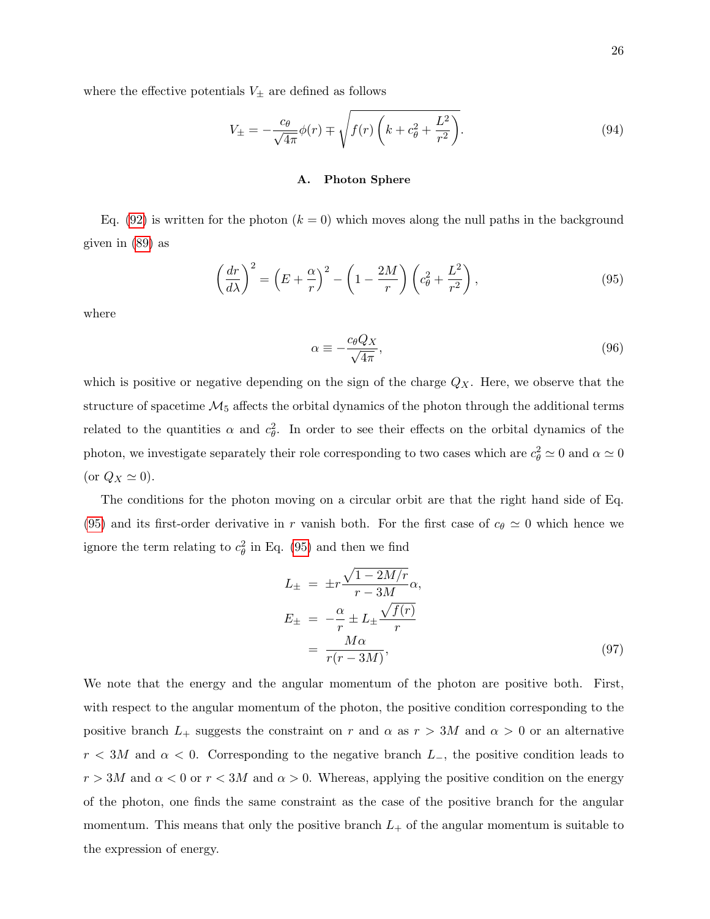where the effective potentials $V_{\pm}$ are defined as follows

$$V_{\pm} = -\frac{c_\theta}{\sqrt{4\pi}}\phi(r) \mp \sqrt{f(r)\left(k + c_\theta^2 + \frac{L^2}{r^2}\right)}. \tag{94}$$

### A. Photon Sphere

Eq. (92) is written for the photon ($k = 0$) which moves along the null paths in the background given in (89) as

$$\left(\frac{dr}{d\lambda}\right)^2 = \left(E + \frac{\alpha}{r}\right)^2 - \left(1 - \frac{2M}{r}\right)\left(c_\theta^2 + \frac{L^2}{r^2}\right), \tag{95}$$

where

$$\alpha \equiv -\frac{c_\theta Q_X}{\sqrt{4\pi}}, \tag{96}$$

which is positive or negative depending on the sign of the charge $Q_X$. Here, we observe that the structure of spacetime $\mathcal{M}_5$ affects the orbital dynamics of the photon through the additional terms related to the quantities $\alpha$ and $c_\theta^2$. In order to see their effects on the orbital dynamics of the photon, we investigate separately their role corresponding to two cases which are $c_\theta^2 \simeq 0$ and $\alpha \simeq 0$ (or $Q_X \simeq 0$).

The conditions for the photon moving on a circular orbit are that the right hand side of Eq. (95) and its first-order derivative in $r$ vanish both. For the first case of $c_\theta \simeq 0$ which hence we ignore the term relating to $c_\theta^2$ in Eq. (95) and then we find

$$\begin{aligned}
L_{\pm} &= \pm r\frac{\sqrt{1 - 2M/r}}{r - 3M}\alpha, \\
E_{\pm} &= -\frac{\alpha}{r} \pm L_{\pm}\frac{\sqrt{f(r)}}{r} \\
&= \frac{M\alpha}{r(r - 3M)},
\end{aligned} \tag{97}$$

We note that the energy and the angular momentum of the photon are positive both. First, with respect to the angular momentum of the photon, the positive condition corresponding to the positive branch $L_+$ suggests the constraint on $r$ and $\alpha$ as $r > 3M$ and $\alpha > 0$ or an alternative $r < 3M$ and $\alpha < 0$. Corresponding to the negative branch $L_-$, the positive condition leads to $r > 3M$ and $\alpha < 0$ or $r < 3M$ and $\alpha > 0$. Whereas, applying the positive condition on the energy of the photon, one finds the same constraint as the case of the positive branch for the angular momentum. This means that only the positive branch $L_+$ of the angular momentum is suitable to the expression of energy.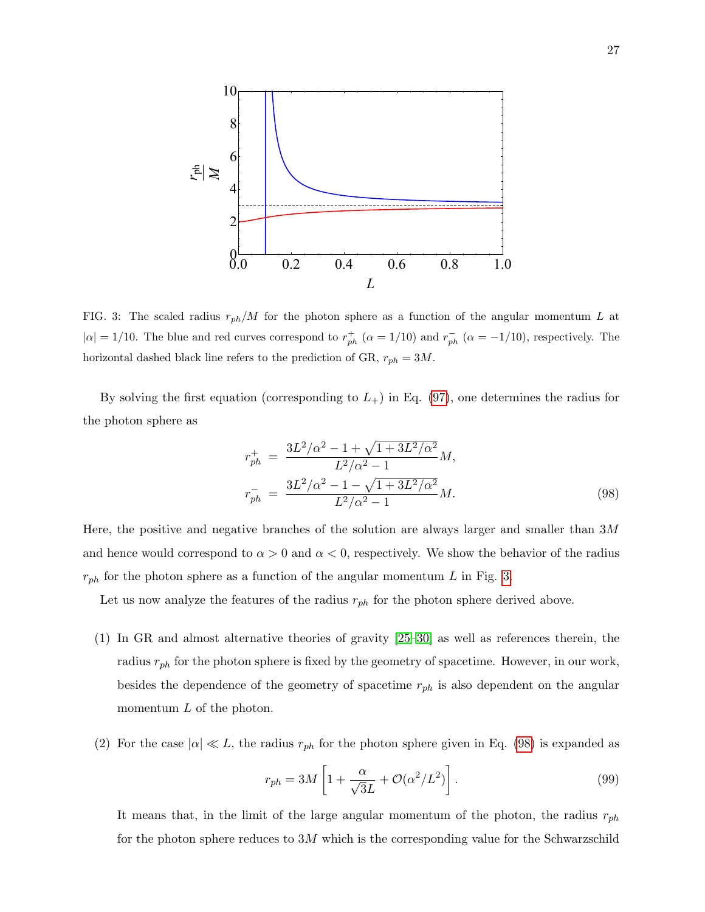FIG. 3: The scaled radius $r_{ph}/M$ for the photon sphere as a function of the angular momentum $L$ at $|\alpha| = 1/10$. The blue and red curves correspond to $r_{ph}^+$ ($\alpha = 1/10$) and $r_{ph}^-$ ($\alpha = -1/10$), respectively. The horizontal dashed black line refers to the prediction of GR, $r_{ph} = 3M$.

By solving the first equation (corresponding to $L_+$) in Eq. (97), one determines the radius for the photon sphere as

$$
\begin{aligned}
r_{ph}^+ &= \frac{3L^2/\alpha^2 - 1 + \sqrt{1 + 3L^2/\alpha^2}}{L^2/\alpha^2 - 1} M, \\
r_{ph}^- &= \frac{3L^2/\alpha^2 - 1 - \sqrt{1 + 3L^2/\alpha^2}}{L^2/\alpha^2 - 1} M.
\end{aligned} \tag{98}
$$

Here, the positive and negative branches of the solution are always larger and smaller than $3M$ and hence would correspond to $\alpha > 0$ and $\alpha < 0$, respectively. We show the behavior of the radius $r_{ph}$ for the photon sphere as a function of the angular momentum $L$ in Fig. 3.

Let us now analyze the features of the radius $r_{ph}$ for the photon sphere derived above.

(1) In GR and almost alternative theories of gravity [25–30] as well as references therein, the radius $r_{ph}$ for the photon sphere is fixed by the geometry of spacetime. However, in our work, besides the dependence of the geometry of spacetime $r_{ph}$ is also dependent on the angular momentum $L$ of the photon.

(2) For the case $|\alpha| \ll L$, the radius $r_{ph}$ for the photon sphere given in Eq. (98) is expanded as

$$
r_{ph} = 3M \left[ 1 + \frac{\alpha}{\sqrt{3}L} + \mathcal{O}(\alpha^2/L^2) \right]. \tag{99}
$$

It means that, in the limit of the large angular momentum of the photon, the radius $r_{ph}$ for the photon sphere reduces to $3M$ which is the corresponding value for the Schwarzschild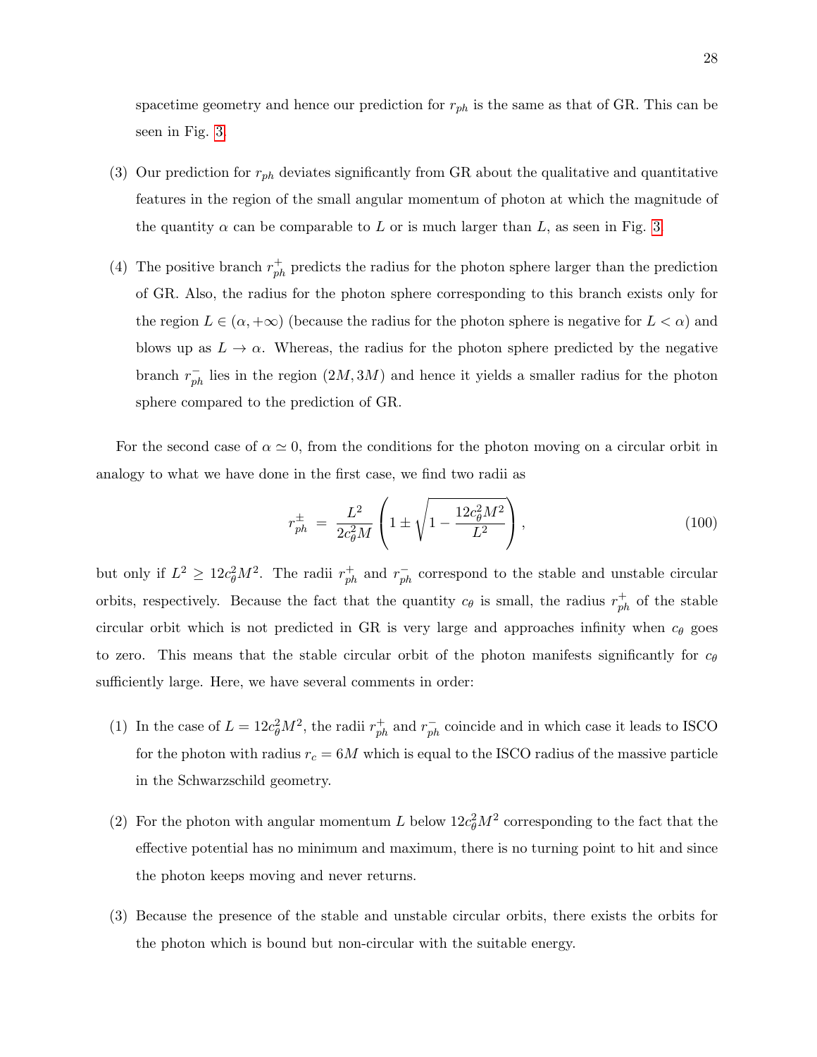spacetime geometry and hence our prediction for $r_{ph}$ is the same as that of GR. This can be seen in Fig. 3.

(3) Our prediction for $r_{ph}$ deviates significantly from GR about the qualitative and quantitative features in the region of the small angular momentum of photon at which the magnitude of the quantity $\alpha$ can be comparable to $L$ or is much larger than $L$, as seen in Fig. 3.

(4) The positive branch $r^+_{ph}$ predicts the radius for the photon sphere larger than the prediction of GR. Also, the radius for the photon sphere corresponding to this branch exists only for the region $L \in (\alpha, +\infty)$ (because the radius for the photon sphere is negative for $L < \alpha$) and blows up as $L \to \alpha$. Whereas, the radius for the photon sphere predicted by the negative branch $r^-_{ph}$ lies in the region $(2M, 3M)$ and hence it yields a smaller radius for the photon sphere compared to the prediction of GR.

For the second case of $\alpha \simeq 0$, from the conditions for the photon moving on a circular orbit in analogy to what we have done in the first case, we find two radii as

$$r^{\pm}_{ph} \;=\; \frac{L^2}{2c^2_\theta M}\left(1 \pm \sqrt{1-\frac{12c^2_\theta M^2}{L^2}}\right), \tag{100}$$

but only if $L^2 \geq 12c^2_\theta M^2$. The radii $r^+_{ph}$ and $r^-_{ph}$ correspond to the stable and unstable circular orbits, respectively. Because the fact that the quantity $c_\theta$ is small, the radius $r^+_{ph}$ of the stable circular orbit which is not predicted in GR is very large and approaches infinity when $c_\theta$ goes to zero. This means that the stable circular orbit of the photon manifests significantly for $c_\theta$ sufficiently large. Here, we have several comments in order:

(1) In the case of $L = 12c^2_\theta M^2$, the radii $r^+_{ph}$ and $r^-_{ph}$ coincide and in which case it leads to ISCO for the photon with radius $r_c = 6M$ which is equal to the ISCO radius of the massive particle in the Schwarzschild geometry.

(2) For the photon with angular momentum $L$ below $12c^2_\theta M^2$ corresponding to the fact that the effective potential has no minimum and maximum, there is no turning point to hit and since the photon keeps moving and never returns.

(3) Because the presence of the stable and unstable circular orbits, there exists the orbits for the photon which is bound but non-circular with the suitable energy.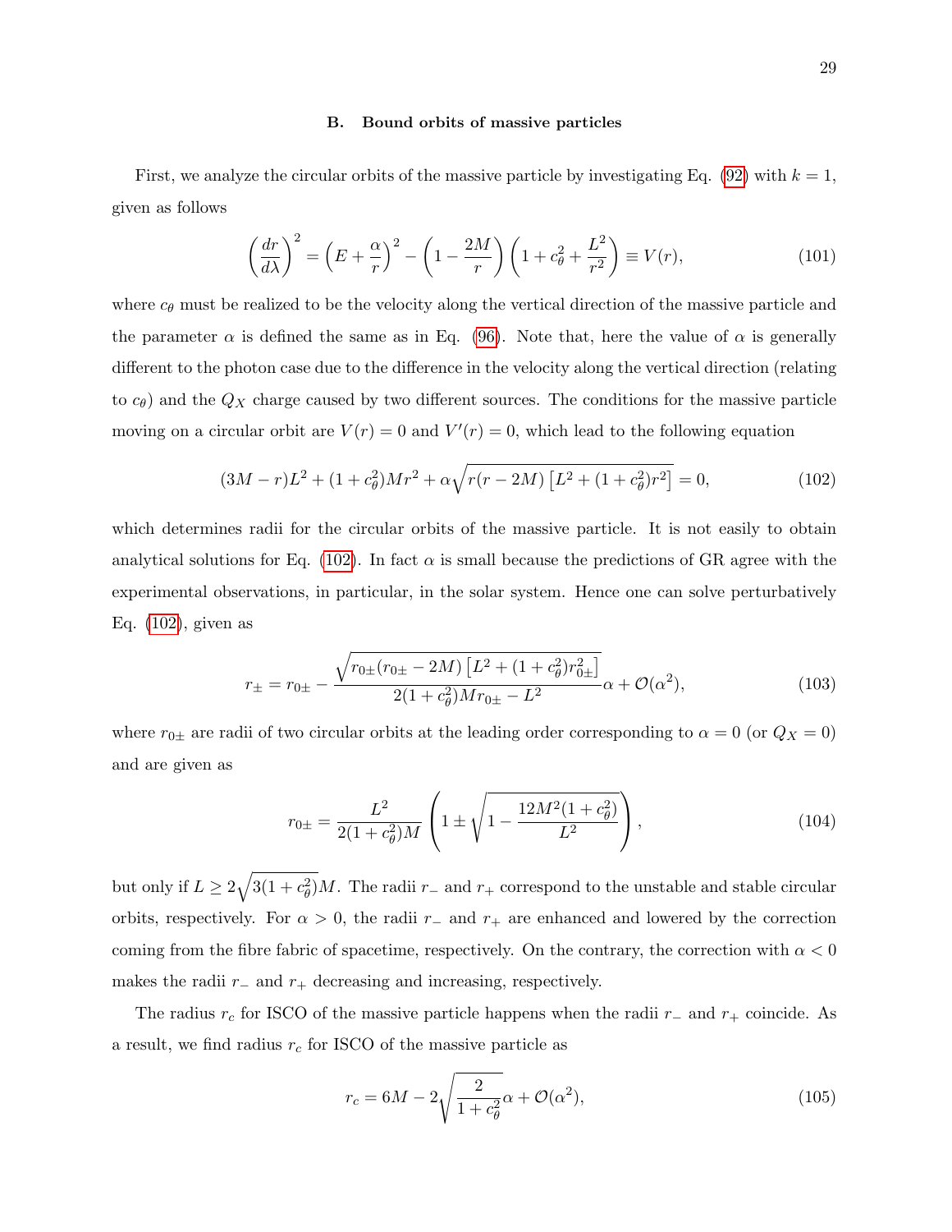### B. Bound orbits of massive particles

First, we analyze the circular orbits of the massive particle by investigating Eq. (92) with $k = 1$, given as follows

$$\left(\frac{dr}{d\lambda}\right)^2 = \left(E + \frac{\alpha}{r}\right)^2 - \left(1 - \frac{2M}{r}\right)\left(1 + c_\theta^2 + \frac{L^2}{r^2}\right) \equiv V(r), \tag{101}$$

where $c_\theta$ must be realized to be the velocity along the vertical direction of the massive particle and the parameter $\alpha$ is defined the same as in Eq. (96). Note that, here the value of $\alpha$ is generally different to the photon case due to the difference in the velocity along the vertical direction (relating to $c_\theta$) and the $Q_X$ charge caused by two different sources. The conditions for the massive particle moving on a circular orbit are $V(r) = 0$ and $V'(r) = 0$, which lead to the following equation

$$(3M - r)L^2 + (1 + c_\theta^2)Mr^2 + \alpha\sqrt{r(r - 2M)\left[L^2 + (1 + c_\theta^2)r^2\right]} = 0, \tag{102}$$

which determines radii for the circular orbits of the massive particle. It is not easily to obtain analytical solutions for Eq. (102). In fact $\alpha$ is small because the predictions of GR agree with the experimental observations, in particular, in the solar system. Hence one can solve perturbatively Eq. (102), given as

$$r_\pm = r_{0\pm} - \frac{\sqrt{r_{0\pm}(r_{0\pm} - 2M)\left[L^2 + (1 + c_\theta^2)r_{0\pm}^2\right]}}{2(1 + c_\theta^2)Mr_{0\pm} - L^2}\alpha + \mathcal{O}(\alpha^2), \tag{103}$$

where $r_{0\pm}$ are radii of two circular orbits at the leading order corresponding to $\alpha = 0$ (or $Q_X = 0$) and are given as

$$r_{0\pm} = \frac{L^2}{2(1 + c_\theta^2)M}\left(1 \pm \sqrt{1 - \frac{12M^2(1 + c_\theta^2)}{L^2}}\right), \tag{104}$$

but only if $L \geq 2\sqrt{3(1 + c_\theta^2)}M$. The radii $r_-$ and $r_+$ correspond to the unstable and stable circular orbits, respectively. For $\alpha > 0$, the radii $r_-$ and $r_+$ are enhanced and lowered by the correction coming from the fibre fabric of spacetime, respectively. On the contrary, the correction with $\alpha < 0$ makes the radii $r_-$ and $r_+$ decreasing and increasing, respectively.

The radius $r_c$ for ISCO of the massive particle happens when the radii $r_-$ and $r_+$ coincide. As a result, we find radius $r_c$ for ISCO of the massive particle as

$$r_c = 6M - 2\sqrt{\frac{2}{1 + c_\theta^2}}\alpha + \mathcal{O}(\alpha^2), \tag{105}$$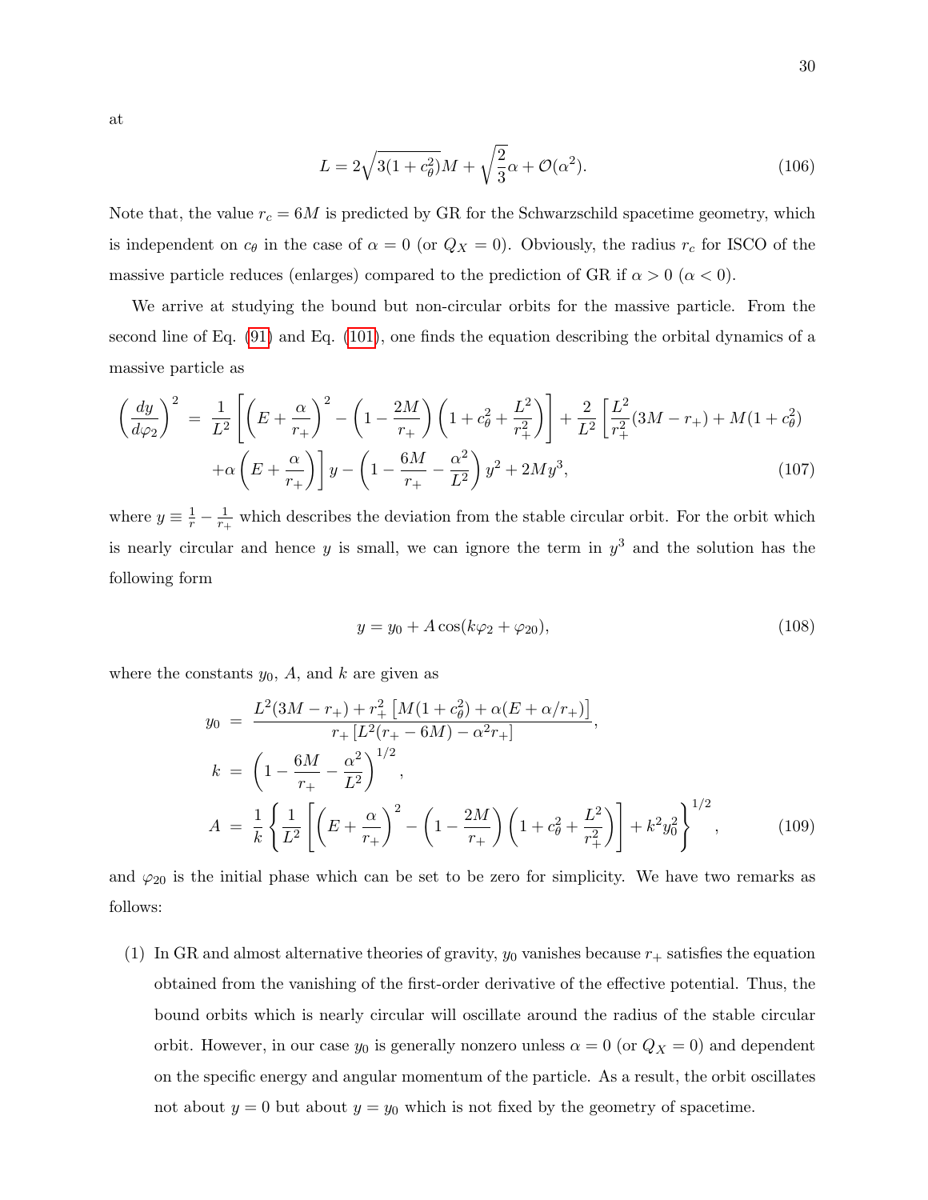at

$$L = 2\sqrt{3(1+c_\theta^2)}M + \sqrt{\frac{2}{3}}\alpha + \mathcal{O}(\alpha^2). \tag{106}$$

Note that, the value $r_c = 6M$ is predicted by GR for the Schwarzschild spacetime geometry, which is independent on $c_\theta$ in the case of $\alpha = 0$ (or $Q_X = 0$). Obviously, the radius $r_c$ for ISCO of the massive particle reduces (enlarges) compared to the prediction of GR if $\alpha > 0$ ($\alpha < 0$).

We arrive at studying the bound but non-circular orbits for the massive particle. From the second line of Eq. (91) and Eq. (101), one finds the equation describing the orbital dynamics of a massive particle as

$$\begin{aligned}
\left(\frac{dy}{d\varphi_2}\right)^2 &= \frac{1}{L^2}\left[\left(E+\frac{\alpha}{r_+}\right)^2 - \left(1-\frac{2M}{r_+}\right)\left(1+c_\theta^2+\frac{L^2}{r_+^2}\right)\right] + \frac{2}{L^2}\left[\frac{L^2}{r_+^2}(3M-r_+) + M(1+c_\theta^2)\right. \\
&\quad \left. +\alpha\left(E+\frac{\alpha}{r_+}\right)\right] y - \left(1-\frac{6M}{r_+}-\frac{\alpha^2}{L^2}\right)y^2 + 2My^3,
\end{aligned} \tag{107}$$

where $y \equiv \frac{1}{r} - \frac{1}{r_+}$ which describes the deviation from the stable circular orbit. For the orbit which is nearly circular and hence $y$ is small, we can ignore the term in $y^3$ and the solution has the following form

$$y = y_0 + A\cos(k\varphi_2 + \varphi_{20}), \tag{108}$$

where the constants $y_0$, $A$, and $k$ are given as

$$\begin{aligned}
y_0 &= \frac{L^2(3M-r_+) + r_+^2\left[M(1+c_\theta^2) + \alpha(E+\alpha/r_+)\right]}{r_+\left[L^2(r_+-6M) - \alpha^2 r_+\right]}, \\
k &= \left(1-\frac{6M}{r_+}-\frac{\alpha^2}{L^2}\right)^{1/2}, \\
A &= \frac{1}{k}\left\{\frac{1}{L^2}\left[\left(E+\frac{\alpha}{r_+}\right)^2 - \left(1-\frac{2M}{r_+}\right)\left(1+c_\theta^2+\frac{L^2}{r_+^2}\right)\right] + k^2 y_0^2\right\}^{1/2},
\end{aligned} \tag{109}$$

and $\varphi_{20}$ is the initial phase which can be set to be zero for simplicity. We have two remarks as follows:

(1) In GR and almost alternative theories of gravity, $y_0$ vanishes because $r_+$ satisfies the equation obtained from the vanishing of the first-order derivative of the effective potential. Thus, the bound orbits which is nearly circular will oscillate around the radius of the stable circular orbit. However, in our case $y_0$ is generally nonzero unless $\alpha = 0$ (or $Q_X = 0$) and dependent on the specific energy and angular momentum of the particle. As a result, the orbit oscillates not about $y = 0$ but about $y = y_0$ which is not fixed by the geometry of spacetime.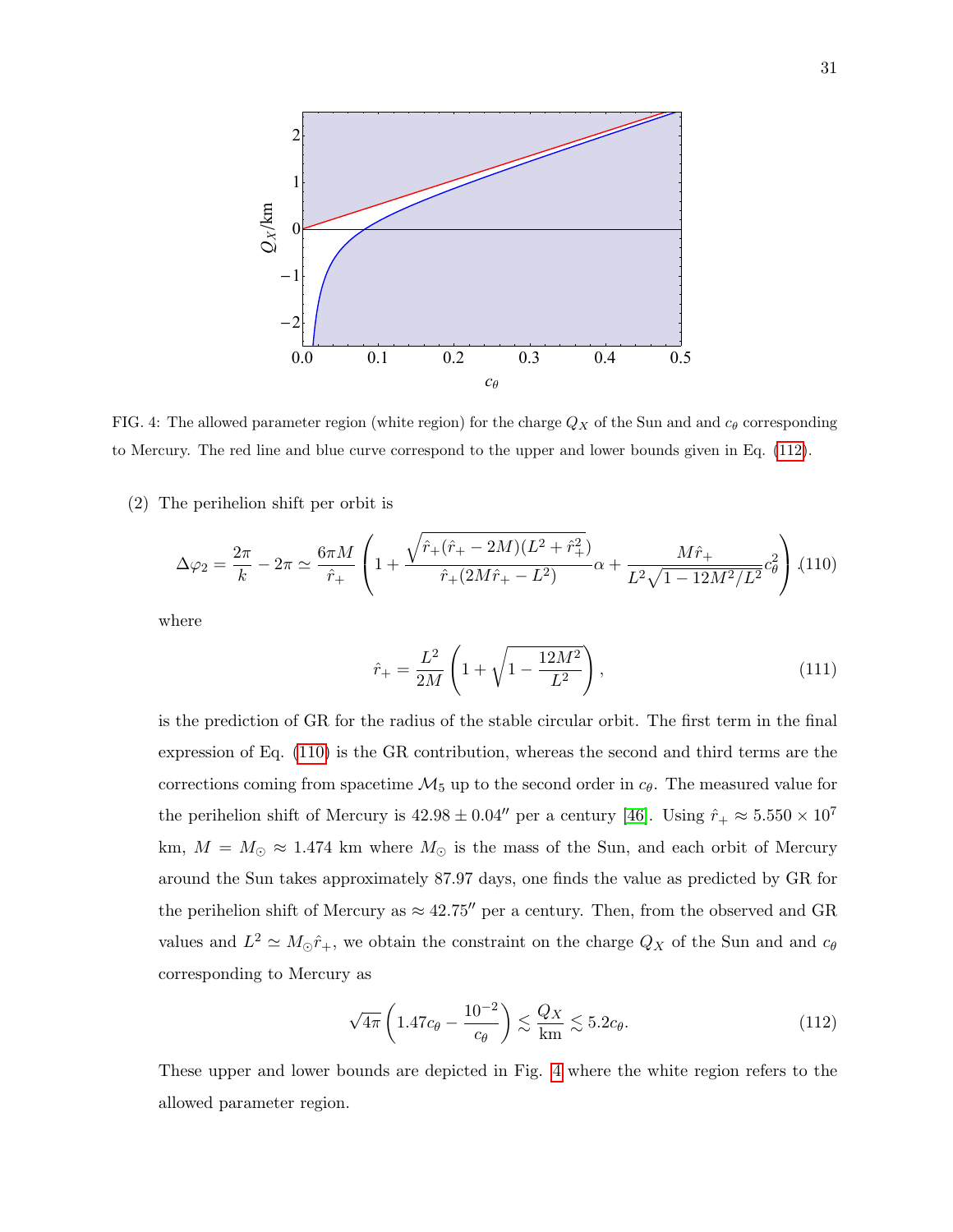FIG. 4: The allowed parameter region (white region) for the charge $Q_X$ of the Sun and and $c_\theta$ corresponding to Mercury. The red line and blue curve correspond to the upper and lower bounds given in Eq. (112).

(2) The perihelion shift per orbit is

$$\Delta\varphi_2 = \frac{2\pi}{k} - 2\pi \simeq \frac{6\pi M}{\hat{r}_+}\left(1 + \frac{\sqrt{\hat{r}_+(\hat{r}_+ - 2M)(L^2 + \hat{r}_+^2)}}{\hat{r}_+(2M\hat{r}_+ - L^2)}\alpha + \frac{M\hat{r}_+}{L^2\sqrt{1 - 12M^2/L^2}}c_\theta^2\right). \tag{110}$$

where

$$\hat{r}_+ = \frac{L^2}{2M}\left(1 + \sqrt{1 - \frac{12M^2}{L^2}}\right), \tag{111}$$

is the prediction of GR for the radius of the stable circular orbit. The first term in the final expression of Eq. (110) is the GR contribution, whereas the second and third terms are the corrections coming from spacetime $\mathcal{M}_5$ up to the second order in $c_\theta$. The measured value for the perihelion shift of Mercury is $42.98 \pm 0.04''$ per a century [46]. Using $\hat{r}_+ \approx 5.550 \times 10^7$ km, $M = M_\odot \approx 1.474$ km where $M_\odot$ is the mass of the Sun, and each orbit of Mercury around the Sun takes approximately 87.97 days, one finds the value as predicted by GR for the perihelion shift of Mercury as $\approx 42.75''$ per a century. Then, from the observed and GR values and $L^2 \simeq M_\odot \hat{r}_+$, we obtain the constraint on the charge $Q_X$ of the Sun and and $c_\theta$ corresponding to Mercury as

$$\sqrt{4\pi}\left(1.47c_\theta - \frac{10^{-2}}{c_\theta}\right) \lesssim \frac{Q_X}{\text{km}} \lesssim 5.2c_\theta. \tag{112}$$

These upper and lower bounds are depicted in Fig. 4 where the white region refers to the allowed parameter region.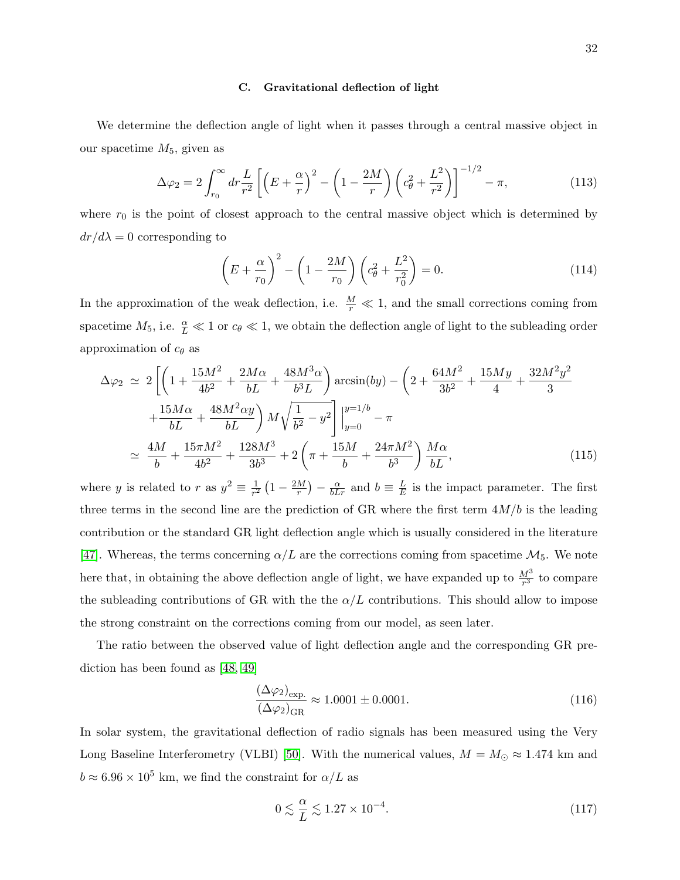### C. Gravitational deflection of light

We determine the deflection angle of light when it passes through a central massive object in our spacetime $M_5$, given as

$$\Delta\varphi_2 = 2\int_{r_0}^{\infty} dr \frac{L}{r^2}\left[\left(E+\frac{\alpha}{r}\right)^2 - \left(1-\frac{2M}{r}\right)\left(c_\theta^2 + \frac{L^2}{r^2}\right)\right]^{-1/2} - \pi, \tag{113}$$

where $r_0$ is the point of closest approach to the central massive object which is determined by $dr/d\lambda = 0$ corresponding to

$$\left(E+\frac{\alpha}{r_0}\right)^2 - \left(1-\frac{2M}{r_0}\right)\left(c_\theta^2 + \frac{L^2}{r_0^2}\right) = 0. \tag{114}$$

In the approximation of the weak deflection, i.e. $\frac{M}{r} \ll 1$, and the small corrections coming from spacetime $M_5$, i.e. $\frac{\alpha}{L} \ll 1$ or $c_\theta \ll 1$, we obtain the deflection angle of light to the subleading order approximation of $c_\theta$ as

$$\begin{aligned}
\Delta\varphi_2 &\simeq 2\left[\left(1+\frac{15M^2}{4b^2}+\frac{2M\alpha}{bL}+\frac{48M^3\alpha}{b^3L}\right)\arcsin(by) - \left(2+\frac{64M^2}{3b^2}+\frac{15My}{4}+\frac{32M^2y^2}{3}\right.\right. \\
&\quad \left.\left. +\frac{15M\alpha}{bL}+\frac{48M^2\alpha y}{bL}\right)M\sqrt{\frac{1}{b^2}-y^2}\right]\Bigg|_{y=0}^{y=1/b} - \pi \\
&\simeq \frac{4M}{b}+\frac{15\pi M^2}{4b^2}+\frac{128M^3}{3b^3}+2\left(\pi+\frac{15M}{b}+\frac{24\pi M^2}{b^3}\right)\frac{M\alpha}{bL},
\end{aligned} \tag{115}$$

where $y$ is related to $r$ as $y^2 \equiv \frac{1}{r^2}\left(1-\frac{2M}{r}\right) - \frac{\alpha}{bLr}$ and $b \equiv \frac{L}{E}$ is the impact parameter. The first three terms in the second line are the prediction of GR where the first term $4M/b$ is the leading contribution or the standard GR light deflection angle which is usually considered in the literature [47]. Whereas, the terms concerning $\alpha/L$ are the corrections coming from spacetime $\mathcal{M}_5$. We note here that, in obtaining the above deflection angle of light, we have expanded up to $\frac{M^3}{r^3}$ to compare the subleading contributions of GR with the the $\alpha/L$ contributions. This should allow to impose the strong constraint on the corrections coming from our model, as seen later.

The ratio between the observed value of light deflection angle and the corresponding GR prediction has been found as [48, 49]

$$\frac{(\Delta\varphi_2)_{\text{exp.}}}{(\Delta\varphi_2)_{\text{GR}}} \approx 1.0001 \pm 0.0001. \tag{116}$$

In solar system, the gravitational deflection of radio signals has been measured using the Very Long Baseline Interferometry (VLBI) [50]. With the numerical values, $M = M_\odot \approx 1.474$ km and $b \approx 6.96 \times 10^5$ km, we find the constraint for $\alpha/L$ as

$$0 \lesssim \frac{\alpha}{L} \lesssim 1.27 \times 10^{-4}. \tag{117}$$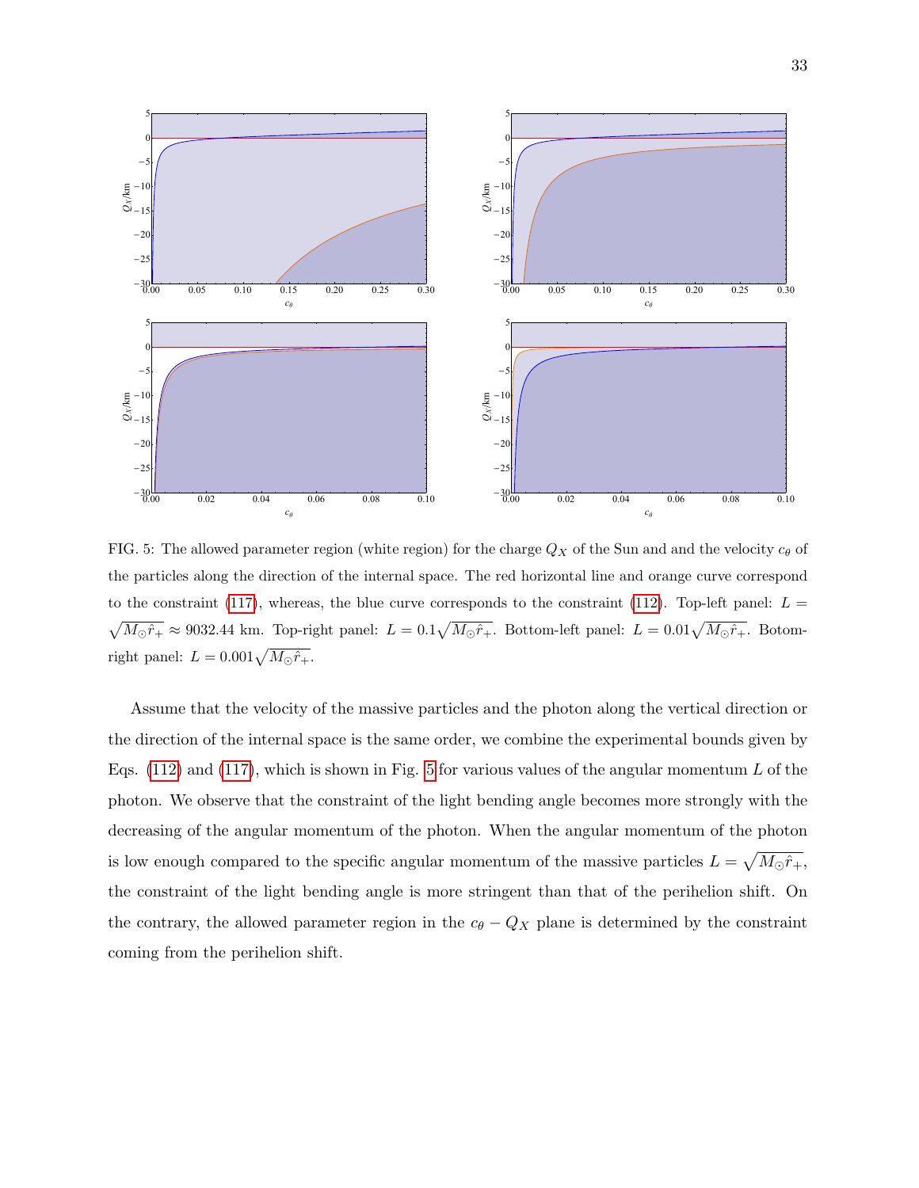FIG. 5: The allowed parameter region (white region) for the charge $Q_X$ of the Sun and and the velocity $c_\theta$ of the particles along the direction of the internal space. The red horizontal line and orange curve correspond to the constraint (117), whereas, the blue curve corresponds to the constraint (112). Top-left panel: $L = \sqrt{M_\odot \hat{r}_+} \approx 9032.44$ km. Top-right panel: $L = 0.1\sqrt{M_\odot \hat{r}_+}$. Bottom-left panel: $L = 0.01\sqrt{M_\odot \hat{r}_+}$. Botom-right panel: $L = 0.001\sqrt{M_\odot \hat{r}_+}$.

Assume that the velocity of the massive particles and the photon along the vertical direction or the direction of the internal space is the same order, we combine the experimental bounds given by Eqs. (112) and (117), which is shown in Fig. 5 for various values of the angular momentum $L$ of the photon. We observe that the constraint of the light bending angle becomes more strongly with the decreasing of the angular momentum of the photon. When the angular momentum of the photon is low enough compared to the specific angular momentum of the massive particles $L = \sqrt{M_\odot \hat{r}_+}$, the constraint of the light bending angle is more stringent than that of the perihelion shift. On the contrary, the allowed parameter region in the $c_\theta - Q_X$ plane is determined by the constraint coming from the perihelion shift.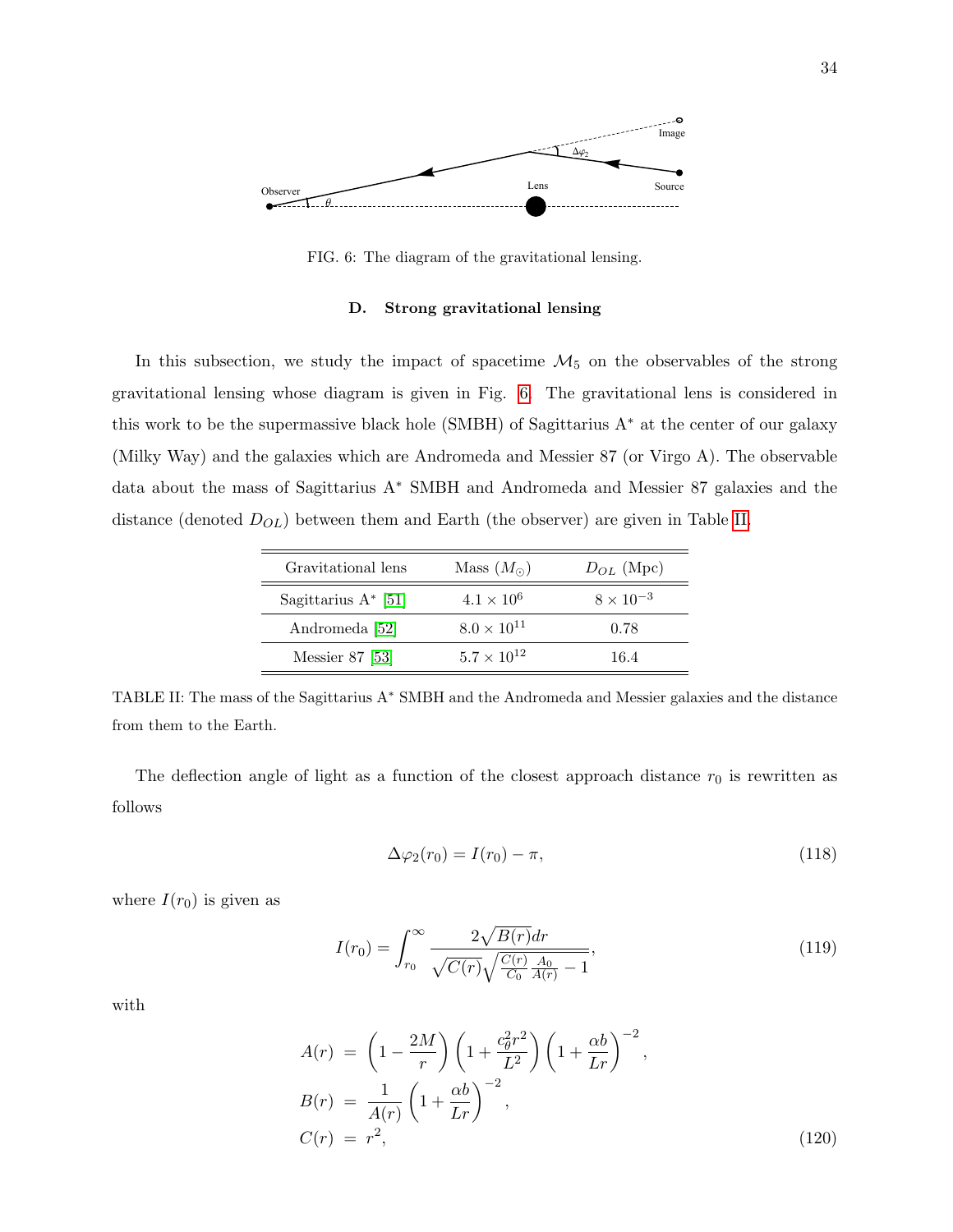FIG. 6: The diagram of the gravitational lensing.

### D. Strong gravitational lensing

In this subsection, we study the impact of spacetime $\mathcal{M}_5$ on the observables of the strong gravitational lensing whose diagram is given in Fig. 6. The gravitational lens is considered in this work to be the supermassive black hole (SMBH) of Sagittarius A$^*$ at the center of our galaxy (Milky Way) and the galaxies which are Andromeda and Messier 87 (or Virgo A). The observable data about the mass of Sagittarius A$^*$ SMBH and Andromeda and Messier 87 galaxies and the distance (denoted $D_{OL}$) between them and Earth (the observer) are given in Table II.

| Gravitational lens | Mass ($M_\odot$) | $D_{OL}$ (Mpc) |
|---|---|---|
| Sagittarius A$^*$ [51] | $4.1 \times 10^6$ | $8 \times 10^{-3}$ |
| Andromeda [52] | $8.0 \times 10^{11}$ | 0.78 |
| Messier 87 [53] | $5.7 \times 10^{12}$ | 16.4 |

TABLE II: The mass of the Sagittarius A$^*$ SMBH and the Andromeda and Messier galaxies and the distance from them to the Earth.

The deflection angle of light as a function of the closest approach distance $r_0$ is rewritten as follows

$$\Delta\varphi_2(r_0) = I(r_0) - \pi, \tag{118}$$

where $I(r_0)$ is given as

$$I(r_0) = \int_{r_0}^{\infty} \frac{2\sqrt{B(r)}dr}{\sqrt{C(r)}\sqrt{\frac{C(r)}{C_0}\frac{A_0}{A(r)} - 1}}, \tag{119}$$

with

$$\begin{aligned}
A(r) &= \left(1 - \frac{2M}{r}\right)\left(1 + \frac{c_\theta^2 r^2}{L^2}\right)\left(1 + \frac{\alpha b}{Lr}\right)^{-2}, \\
B(r) &= \frac{1}{A(r)}\left(1 + \frac{\alpha b}{Lr}\right)^{-2}, \\
C(r) &= r^2,
\end{aligned} \tag{120}$$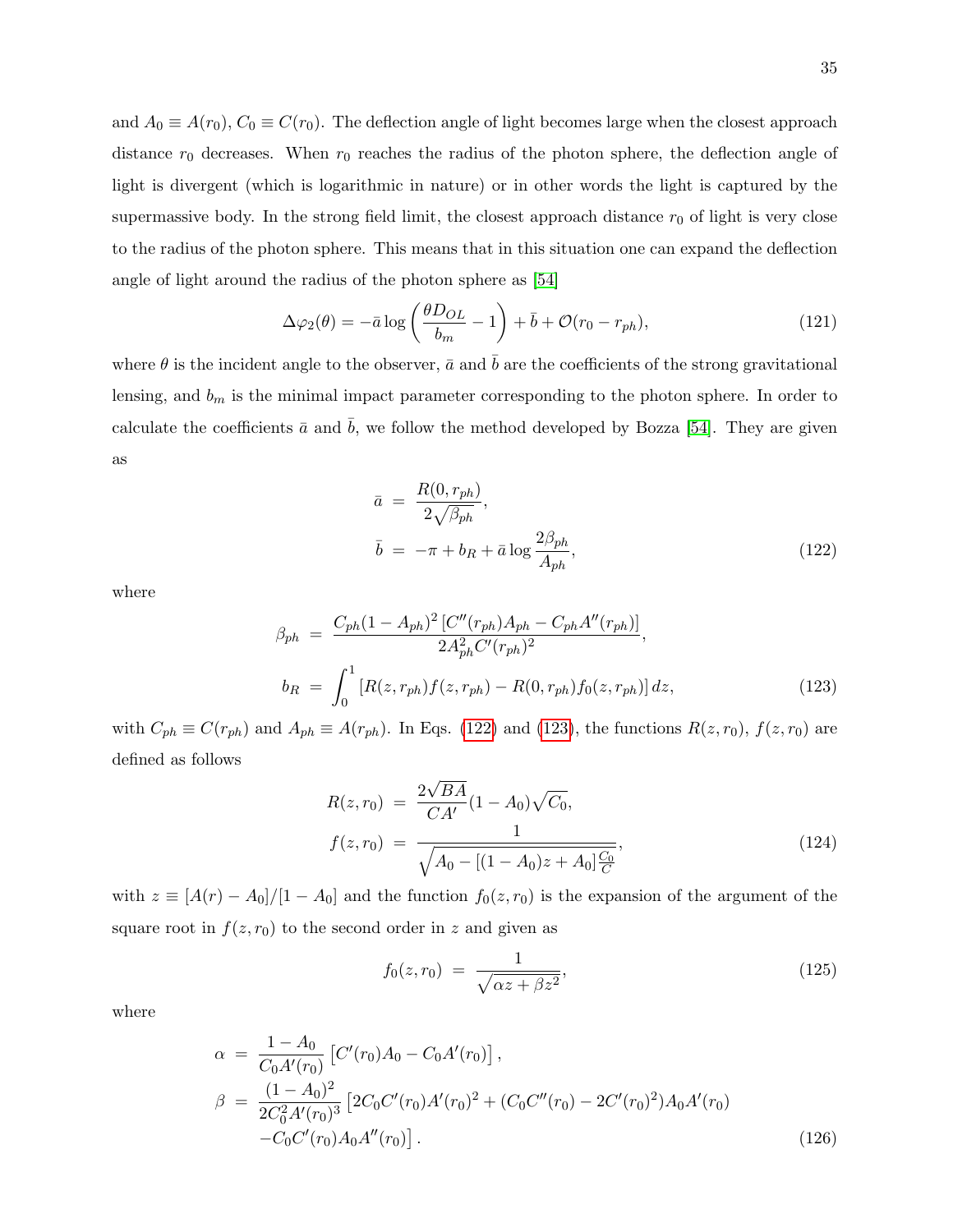and $A_0 \equiv A(r_0)$, $C_0 \equiv C(r_0)$. The deflection angle of light becomes large when the closest approach distance $r_0$ decreases. When $r_0$ reaches the radius of the photon sphere, the deflection angle of light is divergent (which is logarithmic in nature) or in other words the light is captured by the supermassive body. In the strong field limit, the closest approach distance $r_0$ of light is very close to the radius of the photon sphere. This means that in this situation one can expand the deflection angle of light around the radius of the photon sphere as [54]

$$\Delta\varphi_2(\theta) = -\bar{a}\log\left(\frac{\theta D_{OL}}{b_m} - 1\right) + \bar{b} + \mathcal{O}(r_0 - r_{ph}), \tag{121}$$

where $\theta$ is the incident angle to the observer, $\bar{a}$ and $\bar{b}$ are the coefficients of the strong gravitational lensing, and $b_m$ is the minimal impact parameter corresponding to the photon sphere. In order to calculate the coefficients $\bar{a}$ and $\bar{b}$, we follow the method developed by Bozza [54]. They are given as

$$\begin{aligned}
\bar{a} &= \frac{R(0, r_{ph})}{2\sqrt{\beta_{ph}}}, \\
\bar{b} &= -\pi + b_R + \bar{a}\log\frac{2\beta_{ph}}{A_{ph}},
\end{aligned} \tag{122}$$

where

$$\begin{aligned}
\beta_{ph} &= \frac{C_{ph}(1 - A_{ph})^2\left[C''(r_{ph})A_{ph} - C_{ph}A''(r_{ph})\right]}{2A_{ph}^2 C'(r_{ph})^2}, \\
b_R &= \int_0^1 \left[R(z, r_{ph})f(z, r_{ph}) - R(0, r_{ph})f_0(z, r_{ph})\right] dz,
\end{aligned} \tag{123}$$

with $C_{ph} \equiv C(r_{ph})$ and $A_{ph} \equiv A(r_{ph})$. In Eqs. (122) and (123), the functions $R(z, r_0)$, $f(z, r_0)$ are defined as follows

$$\begin{aligned}
R(z, r_0) &= \frac{2\sqrt{BA}}{CA'}(1 - A_0)\sqrt{C_0}, \\
f(z, r_0) &= \frac{1}{\sqrt{A_0 - \left[(1 - A_0)z + A_0\right]\frac{C_0}{C}}},
\end{aligned} \tag{124}$$

with $z \equiv [A(r) - A_0]/[1 - A_0]$ and the function $f_0(z, r_0)$ is the expansion of the argument of the square root in $f(z, r_0)$ to the second order in $z$ and given as

$$f_0(z, r_0) = \frac{1}{\sqrt{\alpha z + \beta z^2}}, \tag{125}$$

where

$$\begin{aligned}
\alpha &= \frac{1 - A_0}{C_0 A'(r_0)}\left[C'(r_0)A_0 - C_0 A'(r_0)\right], \\
\beta &= \frac{(1 - A_0)^2}{2C_0^2 A'(r_0)^3}\left[2C_0 C'(r_0)A'(r_0)^2 + (C_0 C''(r_0) - 2C'(r_0)^2)A_0 A'(r_0)\right. \\
&\quad \left. - C_0 C'(r_0)A_0 A''(r_0)\right].
\end{aligned} \tag{126}$$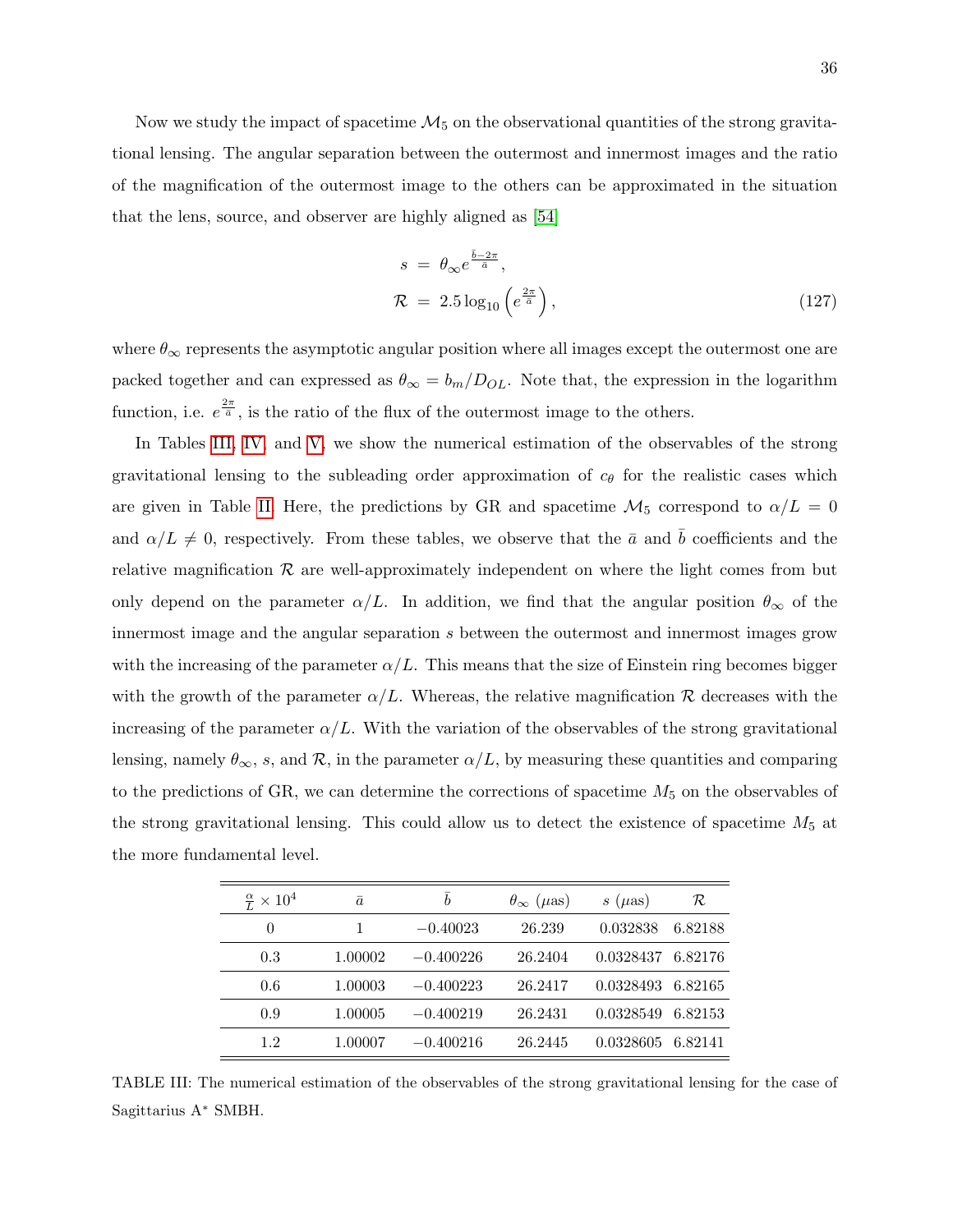Now we study the impact of spacetime $\mathcal{M}_5$ on the observational quantities of the strong gravitational lensing. The angular separation between the outermost and innermost images and the ratio of the magnification of the outermost image to the others can be approximated in the situation that the lens, source, and observer are highly aligned as [54]

$$
\begin{aligned}
s &= \theta_\infty e^{\frac{\bar{b}-2\pi}{\bar{a}}}, \\
\mathcal{R} &= 2.5 \log_{10}\left(e^{\frac{2\pi}{\bar{a}}}\right),
\end{aligned}
\tag{127}
$$

where $\theta_\infty$ represents the asymptotic angular position where all images except the outermost one are packed together and can expressed as $\theta_\infty = b_m/D_{OL}$. Note that, the expression in the logarithm function, i.e. $e^{\frac{2\pi}{\bar{a}}}$, is the ratio of the flux of the outermost image to the others.

In Tables III, IV, and V, we show the numerical estimation of the observables of the strong gravitational lensing to the subleading order approximation of $c_\theta$ for the realistic cases which are given in Table II. Here, the predictions by GR and spacetime $\mathcal{M}_5$ correspond to $\alpha/L = 0$ and $\alpha/L \neq 0$, respectively. From these tables, we observe that the $\bar{a}$ and $\bar{b}$ coefficients and the relative magnification $\mathcal{R}$ are well-approximately independent on where the light comes from but only depend on the parameter $\alpha/L$. In addition, we find that the angular position $\theta_\infty$ of the innermost image and the angular separation $s$ between the outermost and innermost images grow with the increasing of the parameter $\alpha/L$. This means that the size of Einstein ring becomes bigger with the growth of the parameter $\alpha/L$. Whereas, the relative magnification $\mathcal{R}$ decreases with the increasing of the parameter $\alpha/L$. With the variation of the observables of the strong gravitational lensing, namely $\theta_\infty$, $s$, and $\mathcal{R}$, in the parameter $\alpha/L$, by measuring these quantities and comparing to the predictions of GR, we can determine the corrections of spacetime $M_5$ on the observables of the strong gravitational lensing. This could allow us to detect the existence of spacetime $M_5$ at the more fundamental level.

| $\frac{\alpha}{L} \times 10^4$ | $\bar{a}$ | $\bar{b}$ | $\theta_\infty$ ($\mu$as) | $s$ ($\mu$as) | $\mathcal{R}$ |
|---|---|---|---|---|---|
| 0 | 1 | $-0.40023$ | 26.239 | 0.032838 | 6.82188 |
| 0.3 | 1.00002 | $-0.400226$ | 26.2404 | 0.0328437 | 6.82176 |
| 0.6 | 1.00003 | $-0.400223$ | 26.2417 | 0.0328493 | 6.82165 |
| 0.9 | 1.00005 | $-0.400219$ | 26.2431 | 0.0328549 | 6.82153 |
| 1.2 | 1.00007 | $-0.400216$ | 26.2445 | 0.0328605 | 6.82141 |

TABLE III: The numerical estimation of the observables of the strong gravitational lensing for the case of Sagittarius A$^*$ SMBH.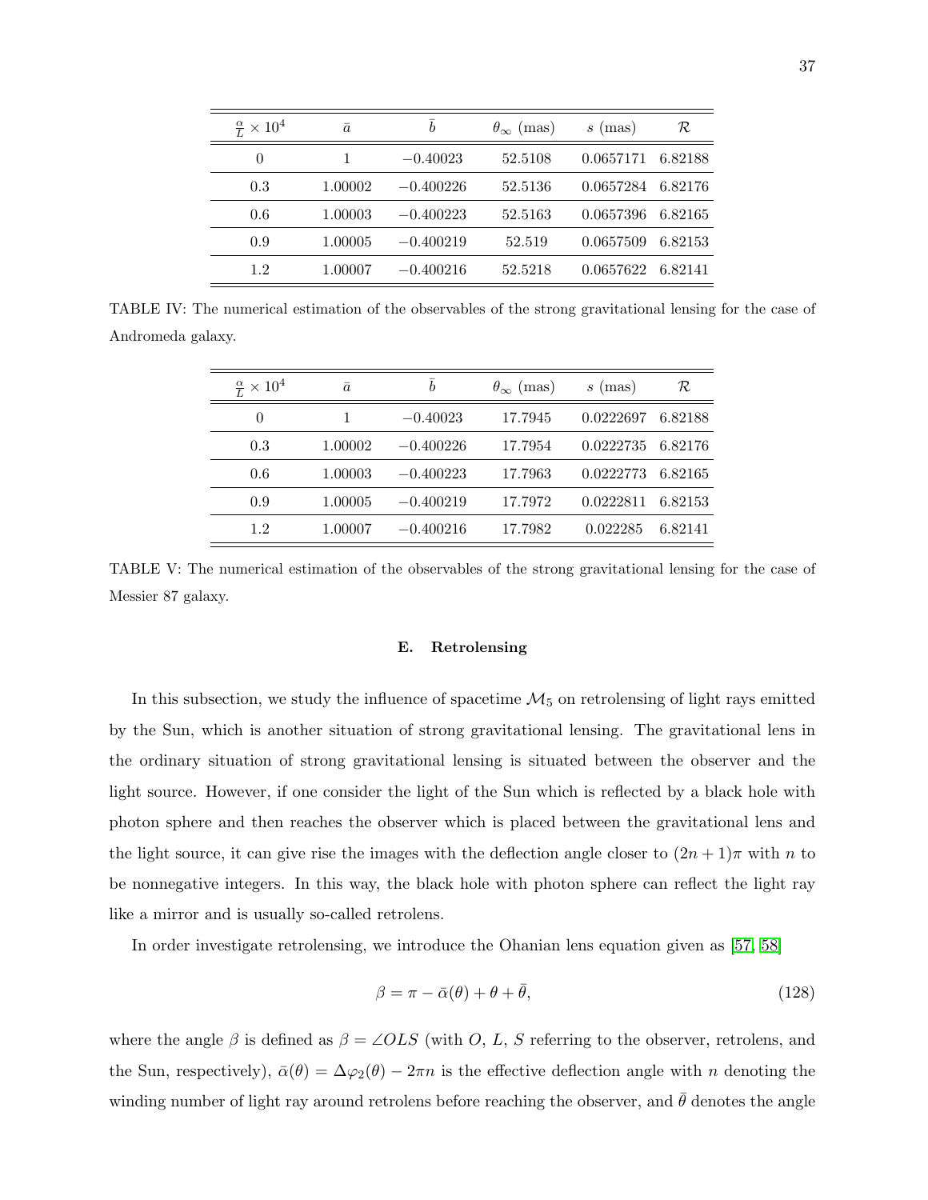| $\frac{\alpha}{L} \times 10^4$ | $\bar{a}$ | $\bar{b}$ | $\theta_\infty$ (mas) | $s$ (mas) | $\mathcal{R}$ |
|---|---|---|---|---|---|
| 0 | 1 | $-0.40023$ | 52.5108 | 0.0657171 | 6.82188 |
| 0.3 | 1.00002 | $-0.400226$ | 52.5136 | 0.0657284 | 6.82176 |
| 0.6 | 1.00003 | $-0.400223$ | 52.5163 | 0.0657396 | 6.82165 |
| 0.9 | 1.00005 | $-0.400219$ | 52.519 | 0.0657509 | 6.82153 |
| 1.2 | 1.00007 | $-0.400216$ | 52.5218 | 0.0657622 | 6.82141 |

TABLE IV: The numerical estimation of the observables of the strong gravitational lensing for the case of Andromeda galaxy.

| $\frac{\alpha}{L} \times 10^4$ | $\bar{a}$ | $\bar{b}$ | $\theta_\infty$ (mas) | $s$ (mas) | $\mathcal{R}$ |
|---|---|---|---|---|---|
| 0 | 1 | $-0.40023$ | 17.7945 | 0.0222697 | 6.82188 |
| 0.3 | 1.00002 | $-0.400226$ | 17.7954 | 0.0222735 | 6.82176 |
| 0.6 | 1.00003 | $-0.400223$ | 17.7963 | 0.0222773 | 6.82165 |
| 0.9 | 1.00005 | $-0.400219$ | 17.7972 | 0.0222811 | 6.82153 |
| 1.2 | 1.00007 | $-0.400216$ | 17.7982 | 0.022285 | 6.82141 |

TABLE V: The numerical estimation of the observables of the strong gravitational lensing for the case of Messier 87 galaxy.

### E. Retrolensing

In this subsection, we study the influence of spacetime $\mathcal{M}_5$ on retrolensing of light rays emitted by the Sun, which is another situation of strong gravitational lensing. The gravitational lens in the ordinary situation of strong gravitational lensing is situated between the observer and the light source. However, if one consider the light of the Sun which is reflected by a black hole with photon sphere and then reaches the observer which is placed between the gravitational lens and the light source, it can give rise the images with the deflection angle closer to $(2n+1)\pi$ with $n$ to be nonnegative integers. In this way, the black hole with photon sphere can reflect the light ray like a mirror and is usually so-called retrolens.

In order investigate retrolensing, we introduce the Ohanian lens equation given as [57, 58]

$$\beta = \pi - \bar{\alpha}(\theta) + \theta + \bar{\theta}, \tag{128}$$

where the angle $\beta$ is defined as $\beta = \angle OLS$ (with $O$, $L$, $S$ referring to the observer, retrolens, and the Sun, respectively), $\bar{\alpha}(\theta) = \Delta\varphi_2(\theta) - 2\pi n$ is the effective deflection angle with $n$ denoting the winding number of light ray around retrolens before reaching the observer, and $\bar{\theta}$ denotes the angle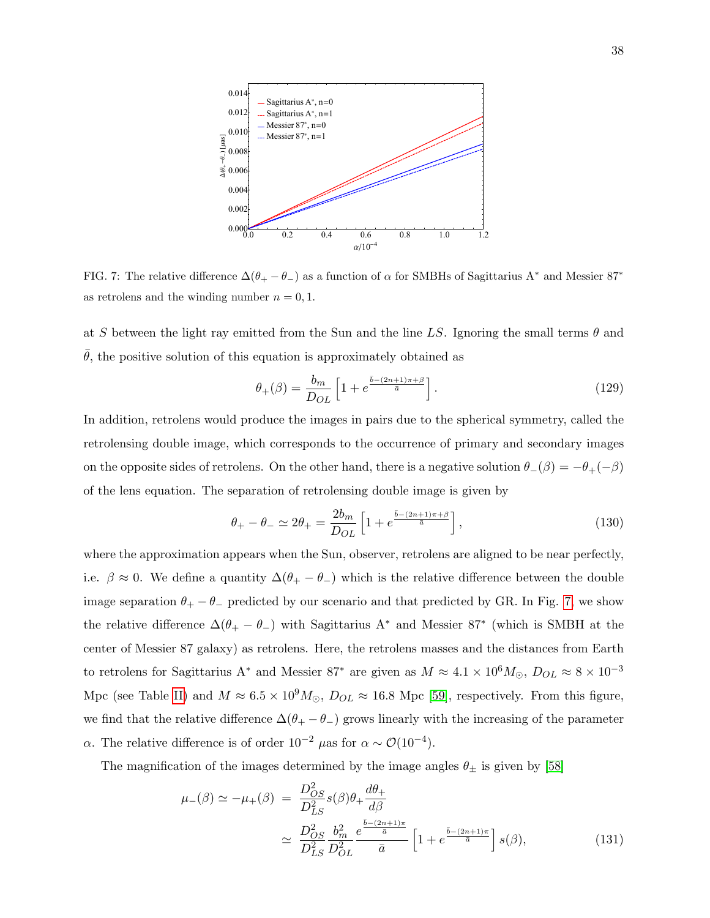FIG. 7: The relative difference $\Delta(\theta_+ - \theta_-)$ as a function of $\alpha$ for SMBHs of Sagittarius A$^*$ and Messier 87$^*$ as retrolens and the winding number $n = 0, 1$.

at $S$ between the light ray emitted from the Sun and the line $LS$. Ignoring the small terms $\theta$ and $\bar{\theta}$, the positive solution of this equation is approximately obtained as

$$\theta_+(\beta) = \frac{b_m}{D_{OL}} \left[ 1 + e^{\frac{\bar{b} - (2n+1)\pi + \beta}{\bar{a}}} \right]. \tag{129}$$

In addition, retrolens would produce the images in pairs due to the spherical symmetry, called the retrolensing double image, which corresponds to the occurrence of primary and secondary images on the opposite sides of retrolens. On the other hand, there is a negative solution $\theta_-(\beta) = -\theta_+(-\beta)$ of the lens equation. The separation of retrolensing double image is given by

$$\theta_+ - \theta_- \simeq 2\theta_+ = \frac{2b_m}{D_{OL}} \left[ 1 + e^{\frac{\bar{b} - (2n+1)\pi + \beta}{\bar{a}}} \right], \tag{130}$$

where the approximation appears when the Sun, observer, retrolens are aligned to be near perfectly, i.e. $\beta \approx 0$. We define a quantity $\Delta(\theta_+ - \theta_-)$ which is the relative difference between the double image separation $\theta_+ - \theta_-$ predicted by our scenario and that predicted by GR. In Fig. 7, we show the relative difference $\Delta(\theta_+ - \theta_-)$ with Sagittarius A$^*$ and Messier 87$^*$ (which is SMBH at the center of Messier 87 galaxy) as retrolens. Here, the retrolens masses and the distances from Earth to retrolens for Sagittarius A$^*$ and Messier 87$^*$ are given as $M \approx 4.1 \times 10^6 M_\odot$, $D_{OL} \approx 8 \times 10^{-3}$ Mpc (see Table II) and $M \approx 6.5 \times 10^9 M_\odot$, $D_{OL} \approx 16.8$ Mpc [59], respectively. From this figure, we find that the relative difference $\Delta(\theta_+ - \theta_-)$ grows linearly with the increasing of the parameter $\alpha$. The relative difference is of order $10^{-2}$ $\mu$as for $\alpha \sim \mathcal{O}(10^{-4})$.

The magnification of the images determined by the image angles $\theta_\pm$ is given by [58]

$$\begin{aligned}
\mu_-(\beta) \simeq -\mu_+(\beta) &= \frac{D_{OS}^2}{D_{LS}^2} s(\beta) \theta_+ \frac{d\theta_+}{d\beta} \\
&\simeq \frac{D_{OS}^2}{D_{LS}^2} \frac{b_m^2}{D_{OL}^2} \frac{e^{\frac{\bar{b} - (2n+1)\pi}{\bar{a}}}}{\bar{a}} \left[ 1 + e^{\frac{\bar{b} - (2n+1)\pi}{\bar{a}}} \right] s(\beta),
\end{aligned} \tag{131}$$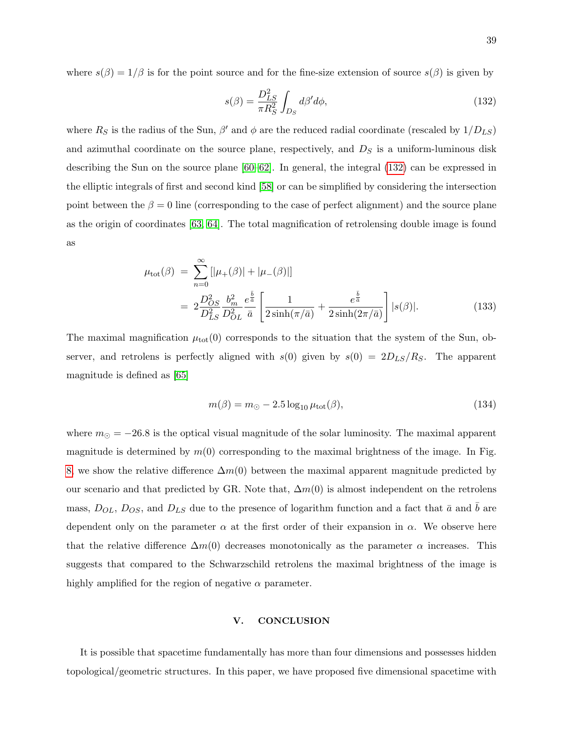where $s(\beta) = 1/\beta$ is for the point source and for the fine-size extension of source $s(\beta)$ is given by

$$
s(\beta) = \frac{D_{LS}^2}{\pi R_S^2} \int_{D_S} d\beta' d\phi, \tag{132}
$$

where $R_S$ is the radius of the Sun, $\beta'$ and $\phi$ are the reduced radial coordinate (rescaled by $1/D_{LS}$) and azimuthal coordinate on the source plane, respectively, and $D_S$ is a uniform-luminous disk describing the Sun on the source plane [60–62]. In general, the integral (132) can be expressed in the elliptic integrals of first and second kind [58] or can be simplified by considering the intersection point between the $\beta = 0$ line (corresponding to the case of perfect alignment) and the source plane as the origin of coordinates [63, 64]. The total magnification of retrolensing double image is found as

$$
\begin{aligned}
\mu_{\rm tot}(\beta) &= \sum_{n=0}^{\infty} \left[ |\mu_+(\beta)| + |\mu_-(\beta)| \right] \\
&= 2 \frac{D_{OS}^2}{D_{LS}^2} \frac{b_m^2}{D_{OL}^2} \frac{e^{\frac{\bar{b}}{\bar{a}}}}{\bar{a}} \left[ \frac{1}{2\sinh(\pi/\bar{a})} + \frac{e^{\frac{\bar{b}}{\bar{a}}}}{2\sinh(2\pi/\bar{a})} \right] |s(\beta)|.
\end{aligned} \tag{133}
$$

The maximal magnification $\mu_{\rm tot}(0)$ corresponds to the situation that the system of the Sun, observer, and retrolens is perfectly aligned with $s(0)$ given by $s(0) = 2D_{LS}/R_S$. The apparent magnitude is defined as [65]

$$
m(\beta) = m_{\odot} - 2.5 \log_{10} \mu_{\rm tot}(\beta), \tag{134}
$$

where $m_{\odot} = -26.8$ is the optical visual magnitude of the solar luminosity. The maximal apparent magnitude is determined by $m(0)$ corresponding to the maximal brightness of the image. In Fig. 8, we show the relative difference $\Delta m(0)$ between the maximal apparent magnitude predicted by our scenario and that predicted by GR. Note that, $\Delta m(0)$ is almost independent on the retrolens mass, $D_{OL}$, $D_{OS}$, and $D_{LS}$ due to the presence of logarithm function and a fact that $\bar{a}$ and $\bar{b}$ are dependent only on the parameter $\alpha$ at the first order of their expansion in $\alpha$. We observe here that the relative difference $\Delta m(0)$ decreases monotonically as the parameter $\alpha$ increases. This suggests that compared to the Schwarzschild retrolens the maximal brightness of the image is highly amplified for the region of negative $\alpha$ parameter.

## V. CONCLUSION

It is possible that spacetime fundamentally has more than four dimensions and possesses hidden topological/geometric structures. In this paper, we have proposed five dimensional spacetime with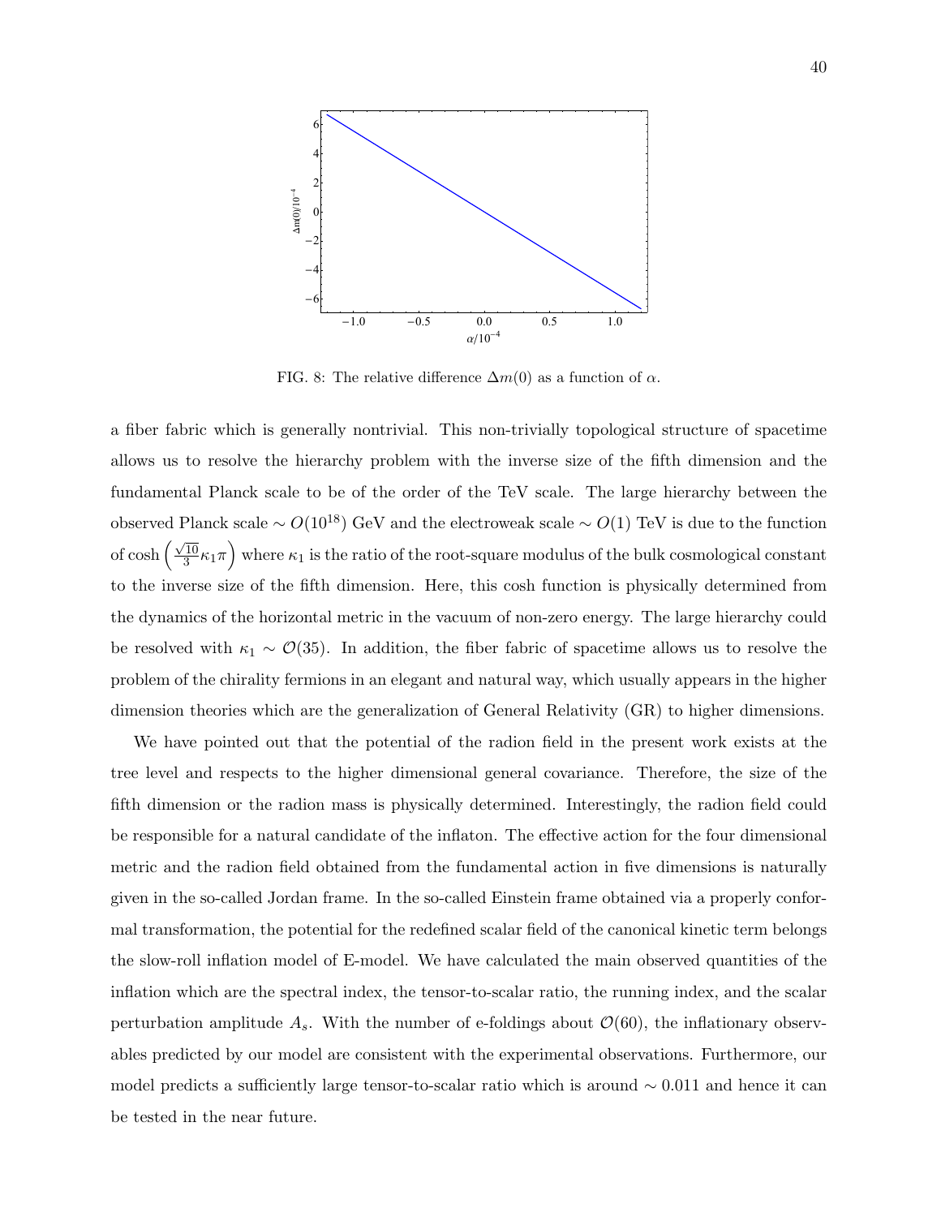FIG. 8: The relative difference $\Delta m(0)$ as a function of $\alpha$.

a fiber fabric which is generally nontrivial. This non-trivially topological structure of spacetime allows us to resolve the hierarchy problem with the inverse size of the fifth dimension and the fundamental Planck scale to be of the order of the TeV scale. The large hierarchy between the observed Planck scale $\sim O(10^{18})$ GeV and the electroweak scale $\sim O(1)$ TeV is due to the function of $\cosh\left(\frac{\sqrt{10}}{3}\kappa_1\pi\right)$ where $\kappa_1$ is the ratio of the root-square modulus of the bulk cosmological constant to the inverse size of the fifth dimension. Here, this cosh function is physically determined from the dynamics of the horizontal metric in the vacuum of non-zero energy. The large hierarchy could be resolved with $\kappa_1 \sim \mathcal{O}(35)$. In addition, the fiber fabric of spacetime allows us to resolve the problem of the chirality fermions in an elegant and natural way, which usually appears in the higher dimension theories which are the generalization of General Relativity (GR) to higher dimensions.

We have pointed out that the potential of the radion field in the present work exists at the tree level and respects to the higher dimensional general covariance. Therefore, the size of the fifth dimension or the radion mass is physically determined. Interestingly, the radion field could be responsible for a natural candidate of the inflaton. The effective action for the four dimensional metric and the radion field obtained from the fundamental action in five dimensions is naturally given in the so-called Jordan frame. In the so-called Einstein frame obtained via a properly conformal transformation, the potential for the redefined scalar field of the canonical kinetic term belongs the slow-roll inflation model of E-model. We have calculated the main observed quantities of the inflation which are the spectral index, the tensor-to-scalar ratio, the running index, and the scalar perturbation amplitude $A_s$. With the number of e-foldings about $\mathcal{O}(60)$, the inflationary observables predicted by our model are consistent with the experimental observations. Furthermore, our model predicts a sufficiently large tensor-to-scalar ratio which is around $\sim 0.011$ and hence it can be tested in the near future.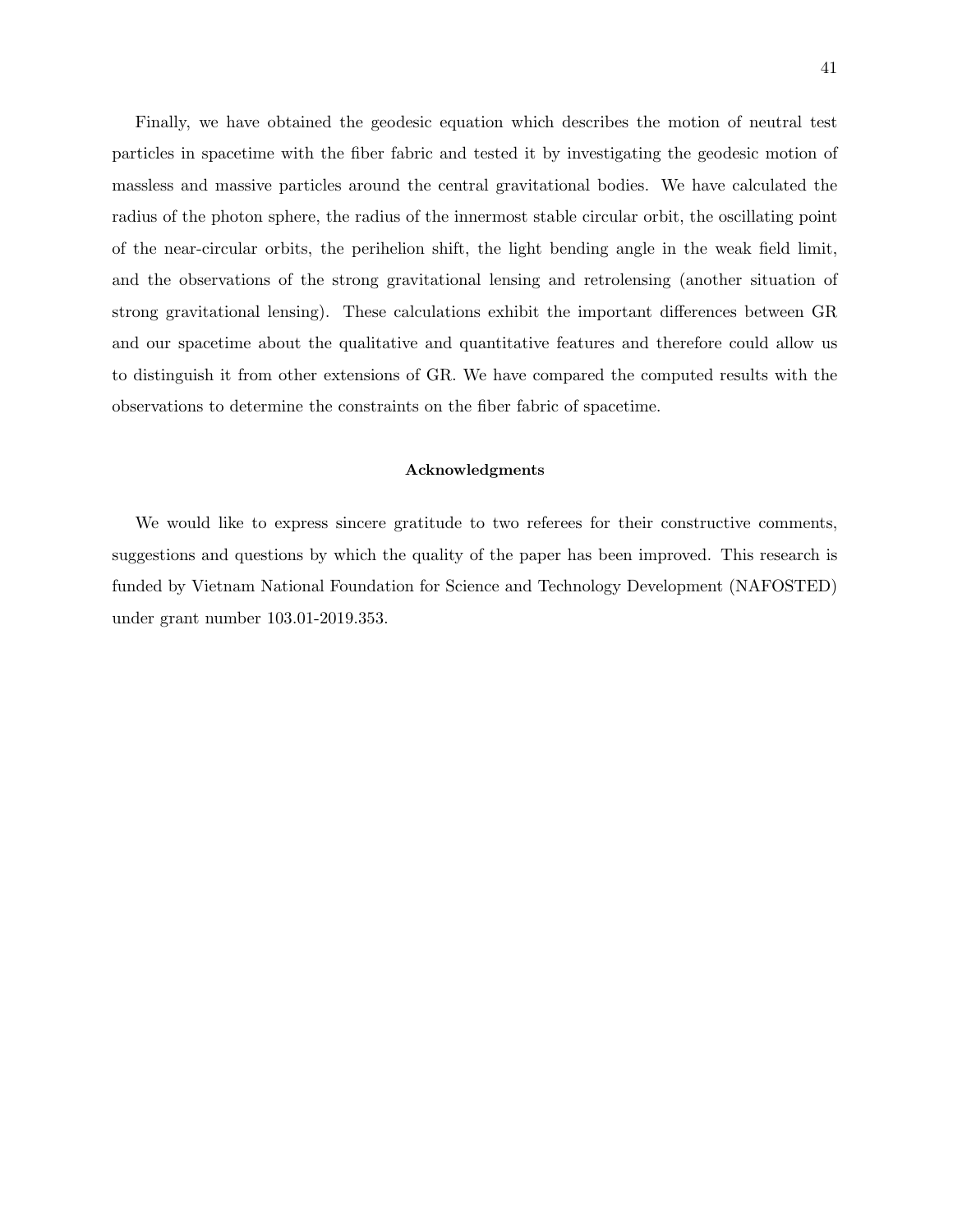Finally, we have obtained the geodesic equation which describes the motion of neutral test particles in spacetime with the fiber fabric and tested it by investigating the geodesic motion of massless and massive particles around the central gravitational bodies. We have calculated the radius of the photon sphere, the radius of the innermost stable circular orbit, the oscillating point of the near-circular orbits, the perihelion shift, the light bending angle in the weak field limit, and the observations of the strong gravitational lensing and retrolensing (another situation of strong gravitational lensing). These calculations exhibit the important differences between GR and our spacetime about the qualitative and quantitative features and therefore could allow us to distinguish it from other extensions of GR. We have compared the computed results with the observations to determine the constraints on the fiber fabric of spacetime.

### Acknowledgments

We would like to express sincere gratitude to two referees for their constructive comments, suggestions and questions by which the quality of the paper has been improved. This research is funded by Vietnam National Foundation for Science and Technology Development (NAFOSTED) under grant number 103.01-2019.353.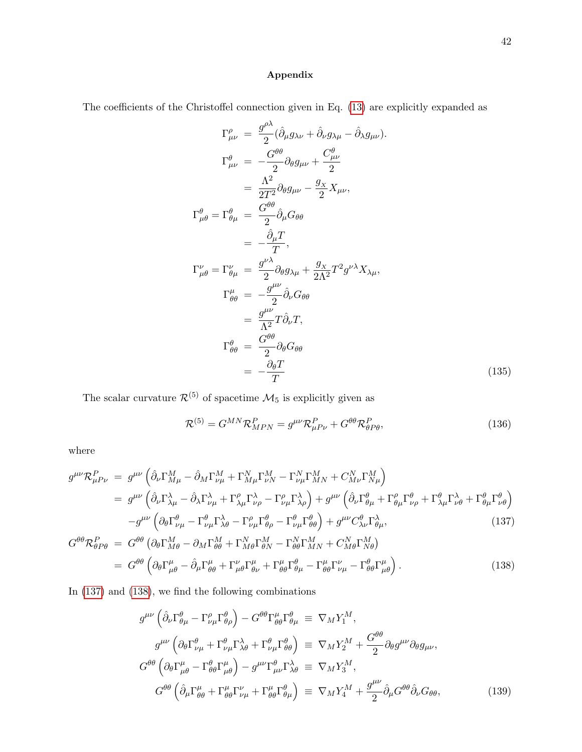**Appendix**

The coefficients of the Christoffel connection given in Eq. (13) are explicitly expanded as

$$
\begin{aligned}
\Gamma^\rho_{\mu\nu} &= \frac{g^{\rho\lambda}}{2}(\hat{\partial}_\mu g_{\lambda\nu} + \hat{\partial}_\nu g_{\lambda\mu} - \hat{\partial}_\lambda g_{\mu\nu}). \\
\Gamma^\theta_{\mu\nu} &= -\frac{G^{\theta\theta}}{2}\partial_\theta g_{\mu\nu} + \frac{C^\theta_{\mu\nu}}{2} \\
&= \frac{\Lambda^2}{2T^2}\partial_\theta g_{\mu\nu} - \frac{g_X}{2}X_{\mu\nu}, \\
\Gamma^\theta_{\mu\theta} = \Gamma^\theta_{\theta\mu} &= \frac{G^{\theta\theta}}{2}\hat{\partial}_\mu G_{\theta\theta} \\
&= -\frac{\hat{\partial}_\mu T}{T}, \\
\Gamma^\nu_{\mu\theta} = \Gamma^\nu_{\theta\mu} &= \frac{g^{\nu\lambda}}{2}\partial_\theta g_{\lambda\mu} + \frac{g_X}{2\Lambda^2}T^2 g^{\nu\lambda}X_{\lambda\mu}, \\
\Gamma^\mu_{\theta\theta} &= -\frac{g^{\mu\nu}}{2}\hat{\partial}_\nu G_{\theta\theta} \\
&= \frac{g^{\mu\nu}}{\Lambda^2}T\hat{\partial}_\nu T, \\
\Gamma^\theta_{\theta\theta} &= \frac{G^{\theta\theta}}{2}\partial_\theta G_{\theta\theta} \\
&= -\frac{\partial_\theta T}{T}
\end{aligned}
\tag{135}
$$

The scalar curvature $\mathcal{R}^{(5)}$ of spacetime $\mathcal{M}_5$ is explicitly given as

$$
\mathcal{R}^{(5)} = G^{MN}\mathcal{R}^P_{MPN} = g^{\mu\nu}\mathcal{R}^P_{\mu P\nu} + G^{\theta\theta}\mathcal{R}^P_{\theta P\theta}, \tag{136}
$$

where

$$
\begin{aligned}
g^{\mu\nu}\mathcal{R}^P_{\mu P\nu} &= g^{\mu\nu}\left(\hat{\partial}_\nu\Gamma^M_{M\mu} - \hat{\partial}_M\Gamma^M_{\nu\mu} + \Gamma^N_{M\mu}\Gamma^M_{\nu N} - \Gamma^N_{\nu\mu}\Gamma^M_{MN} + C^N_{M\nu}\Gamma^M_{N\mu}\right) \\
&= g^{\mu\nu}\left(\hat{\partial}_\nu\Gamma^\lambda_{\lambda\mu} - \hat{\partial}_\lambda\Gamma^\lambda_{\nu\mu} + \Gamma^\rho_{\lambda\mu}\Gamma^\lambda_{\nu\rho} - \Gamma^\rho_{\nu\mu}\Gamma^\lambda_{\lambda\rho}\right) + g^{\mu\nu}\left(\hat{\partial}_\nu\Gamma^\theta_{\theta\mu} + \Gamma^\rho_{\theta\mu}\Gamma^\theta_{\nu\rho} + \Gamma^\theta_{\lambda\mu}\Gamma^\lambda_{\nu\theta} + \Gamma^\theta_{\theta\mu}\Gamma^\theta_{\nu\theta}\right) \\
&\quad - g^{\mu\nu}\left(\partial_\theta\Gamma^\theta_{\nu\mu} - \Gamma^\theta_{\nu\mu}\Gamma^\lambda_{\lambda\theta} - \Gamma^\rho_{\nu\mu}\Gamma^\theta_{\theta\rho} - \Gamma^\theta_{\nu\mu}\Gamma^\theta_{\theta\theta}\right) + g^{\mu\nu}C^\theta_{\lambda\nu}\Gamma^\lambda_{\theta\mu},
\end{aligned}
\tag{137}
$$

$$
\begin{aligned}
G^{\theta\theta}\mathcal{R}^P_{\theta P\theta} &= G^{\theta\theta}\left(\partial_\theta\Gamma^M_{M\theta} - \partial_M\Gamma^M_{\theta\theta} + \Gamma^N_{M\theta}\Gamma^M_{\theta N} - \Gamma^N_{\theta\theta}\Gamma^M_{MN} + C^N_{M\theta}\Gamma^M_{N\theta}\right) \\
&= G^{\theta\theta}\left(\partial_\theta\Gamma^\mu_{\mu\theta} - \hat{\partial}_\mu\Gamma^\mu_{\theta\theta} + \Gamma^\nu_{\mu\theta}\Gamma^\mu_{\theta\nu} + \Gamma^\mu_{\theta\theta}\Gamma^\theta_{\theta\mu} - \Gamma^\mu_{\theta\theta}\Gamma^\nu_{\nu\mu} - \Gamma^\theta_{\theta\theta}\Gamma^\mu_{\mu\theta}\right).
\end{aligned}
\tag{138}
$$

In (137) and (138), we find the following combinations

$$
\begin{aligned}
g^{\mu\nu}\left(\hat{\partial}_\nu\Gamma^\theta_{\theta\mu} - \Gamma^\rho_{\nu\mu}\Gamma^\theta_{\theta\rho}\right) - G^{\theta\theta}\Gamma^\mu_{\theta\theta}\Gamma^\theta_{\theta\mu} &\equiv \nabla_M Y^M_1, \\
g^{\mu\nu}\left(\partial_\theta\Gamma^\theta_{\nu\mu} + \Gamma^\theta_{\nu\mu}\Gamma^\lambda_{\lambda\theta} + \Gamma^\theta_{\nu\mu}\Gamma^\theta_{\theta\theta}\right) &\equiv \nabla_M Y^M_2 + \frac{G^{\theta\theta}}{2}\partial_\theta g^{\mu\nu}\partial_\theta g_{\mu\nu}, \\
G^{\theta\theta}\left(\partial_\theta\Gamma^\mu_{\mu\theta} - \Gamma^\theta_{\theta\theta}\Gamma^\mu_{\mu\theta}\right) - g^{\mu\nu}\Gamma^\theta_{\mu\nu}\Gamma^\lambda_{\lambda\theta} &\equiv \nabla_M Y^M_3, \\
G^{\theta\theta}\left(\hat{\partial}_\mu\Gamma^\mu_{\theta\theta} + \Gamma^\mu_{\theta\theta}\Gamma^\nu_{\nu\mu} + \Gamma^\mu_{\theta\theta}\Gamma^\theta_{\theta\mu}\right) &\equiv \nabla_M Y^M_4 + \frac{g^{\mu\nu}}{2}\hat{\partial}_\mu G^{\theta\theta}\hat{\partial}_\nu G_{\theta\theta},
\end{aligned}
\tag{139}
$$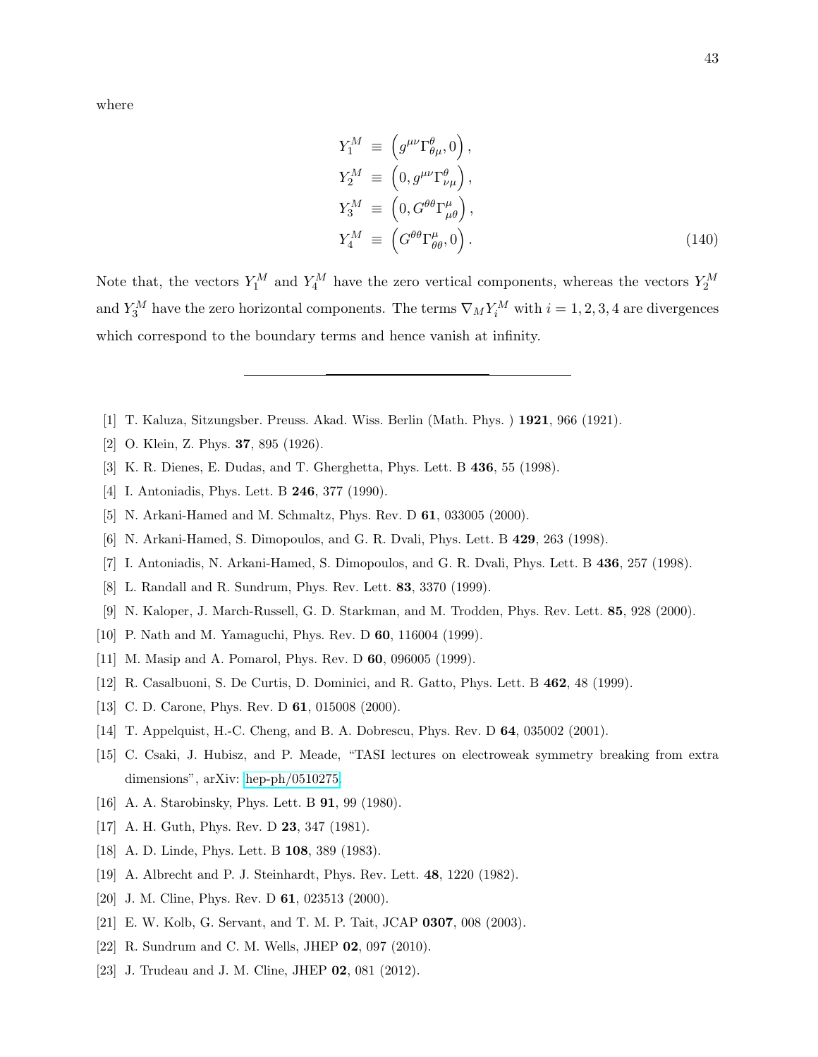where

$$
\begin{aligned}
Y_1^M &\equiv \left(g^{\mu\nu}\Gamma^{\theta}_{\theta\mu}, 0\right), \\
Y_2^M &\equiv \left(0, g^{\mu\nu}\Gamma^{\theta}_{\nu\mu}\right), \\
Y_3^M &\equiv \left(0, G^{\theta\theta}\Gamma^{\mu}_{\mu\theta}\right), \\
Y_4^M &\equiv \left(G^{\theta\theta}\Gamma^{\mu}_{\theta\theta}, 0\right).
\end{aligned}
\tag{140}
$$

Note that, the vectors $Y_1^M$ and $Y_4^M$ have the zero vertical components, whereas the vectors $Y_2^M$ and $Y_3^M$ have the zero horizontal components. The terms $\nabla_M Y_i^M$ with $i = 1, 2, 3, 4$ are divergences which correspond to the boundary terms and hence vanish at infinity.

---

[1] T. Kaluza, Sitzungsber. Preuss. Akad. Wiss. Berlin (Math. Phys. ) **1921**, 966 (1921).

[2] O. Klein, Z. Phys. **37**, 895 (1926).

[3] K. R. Dienes, E. Dudas, and T. Gherghetta, Phys. Lett. B **436**, 55 (1998).

[4] I. Antoniadis, Phys. Lett. B **246**, 377 (1990).

[5] N. Arkani-Hamed and M. Schmaltz, Phys. Rev. D **61**, 033005 (2000).

[6] N. Arkani-Hamed, S. Dimopoulos, and G. R. Dvali, Phys. Lett. B **429**, 263 (1998).

[7] I. Antoniadis, N. Arkani-Hamed, S. Dimopoulos, and G. R. Dvali, Phys. Lett. B **436**, 257 (1998).

[8] L. Randall and R. Sundrum, Phys. Rev. Lett. **83**, 3370 (1999).

[9] N. Kaloper, J. March-Russell, G. D. Starkman, and M. Trodden, Phys. Rev. Lett. **85**, 928 (2000).

[10] P. Nath and M. Yamaguchi, Phys. Rev. D **60**, 116004 (1999).

[11] M. Masip and A. Pomarol, Phys. Rev. D **60**, 096005 (1999).

[12] R. Casalbuoni, S. De Curtis, D. Dominici, and R. Gatto, Phys. Lett. B **462**, 48 (1999).

[13] C. D. Carone, Phys. Rev. D **61**, 015008 (2000).

[14] T. Appelquist, H.-C. Cheng, and B. A. Dobrescu, Phys. Rev. D **64**, 035002 (2001).

[15] C. Csaki, J. Hubisz, and P. Meade, "TASI lectures on electroweak symmetry breaking from extra dimensions", arXiv: hep-ph/0510275.

[16] A. A. Starobinsky, Phys. Lett. B **91**, 99 (1980).

[17] A. H. Guth, Phys. Rev. D **23**, 347 (1981).

[18] A. D. Linde, Phys. Lett. B **108**, 389 (1983).

[19] A. Albrecht and P. J. Steinhardt, Phys. Rev. Lett. **48**, 1220 (1982).

[20] J. M. Cline, Phys. Rev. D **61**, 023513 (2000).

[21] E. W. Kolb, G. Servant, and T. M. P. Tait, JCAP **0307**, 008 (2003).

[22] R. Sundrum and C. M. Wells, JHEP **02**, 097 (2010).

[23] J. Trudeau and J. M. Cline, JHEP **02**, 081 (2012).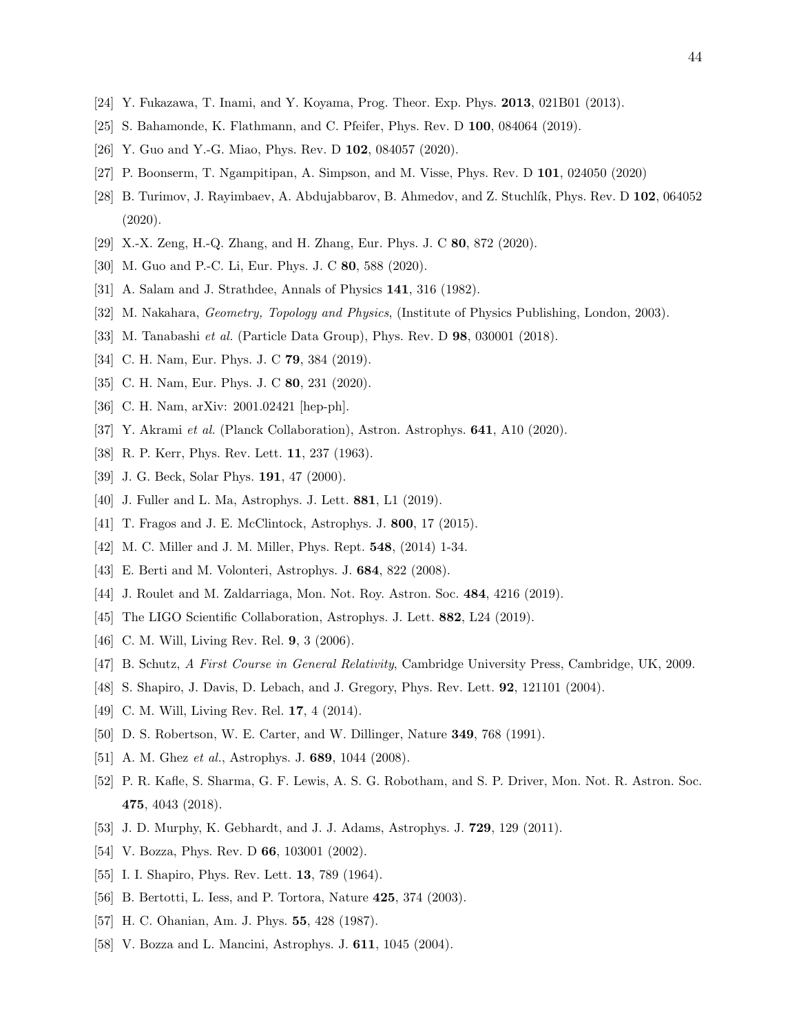[24] Y. Fukazawa, T. Inami, and Y. Koyama, Prog. Theor. Exp. Phys. **2013**, 021B01 (2013).

[25] S. Bahamonde, K. Flathmann, and C. Pfeifer, Phys. Rev. D **100**, 084064 (2019).

[26] Y. Guo and Y.-G. Miao, Phys. Rev. D **102**, 084057 (2020).

[27] P. Boonserm, T. Ngampitipan, A. Simpson, and M. Visse, Phys. Rev. D **101**, 024050 (2020)

[28] B. Turimov, J. Rayimbaev, A. Abdujabbarov, B. Ahmedov, and Z. Stuchlík, Phys. Rev. D **102**, 064052 (2020).

[29] X.-X. Zeng, H.-Q. Zhang, and H. Zhang, Eur. Phys. J. C **80**, 872 (2020).

[30] M. Guo and P.-C. Li, Eur. Phys. J. C **80**, 588 (2020).

[31] A. Salam and J. Strathdee, Annals of Physics **141**, 316 (1982).

[32] M. Nakahara, *Geometry, Topology and Physics*, (Institute of Physics Publishing, London, 2003).

[33] M. Tanabashi *et al.* (Particle Data Group), Phys. Rev. D **98**, 030001 (2018).

[34] C. H. Nam, Eur. Phys. J. C **79**, 384 (2019).

[35] C. H. Nam, Eur. Phys. J. C **80**, 231 (2020).

[36] C. H. Nam, arXiv: 2001.02421 [hep-ph].

[37] Y. Akrami *et al.* (Planck Collaboration), Astron. Astrophys. **641**, A10 (2020).

[38] R. P. Kerr, Phys. Rev. Lett. **11**, 237 (1963).

[39] J. G. Beck, Solar Phys. **191**, 47 (2000).

[40] J. Fuller and L. Ma, Astrophys. J. Lett. **881**, L1 (2019).

[41] T. Fragos and J. E. McClintock, Astrophys. J. **800**, 17 (2015).

[42] M. C. Miller and J. M. Miller, Phys. Rept. **548**, (2014) 1-34.

[43] E. Berti and M. Volonteri, Astrophys. J. **684**, 822 (2008).

[44] J. Roulet and M. Zaldarriaga, Mon. Not. Roy. Astron. Soc. **484**, 4216 (2019).

[45] The LIGO Scientific Collaboration, Astrophys. J. Lett. **882**, L24 (2019).

[46] C. M. Will, Living Rev. Rel. **9**, 3 (2006).

[47] B. Schutz, *A First Course in General Relativity*, Cambridge University Press, Cambridge, UK, 2009.

[48] S. Shapiro, J. Davis, D. Lebach, and J. Gregory, Phys. Rev. Lett. **92**, 121101 (2004).

[49] C. M. Will, Living Rev. Rel. **17**, 4 (2014).

[50] D. S. Robertson, W. E. Carter, and W. Dillinger, Nature **349**, 768 (1991).

[51] A. M. Ghez *et al.*, Astrophys. J. **689**, 1044 (2008).

[52] P. R. Kafle, S. Sharma, G. F. Lewis, A. S. G. Robotham, and S. P. Driver, Mon. Not. R. Astron. Soc. **475**, 4043 (2018).

[53] J. D. Murphy, K. Gebhardt, and J. J. Adams, Astrophys. J. **729**, 129 (2011).

[54] V. Bozza, Phys. Rev. D **66**, 103001 (2002).

[55] I. I. Shapiro, Phys. Rev. Lett. **13**, 789 (1964).

[56] B. Bertotti, L. Iess, and P. Tortora, Nature **425**, 374 (2003).

[57] H. C. Ohanian, Am. J. Phys. **55**, 428 (1987).

[58] V. Bozza and L. Mancini, Astrophys. J. **611**, 1045 (2004).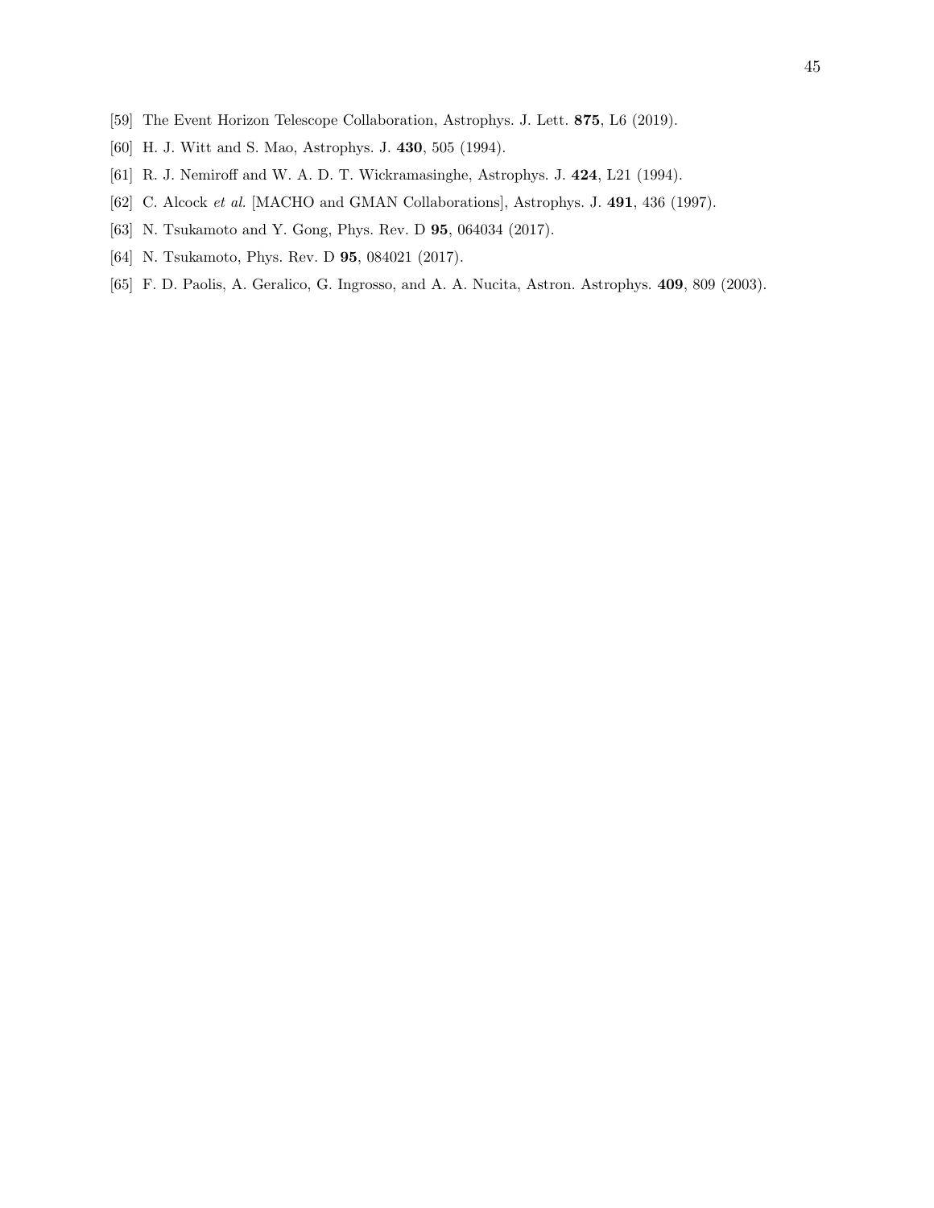[59] The Event Horizon Telescope Collaboration, Astrophys. J. Lett. **875**, L6 (2019).

[60] H. J. Witt and S. Mao, Astrophys. J. **430**, 505 (1994).

[61] R. J. Nemiroff and W. A. D. T. Wickramasinghe, Astrophys. J. **424**, L21 (1994).

[62] C. Alcock *et al.* [MACHO and GMAN Collaborations], Astrophys. J. **491**, 436 (1997).

[63] N. Tsukamoto and Y. Gong, Phys. Rev. D **95**, 064034 (2017).

[64] N. Tsukamoto, Phys. Rev. D **95**, 084021 (2017).

[65] F. D. Paolis, A. Geralico, G. Ingrosso, and A. A. Nucita, Astron. Astrophys. **409**, 809 (2003).